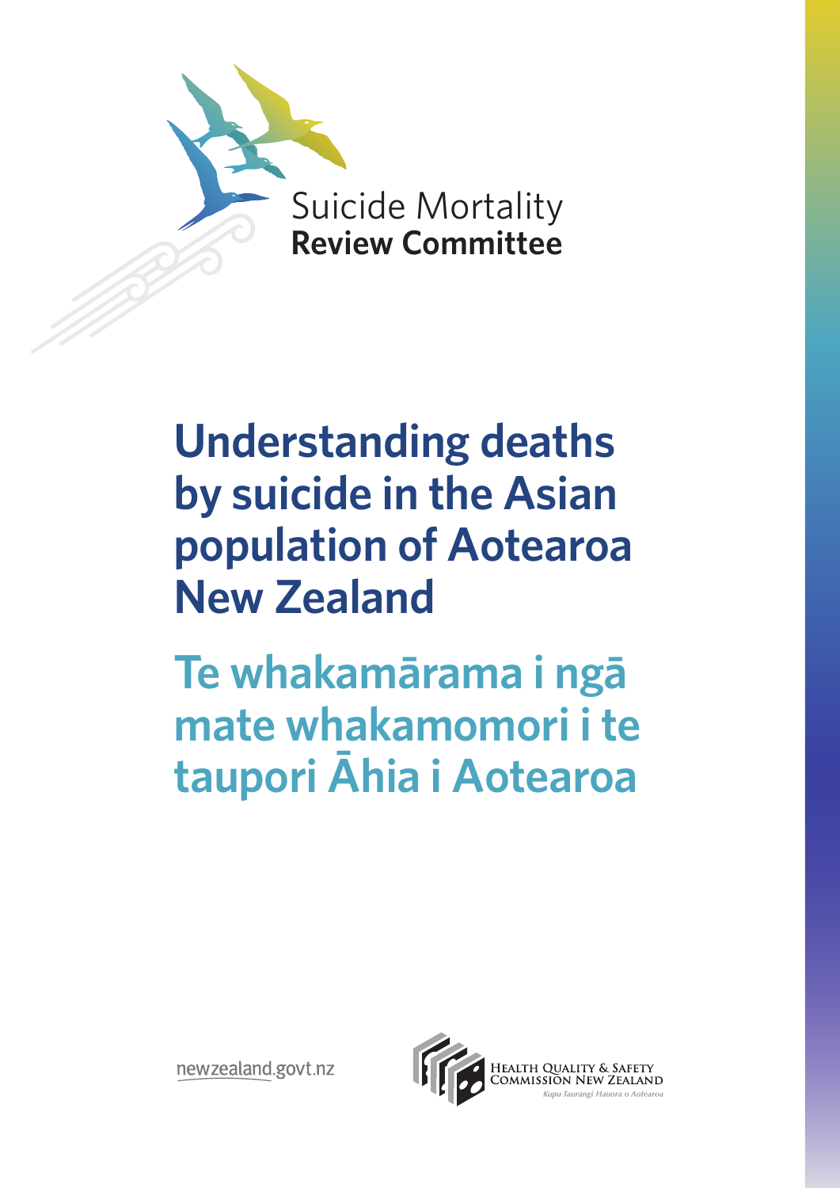Suicide Mortality
**Review Committee**

# Understanding deaths by suicide in the Asian population of Aotearoa New Zealand

# Te whakamārama i ngā mate whakamomori i te taupori Āhia i Aotearoa

newzealand.govt.nz

Health Quality & Safety Commission New Zealand
*Kupu Taurangi Hauora o Aotearoa*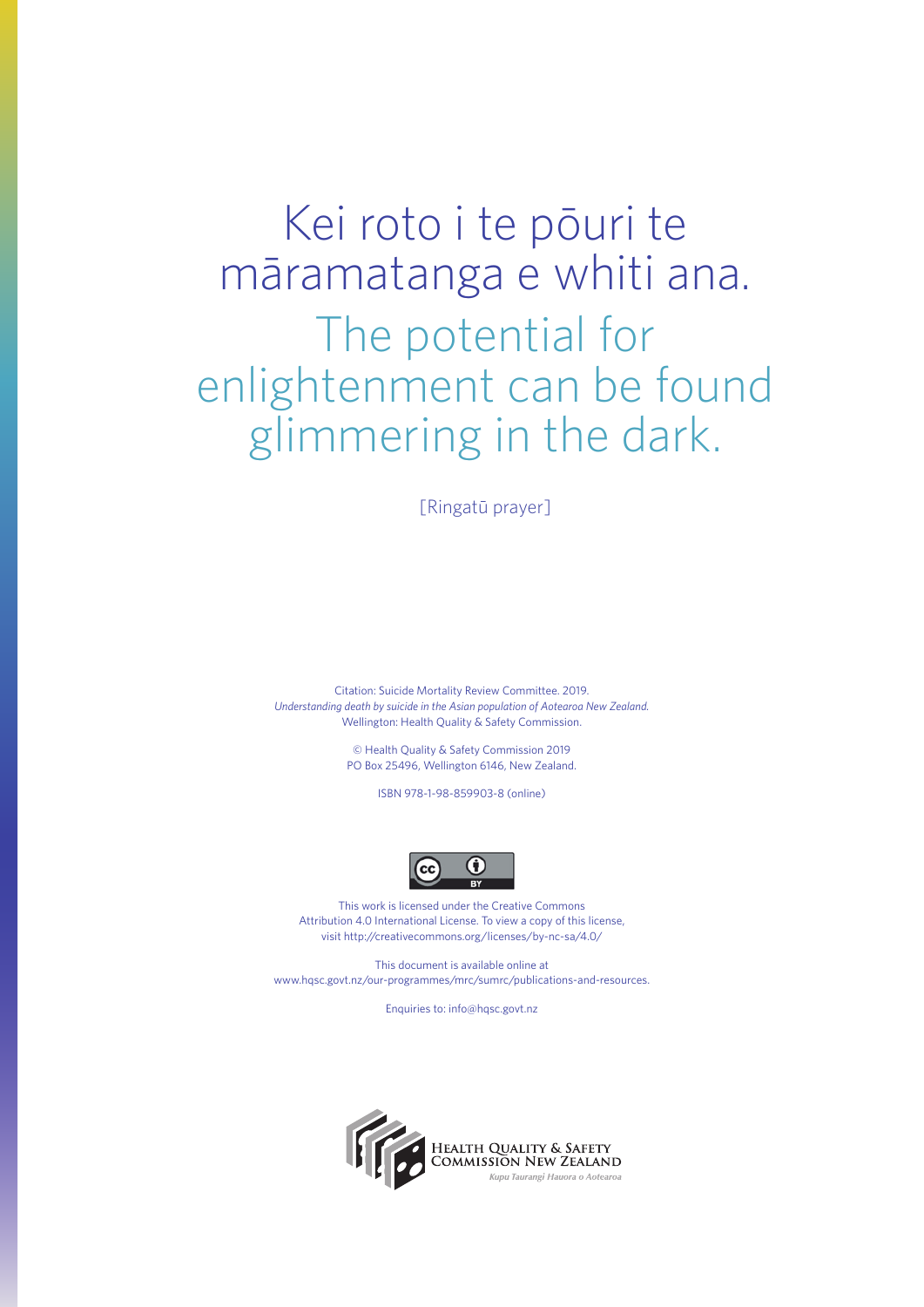# Kei roto i te pōuri te māramatanga e whiti ana.

## The potential for enlightenment can be found glimmering in the dark.

[Ringatū prayer]

Citation: Suicide Mortality Review Committee. 2019. *Understanding death by suicide in the Asian population of Aotearoa New Zealand.* Wellington: Health Quality & Safety Commission.

© Health Quality & Safety Commission 2019
PO Box 25496, Wellington 6146, New Zealand.

ISBN 978-1-98-859903-8 (online)

This work is licensed under the Creative Commons Attribution 4.0 International License. To view a copy of this license, visit http://creativecommons.org/licenses/by-nc-sa/4.0/

This document is available online at www.hqsc.govt.nz/our-programmes/mrc/sumrc/publications-and-resources.

Enquiries to: info@hqsc.govt.nz

HEALTH QUALITY & SAFETY COMMISSION NEW ZEALAND
*Kupu Taurangi Hauora o Aotearoa*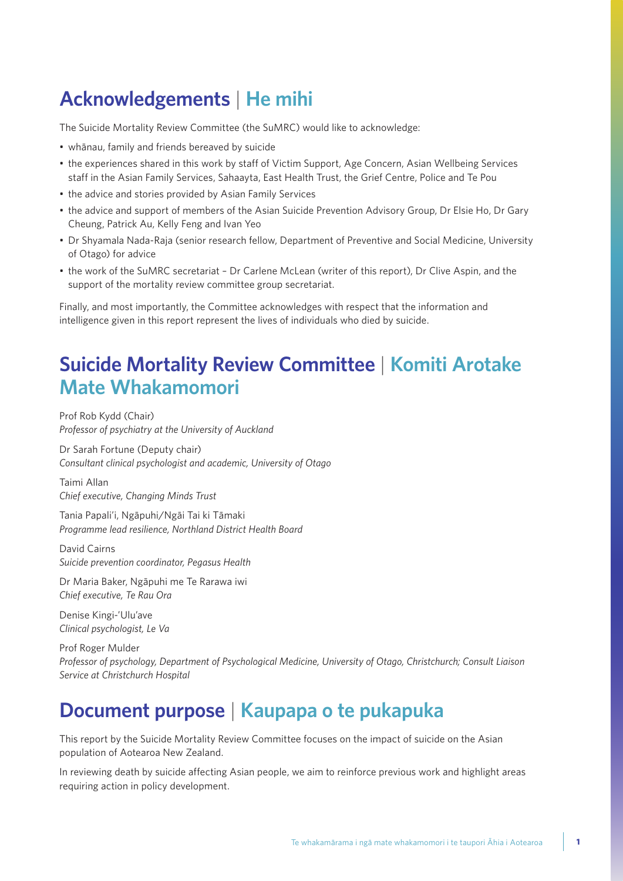## Acknowledgements | He mihi

The Suicide Mortality Review Committee (the SuMRC) would like to acknowledge:

- whānau, family and friends bereaved by suicide
- the experiences shared in this work by staff of Victim Support, Age Concern, Asian Wellbeing Services staff in the Asian Family Services, Sahaayta, East Health Trust, the Grief Centre, Police and Te Pou
- the advice and stories provided by Asian Family Services
- the advice and support of members of the Asian Suicide Prevention Advisory Group, Dr Elsie Ho, Dr Gary Cheung, Patrick Au, Kelly Feng and Ivan Yeo
- Dr Shyamala Nada-Raja (senior research fellow, Department of Preventive and Social Medicine, University of Otago) for advice
- the work of the SuMRC secretariat – Dr Carlene McLean (writer of this report), Dr Clive Aspin, and the support of the mortality review committee group secretariat.

Finally, and most importantly, the Committee acknowledges with respect that the information and intelligence given in this report represent the lives of individuals who died by suicide.

## Suicide Mortality Review Committee | Komiti Arotake Mate Whakamomori

Prof Rob Kydd (Chair)
*Professor of psychiatry at the University of Auckland*

Dr Sarah Fortune (Deputy chair)
*Consultant clinical psychologist and academic, University of Otago*

Taimi Allan
*Chief executive, Changing Minds Trust*

Tania Papali'i, Ngāpuhi/Ngāi Tai ki Tāmaki
*Programme lead resilience, Northland District Health Board*

David Cairns
*Suicide prevention coordinator, Pegasus Health*

Dr Maria Baker, Ngāpuhi me Te Rarawa iwi
*Chief executive, Te Rau Ora*

Denise Kingi-'Ulu'ave
*Clinical psychologist, Le Va*

Prof Roger Mulder
*Professor of psychology, Department of Psychological Medicine, University of Otago, Christchurch; Consult Liaison Service at Christchurch Hospital*

## Document purpose | Kaupapa o te pukapuka

This report by the Suicide Mortality Review Committee focuses on the impact of suicide on the Asian population of Aotearoa New Zealand.

In reviewing death by suicide affecting Asian people, we aim to reinforce previous work and highlight areas requiring action in policy development.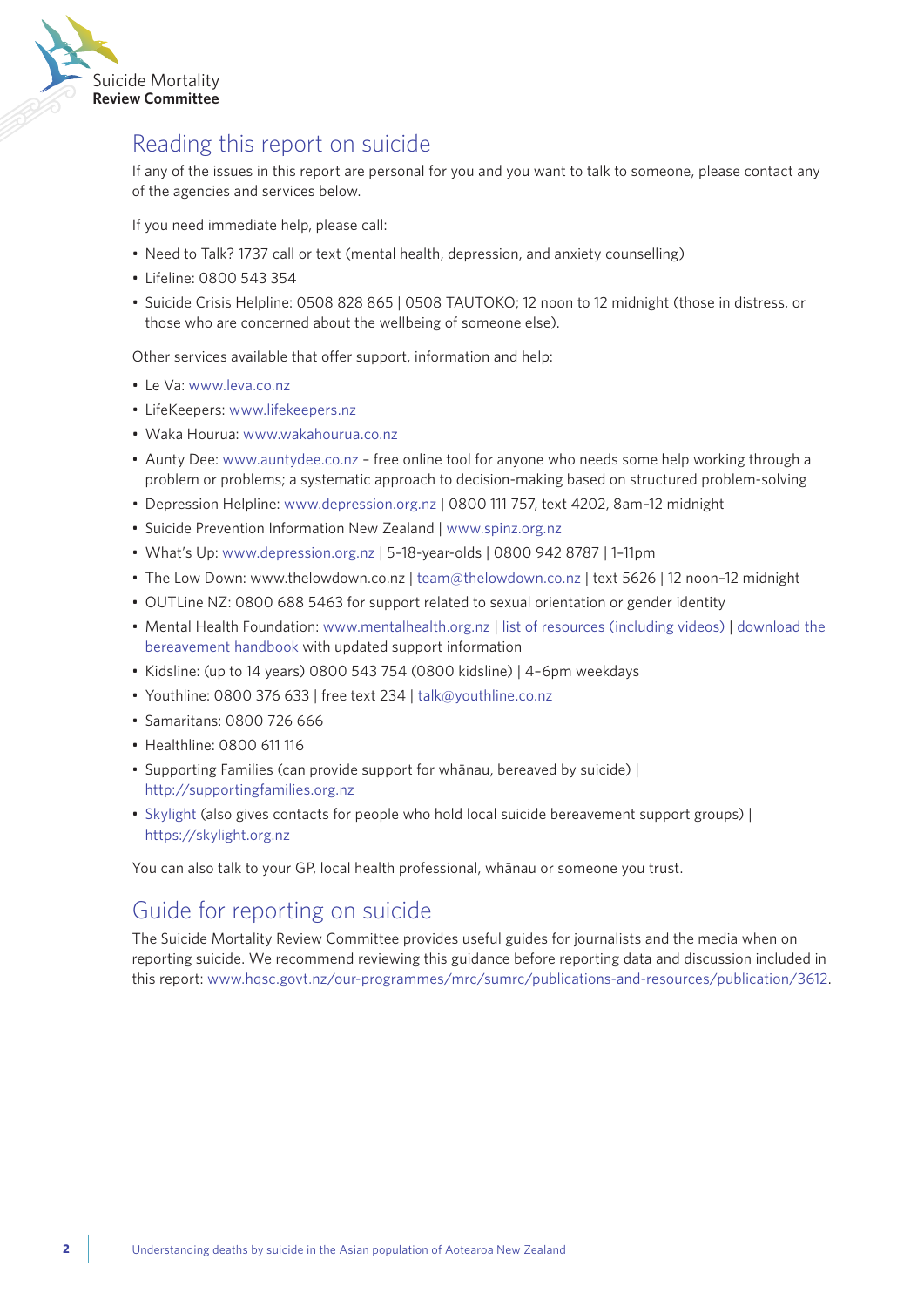## Reading this report on suicide

If any of the issues in this report are personal for you and you want to talk to someone, please contact any of the agencies and services below.

If you need immediate help, please call:

- Need to Talk? 1737 call or text (mental health, depression, and anxiety counselling)
- Lifeline: 0800 543 354
- Suicide Crisis Helpline: 0508 828 865 | 0508 TAUTOKO; 12 noon to 12 midnight (those in distress, or those who are concerned about the wellbeing of someone else).

Other services available that offer support, information and help:

- Le Va: www.leva.co.nz
- LifeKeepers: www.lifekeepers.nz
- Waka Hourua: www.wakahourua.co.nz
- Aunty Dee: www.auntydee.co.nz – free online tool for anyone who needs some help working through a problem or problems; a systematic approach to decision-making based on structured problem-solving
- Depression Helpline: www.depression.org.nz | 0800 111 757, text 4202, 8am–12 midnight
- Suicide Prevention Information New Zealand | www.spinz.org.nz
- What's Up: www.depression.org.nz | 5–18-year-olds | 0800 942 8787 | 1–11pm
- The Low Down: www.thelowdown.co.nz | team@thelowdown.co.nz | text 5626 | 12 noon–12 midnight
- OUTLine NZ: 0800 688 5463 for support related to sexual orientation or gender identity
- Mental Health Foundation: www.mentalhealth.org.nz | list of resources (including videos) | download the bereavement handbook with updated support information
- Kidsline: (up to 14 years) 0800 543 754 (0800 kidsline) | 4–6pm weekdays
- Youthline: 0800 376 633 | free text 234 | talk@youthline.co.nz
- Samaritans: 0800 726 666
- Healthline: 0800 611 116
- Supporting Families (can provide support for whānau, bereaved by suicide) | http://supportingfamilies.org.nz
- Skylight (also gives contacts for people who hold local suicide bereavement support groups) | https://skylight.org.nz

You can also talk to your GP, local health professional, whānau or someone you trust.

## Guide for reporting on suicide

The Suicide Mortality Review Committee provides useful guides for journalists and the media when on reporting suicide. We recommend reviewing this guidance before reporting data and discussion included in this report: www.hqsc.govt.nz/our-programmes/mrc/sumrc/publications-and-resources/publication/3612.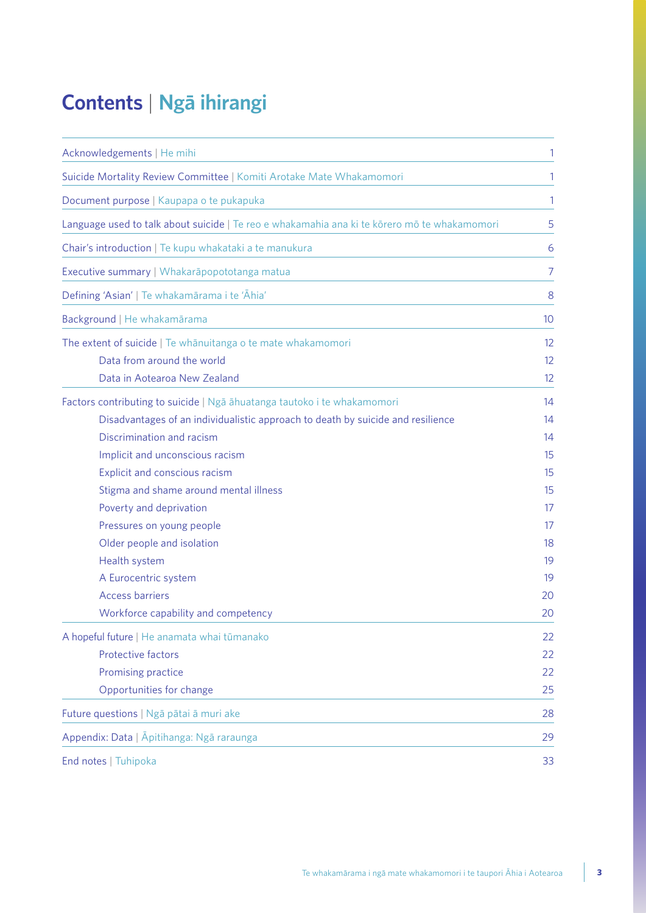# Contents | Ngā ihirangi

| | |
|---|---|
| Acknowledgements \| He mihi | 1 |
| Suicide Mortality Review Committee \| Komiti Arotake Mate Whakamomori | 1 |
| Document purpose \| Kaupapa o te pukapuka | 1 |
| Language used to talk about suicide \| Te reo e whakamahia ana ki te kōrero mō te whakamomori | 5 |
| Chair's introduction \| Te kupu whakataki a te manukura | 6 |
| Executive summary \| Whakarāpopototanga matua | 7 |
| Defining 'Asian' \| Te whakamārama i te 'Āhia' | 8 |
| Background \| He whakamārama | 10 |
| The extent of suicide \| Te whānuitanga o te mate whakamomori | 12 |
| Data from around the world | 12 |
| Data in Aotearoa New Zealand | 12 |
| Factors contributing to suicide \| Ngā āhuatanga tautoko i te whakamomori | 14 |
| Disadvantages of an individualistic approach to death by suicide and resilience | 14 |
| Discrimination and racism | 14 |
| Implicit and unconscious racism | 15 |
| Explicit and conscious racism | 15 |
| Stigma and shame around mental illness | 15 |
| Poverty and deprivation | 17 |
| Pressures on young people | 17 |
| Older people and isolation | 18 |
| Health system | 19 |
| A Eurocentric system | 19 |
| Access barriers | 20 |
| Workforce capability and competency | 20 |
| A hopeful future \| He anamata whai tūmanako | 22 |
| Protective factors | 22 |
| Promising practice | 22 |
| Opportunities for change | 25 |
| Future questions \| Ngā pātai ā muri ake | 28 |
| Appendix: Data \| Āpitihanga: Ngā raraunga | 29 |
| End notes \| Tuhipoka | 33 |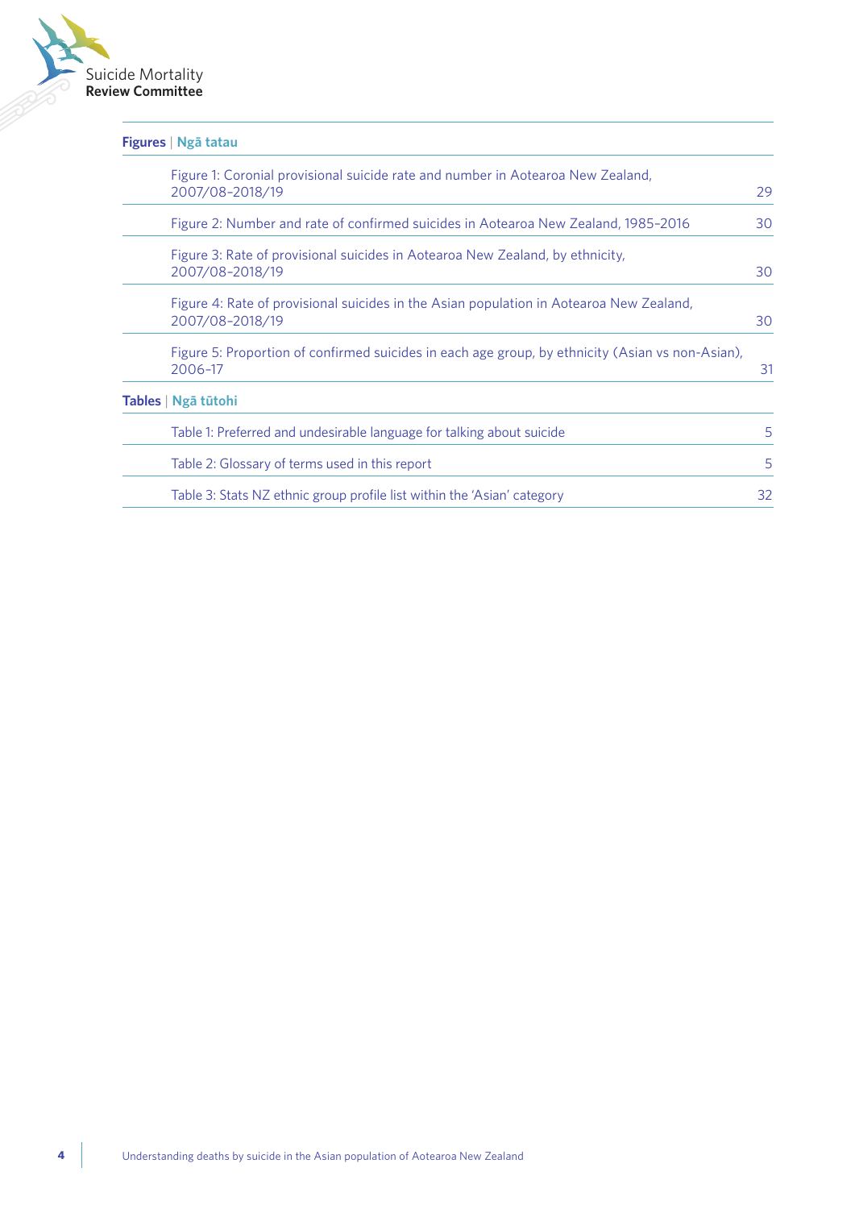## Figures | Ngā tatau

| | |
|---|---|
| Figure 1: Coronial provisional suicide rate and number in Aotearoa New Zealand, 2007/08–2018/19 | 29 |
| Figure 2: Number and rate of confirmed suicides in Aotearoa New Zealand, 1985–2016 | 30 |
| Figure 3: Rate of provisional suicides in Aotearoa New Zealand, by ethnicity, 2007/08–2018/19 | 30 |
| Figure 4: Rate of provisional suicides in the Asian population in Aotearoa New Zealand, 2007/08–2018/19 | 30 |
| Figure 5: Proportion of confirmed suicides in each age group, by ethnicity (Asian vs non-Asian), 2006–17 | 31 |

## Tables | Ngā tūtohi

| | |
|---|---|
| Table 1: Preferred and undesirable language for talking about suicide | 5 |
| Table 2: Glossary of terms used in this report | 5 |
| Table 3: Stats NZ ethnic group profile list within the 'Asian' category | 32 |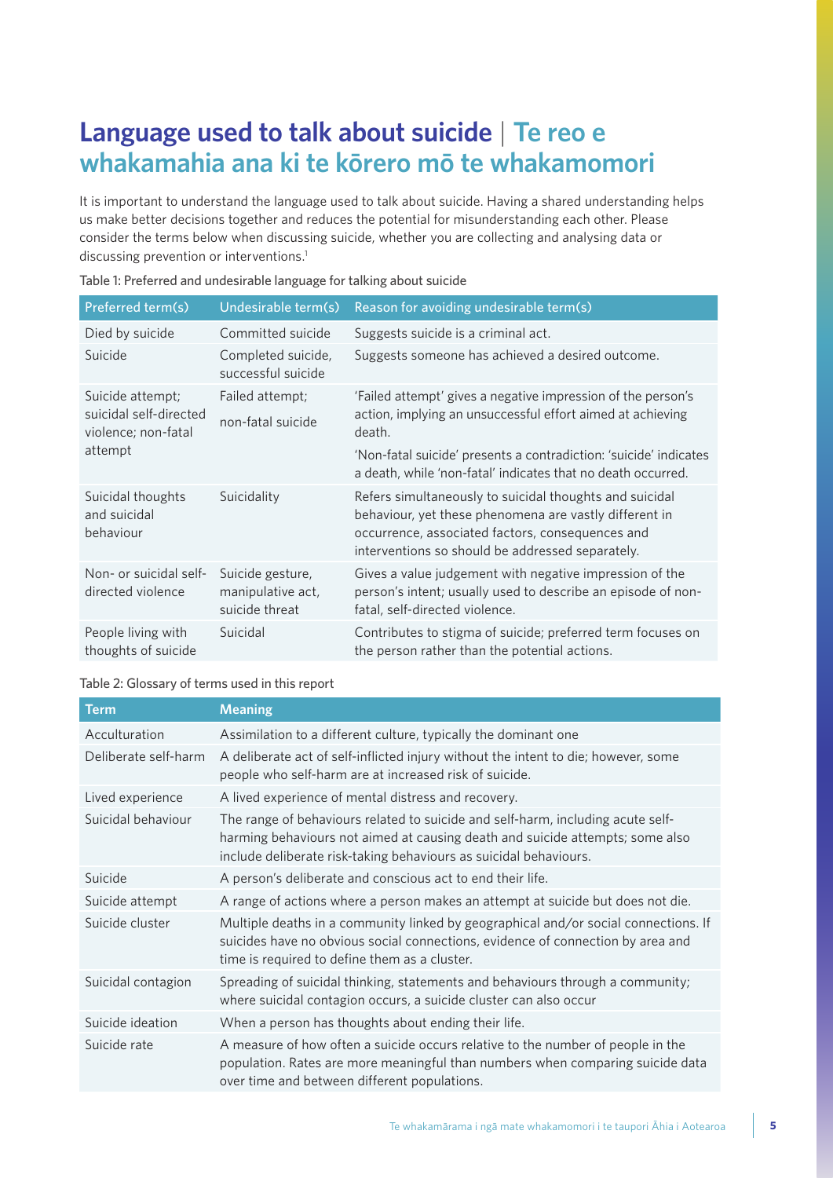# Language used to talk about suicide | Te reo e whakamahia ana ki te kōrero mō te whakamomori

It is important to understand the language used to talk about suicide. Having a shared understanding helps us make better decisions together and reduces the potential for misunderstanding each other. Please consider the terms below when discussing suicide, whether you are collecting and analysing data or discussing prevention or interventions.[1]

Table 1: Preferred and undesirable language for talking about suicide

| Preferred term(s) | Undesirable term(s) | Reason for avoiding undesirable term(s) |
|---|---|---|
| Died by suicide | Committed suicide | Suggests suicide is a criminal act. |
| Suicide | Completed suicide, successful suicide | Suggests someone has achieved a desired outcome. |
| Suicide attempt; suicidal self-directed violence; non-fatal attempt | Failed attempt; non-fatal suicide | 'Failed attempt' gives a negative impression of the person's action, implying an unsuccessful effort aimed at achieving death. 'Non-fatal suicide' presents a contradiction: 'suicide' indicates a death, while 'non-fatal' indicates that no death occurred. |
| Suicidal thoughts and suicidal behaviour | Suicidality | Refers simultaneously to suicidal thoughts and suicidal behaviour, yet these phenomena are vastly different in occurrence, associated factors, consequences and interventions so should be addressed separately. |
| Non- or suicidal self-directed violence | Suicide gesture, manipulative act, suicide threat | Gives a value judgement with negative impression of the person's intent; usually used to describe an episode of non-fatal, self-directed violence. |
| People living with thoughts of suicide | Suicidal | Contributes to stigma of suicide; preferred term focuses on the person rather than the potential actions. |

Table 2: Glossary of terms used in this report

| Term | Meaning |
|---|---|
| Acculturation | Assimilation to a different culture, typically the dominant one |
| Deliberate self-harm | A deliberate act of self-inflicted injury without the intent to die; however, some people who self-harm are at increased risk of suicide. |
| Lived experience | A lived experience of mental distress and recovery. |
| Suicidal behaviour | The range of behaviours related to suicide and self-harm, including acute self-harming behaviours not aimed at causing death and suicide attempts; some also include deliberate risk-taking behaviours as suicidal behaviours. |
| Suicide | A person's deliberate and conscious act to end their life. |
| Suicide attempt | A range of actions where a person makes an attempt at suicide but does not die. |
| Suicide cluster | Multiple deaths in a community linked by geographical and/or social connections. If suicides have no obvious social connections, evidence of connection by area and time is required to define them as a cluster. |
| Suicidal contagion | Spreading of suicidal thinking, statements and behaviours through a community; where suicidal contagion occurs, a suicide cluster can also occur |
| Suicide ideation | When a person has thoughts about ending their life. |
| Suicide rate | A measure of how often a suicide occurs relative to the number of people in the population. Rates are more meaningful than numbers when comparing suicide data over time and between different populations. |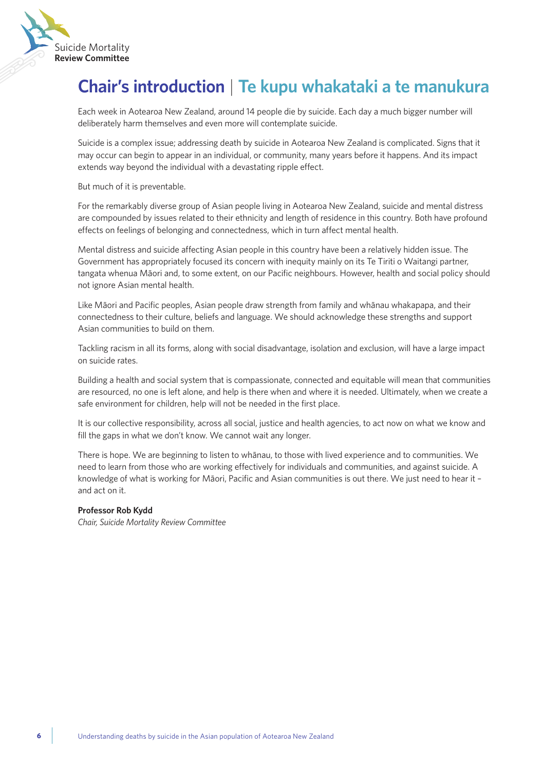# Chair's introduction | Te kupu whakataki a te manukura

Each week in Aotearoa New Zealand, around 14 people die by suicide. Each day a much bigger number will deliberately harm themselves and even more will contemplate suicide.

Suicide is a complex issue; addressing death by suicide in Aotearoa New Zealand is complicated. Signs that it may occur can begin to appear in an individual, or community, many years before it happens. And its impact extends way beyond the individual with a devastating ripple effect.

But much of it is preventable.

For the remarkably diverse group of Asian people living in Aotearoa New Zealand, suicide and mental distress are compounded by issues related to their ethnicity and length of residence in this country. Both have profound effects on feelings of belonging and connectedness, which in turn affect mental health.

Mental distress and suicide affecting Asian people in this country have been a relatively hidden issue. The Government has appropriately focused its concern with inequity mainly on its Te Tiriti o Waitangi partner, tangata whenua Māori and, to some extent, on our Pacific neighbours. However, health and social policy should not ignore Asian mental health.

Like Māori and Pacific peoples, Asian people draw strength from family and whānau whakapapa, and their connectedness to their culture, beliefs and language. We should acknowledge these strengths and support Asian communities to build on them.

Tackling racism in all its forms, along with social disadvantage, isolation and exclusion, will have a large impact on suicide rates.

Building a health and social system that is compassionate, connected and equitable will mean that communities are resourced, no one is left alone, and help is there when and where it is needed. Ultimately, when we create a safe environment for children, help will not be needed in the first place.

It is our collective responsibility, across all social, justice and health agencies, to act now on what we know and fill the gaps in what we don't know. We cannot wait any longer.

There is hope. We are beginning to listen to whānau, to those with lived experience and to communities. We need to learn from those who are working effectively for individuals and communities, and against suicide. A knowledge of what is working for Māori, Pacific and Asian communities is out there. We just need to hear it – and act on it.

**Professor Rob Kydd**
*Chair, Suicide Mortality Review Committee*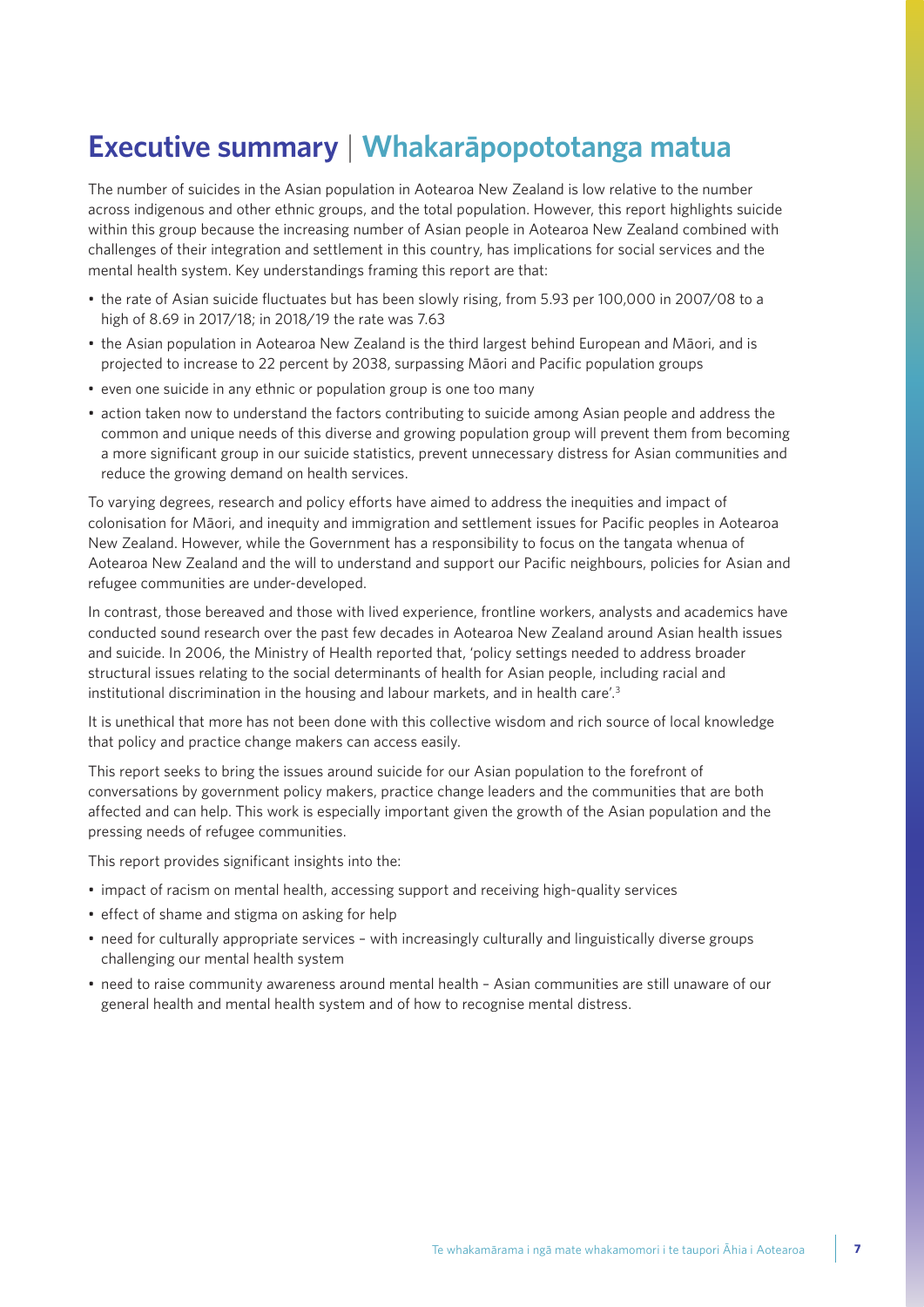# Executive summary | Whakarāpopototanga matua

The number of suicides in the Asian population in Aotearoa New Zealand is low relative to the number across indigenous and other ethnic groups, and the total population. However, this report highlights suicide within this group because the increasing number of Asian people in Aotearoa New Zealand combined with challenges of their integration and settlement in this country, has implications for social services and the mental health system. Key understandings framing this report are that:

- the rate of Asian suicide fluctuates but has been slowly rising, from 5.93 per 100,000 in 2007/08 to a high of 8.69 in 2017/18; in 2018/19 the rate was 7.63
- the Asian population in Aotearoa New Zealand is the third largest behind European and Māori, and is projected to increase to 22 percent by 2038, surpassing Māori and Pacific population groups
- even one suicide in any ethnic or population group is one too many
- action taken now to understand the factors contributing to suicide among Asian people and address the common and unique needs of this diverse and growing population group will prevent them from becoming a more significant group in our suicide statistics, prevent unnecessary distress for Asian communities and reduce the growing demand on health services.

To varying degrees, research and policy efforts have aimed to address the inequities and impact of colonisation for Māori, and inequity and immigration and settlement issues for Pacific peoples in Aotearoa New Zealand. However, while the Government has a responsibility to focus on the tangata whenua of Aotearoa New Zealand and the will to understand and support our Pacific neighbours, policies for Asian and refugee communities are under-developed.

In contrast, those bereaved and those with lived experience, frontline workers, analysts and academics have conducted sound research over the past few decades in Aotearoa New Zealand around Asian health issues and suicide. In 2006, the Ministry of Health reported that, 'policy settings needed to address broader structural issues relating to the social determinants of health for Asian people, including racial and institutional discrimination in the housing and labour markets, and in health care'.[3]

It is unethical that more has not been done with this collective wisdom and rich source of local knowledge that policy and practice change makers can access easily.

This report seeks to bring the issues around suicide for our Asian population to the forefront of conversations by government policy makers, practice change leaders and the communities that are both affected and can help. This work is especially important given the growth of the Asian population and the pressing needs of refugee communities.

This report provides significant insights into the:

- impact of racism on mental health, accessing support and receiving high-quality services
- effect of shame and stigma on asking for help
- need for culturally appropriate services – with increasingly culturally and linguistically diverse groups challenging our mental health system
- need to raise community awareness around mental health – Asian communities are still unaware of our general health and mental health system and of how to recognise mental distress.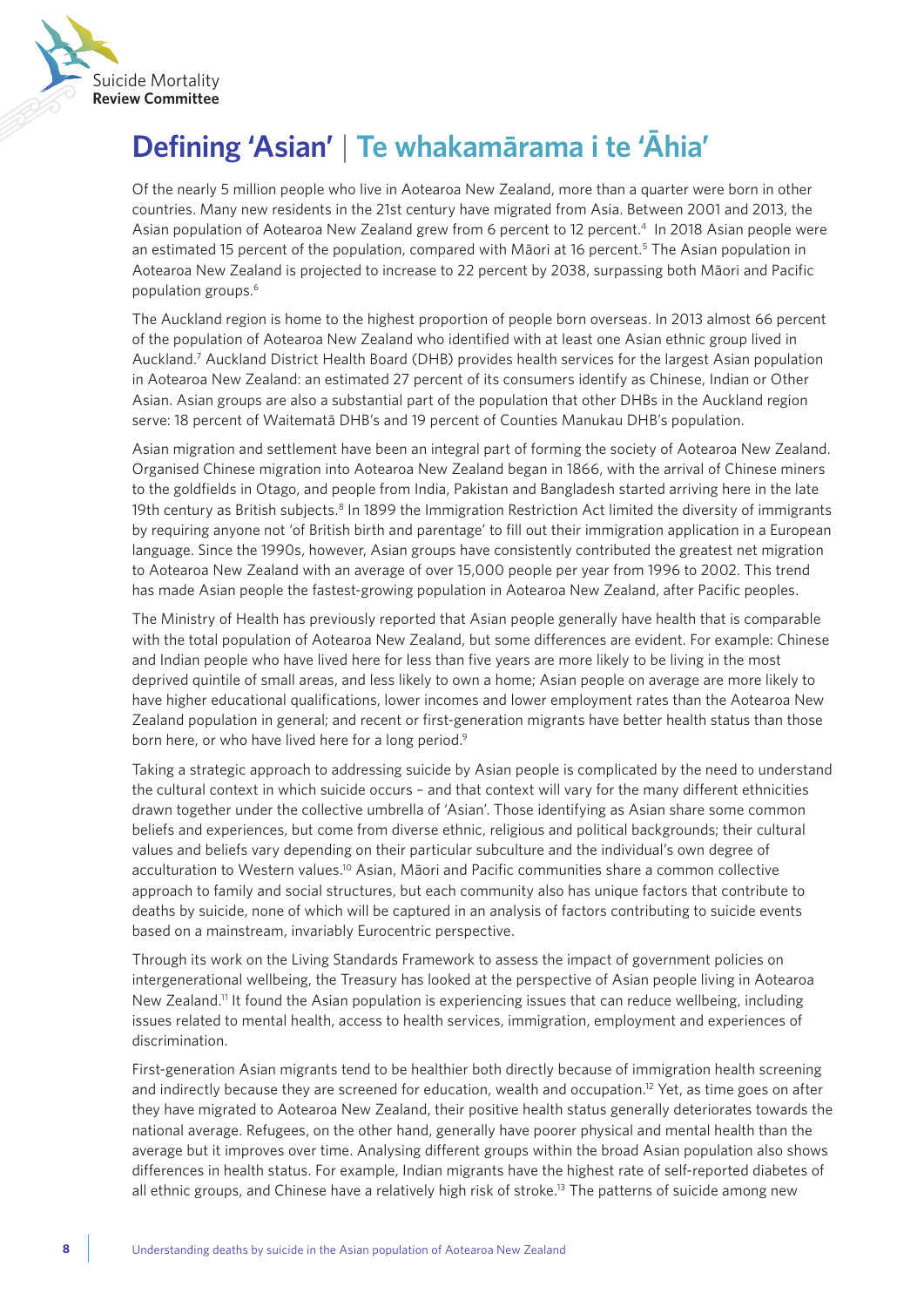# Defining 'Asian' | Te whakamārama i te 'Āhia'

Of the nearly 5 million people who live in Aotearoa New Zealand, more than a quarter were born in other countries. Many new residents in the 21st century have migrated from Asia. Between 2001 and 2013, the Asian population of Aotearoa New Zealand grew from 6 percent to 12 percent.[4] In 2018 Asian people were an estimated 15 percent of the population, compared with Māori at 16 percent.[5] The Asian population in Aotearoa New Zealand is projected to increase to 22 percent by 2038, surpassing both Māori and Pacific population groups.[6]

The Auckland region is home to the highest proportion of people born overseas. In 2013 almost 66 percent of the population of Aotearoa New Zealand who identified with at least one Asian ethnic group lived in Auckland.[7] Auckland District Health Board (DHB) provides health services for the largest Asian population in Aotearoa New Zealand: an estimated 27 percent of its consumers identify as Chinese, Indian or Other Asian. Asian groups are also a substantial part of the population that other DHBs in the Auckland region serve: 18 percent of Waitematā DHB's and 19 percent of Counties Manukau DHB's population.

Asian migration and settlement have been an integral part of forming the society of Aotearoa New Zealand. Organised Chinese migration into Aotearoa New Zealand began in 1866, with the arrival of Chinese miners to the goldfields in Otago, and people from India, Pakistan and Bangladesh started arriving here in the late 19th century as British subjects.[8] In 1899 the Immigration Restriction Act limited the diversity of immigrants by requiring anyone not 'of British birth and parentage' to fill out their immigration application in a European language. Since the 1990s, however, Asian groups have consistently contributed the greatest net migration to Aotearoa New Zealand with an average of over 15,000 people per year from 1996 to 2002. This trend has made Asian people the fastest-growing population in Aotearoa New Zealand, after Pacific peoples.

The Ministry of Health has previously reported that Asian people generally have health that is comparable with the total population of Aotearoa New Zealand, but some differences are evident. For example: Chinese and Indian people who have lived here for less than five years are more likely to be living in the most deprived quintile of small areas, and less likely to own a home; Asian people on average are more likely to have higher educational qualifications, lower incomes and lower employment rates than the Aotearoa New Zealand population in general; and recent or first-generation migrants have better health status than those born here, or who have lived here for a long period.[9]

Taking a strategic approach to addressing suicide by Asian people is complicated by the need to understand the cultural context in which suicide occurs – and that context will vary for the many different ethnicities drawn together under the collective umbrella of 'Asian'. Those identifying as Asian share some common beliefs and experiences, but come from diverse ethnic, religious and political backgrounds; their cultural values and beliefs vary depending on their particular subculture and the individual's own degree of acculturation to Western values.[10] Asian, Māori and Pacific communities share a common collective approach to family and social structures, but each community also has unique factors that contribute to deaths by suicide, none of which will be captured in an analysis of factors contributing to suicide events based on a mainstream, invariably Eurocentric perspective.

Through its work on the Living Standards Framework to assess the impact of government policies on intergenerational wellbeing, the Treasury has looked at the perspective of Asian people living in Aotearoa New Zealand.[11] It found the Asian population is experiencing issues that can reduce wellbeing, including issues related to mental health, access to health services, immigration, employment and experiences of discrimination.

First-generation Asian migrants tend to be healthier both directly because of immigration health screening and indirectly because they are screened for education, wealth and occupation.[12] Yet, as time goes on after they have migrated to Aotearoa New Zealand, their positive health status generally deteriorates towards the national average. Refugees, on the other hand, generally have poorer physical and mental health than the average but it improves over time. Analysing different groups within the broad Asian population also shows differences in health status. For example, Indian migrants have the highest rate of self-reported diabetes of all ethnic groups, and Chinese have a relatively high risk of stroke.[13] The patterns of suicide among new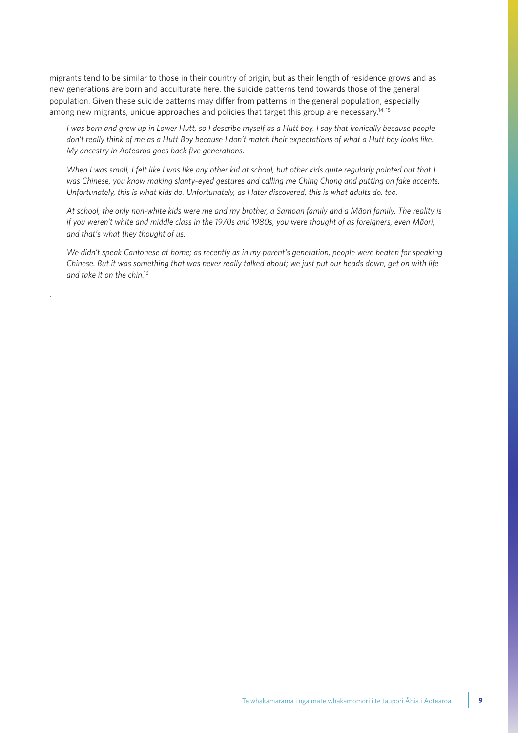migrants tend to be similar to those in their country of origin, but as their length of residence grows and as new generations are born and acculturate here, the suicide patterns tend towards those of the general population. Given these suicide patterns may differ from patterns in the general population, especially among new migrants, unique approaches and policies that target this group are necessary.[14, 15]

> *I was born and grew up in Lower Hutt, so I describe myself as a Hutt boy. I say that ironically because people don't really think of me as a Hutt Boy because I don't match their expectations of what a Hutt boy looks like. My ancestry in Aotearoa goes back five generations.*
>
> *When I was small, I felt like I was like any other kid at school, but other kids quite regularly pointed out that I was Chinese, you know making slanty-eyed gestures and calling me Ching Chong and putting on fake accents. Unfortunately, this is what kids do. Unfortunately, as I later discovered, this is what adults do, too.*
>
> *At school, the only non-white kids were me and my brother, a Samoan family and a Māori family. The reality is if you weren't white and middle class in the 1970s and 1980s, you were thought of as foreigners, even Māori, and that's what they thought of us.*
>
> *We didn't speak Cantonese at home; as recently as in my parent's generation, people were beaten for speaking Chinese. But it was something that was never really talked about; we just put our heads down, get on with life and take it on the chin.*[16]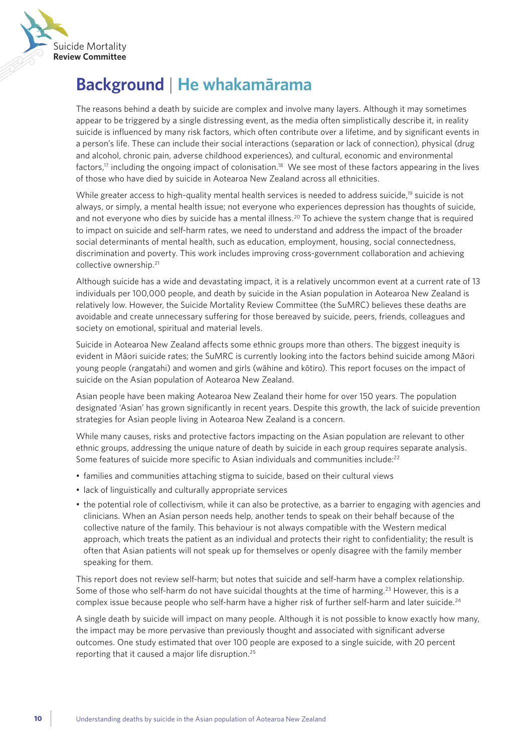# Background | He whakamārama

The reasons behind a death by suicide are complex and involve many layers. Although it may sometimes appear to be triggered by a single distressing event, as the media often simplistically describe it, in reality suicide is influenced by many risk factors, which often contribute over a lifetime, and by significant events in a person's life. These can include their social interactions (separation or lack of connection), physical (drug and alcohol, chronic pain, adverse childhood experiences), and cultural, economic and environmental factors,[17] including the ongoing impact of colonisation.[18] We see most of these factors appearing in the lives of those who have died by suicide in Aotearoa New Zealand across all ethnicities.

While greater access to high-quality mental health services is needed to address suicide,[19] suicide is not always, or simply, a mental health issue; not everyone who experiences depression has thoughts of suicide, and not everyone who dies by suicide has a mental illness.[20] To achieve the system change that is required to impact on suicide and self-harm rates, we need to understand and address the impact of the broader social determinants of mental health, such as education, employment, housing, social connectedness, discrimination and poverty. This work includes improving cross-government collaboration and achieving collective ownership.[21]

Although suicide has a wide and devastating impact, it is a relatively uncommon event at a current rate of 13 individuals per 100,000 people, and death by suicide in the Asian population in Aotearoa New Zealand is relatively low. However, the Suicide Mortality Review Committee (the SuMRC) believes these deaths are avoidable and create unnecessary suffering for those bereaved by suicide, peers, friends, colleagues and society on emotional, spiritual and material levels.

Suicide in Aotearoa New Zealand affects some ethnic groups more than others. The biggest inequity is evident in Māori suicide rates; the SuMRC is currently looking into the factors behind suicide among Māori young people (rangatahi) and women and girls (wāhine and kōtiro). This report focuses on the impact of suicide on the Asian population of Aotearoa New Zealand.

Asian people have been making Aotearoa New Zealand their home for over 150 years. The population designated 'Asian' has grown significantly in recent years. Despite this growth, the lack of suicide prevention strategies for Asian people living in Aotearoa New Zealand is a concern.

While many causes, risks and protective factors impacting on the Asian population are relevant to other ethnic groups, addressing the unique nature of death by suicide in each group requires separate analysis. Some features of suicide more specific to Asian individuals and communities include:[22]

- families and communities attaching stigma to suicide, based on their cultural views
- lack of linguistically and culturally appropriate services
- the potential role of collectivism, while it can also be protective, as a barrier to engaging with agencies and clinicians. When an Asian person needs help, another tends to speak on their behalf because of the collective nature of the family. This behaviour is not always compatible with the Western medical approach, which treats the patient as an individual and protects their right to confidentiality; the result is often that Asian patients will not speak up for themselves or openly disagree with the family member speaking for them.

This report does not review self-harm; but notes that suicide and self-harm have a complex relationship. Some of those who self-harm do not have suicidal thoughts at the time of harming.[23] However, this is a complex issue because people who self-harm have a higher risk of further self-harm and later suicide.[24]

A single death by suicide will impact on many people. Although it is not possible to know exactly how many, the impact may be more pervasive than previously thought and associated with significant adverse outcomes. One study estimated that over 100 people are exposed to a single suicide, with 20 percent reporting that it caused a major life disruption.[25]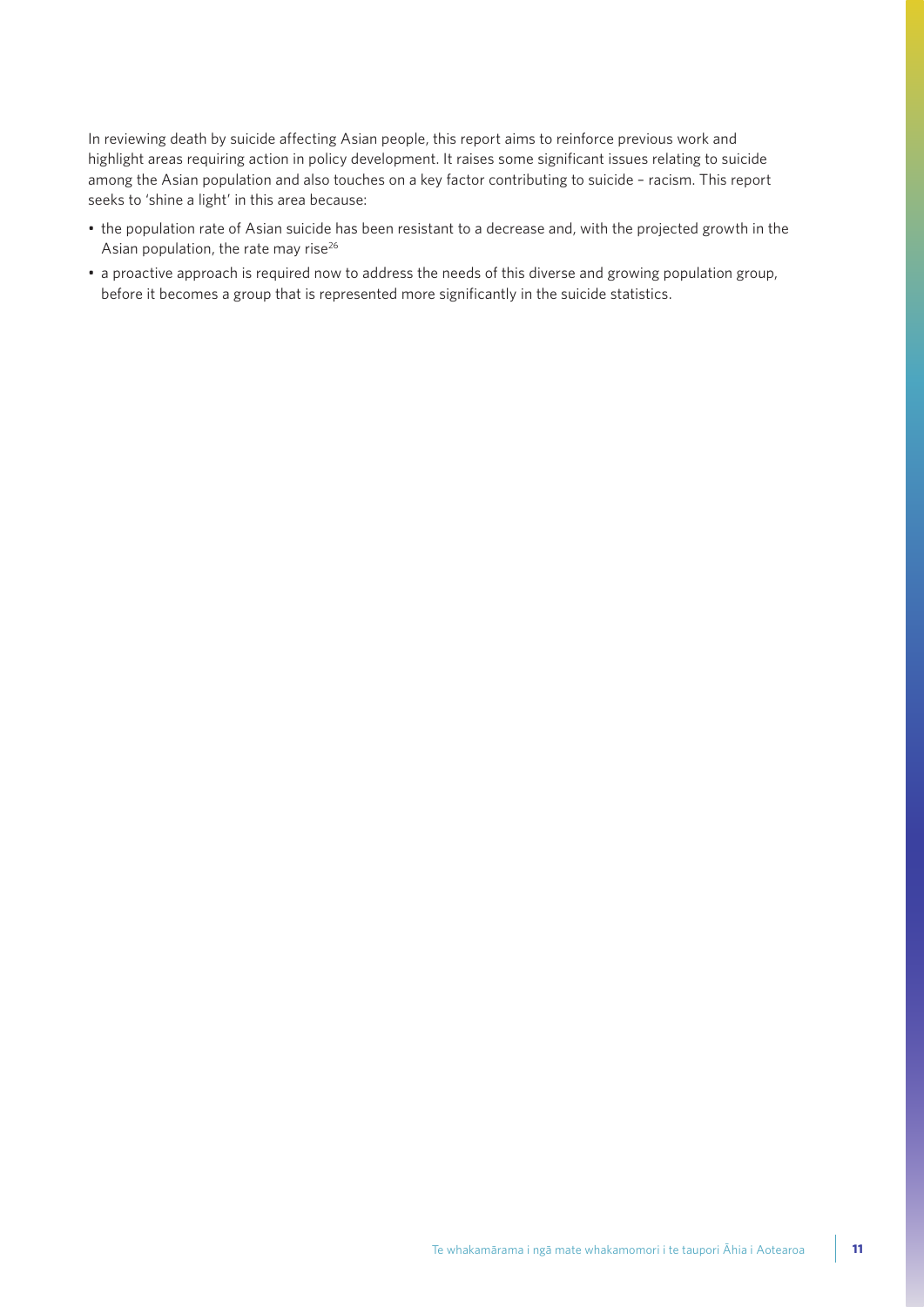In reviewing death by suicide affecting Asian people, this report aims to reinforce previous work and highlight areas requiring action in policy development. It raises some significant issues relating to suicide among the Asian population and also touches on a key factor contributing to suicide – racism. This report seeks to 'shine a light' in this area because:

- the population rate of Asian suicide has been resistant to a decrease and, with the projected growth in the Asian population, the rate may rise[26]
- a proactive approach is required now to address the needs of this diverse and growing population group, before it becomes a group that is represented more significantly in the suicide statistics.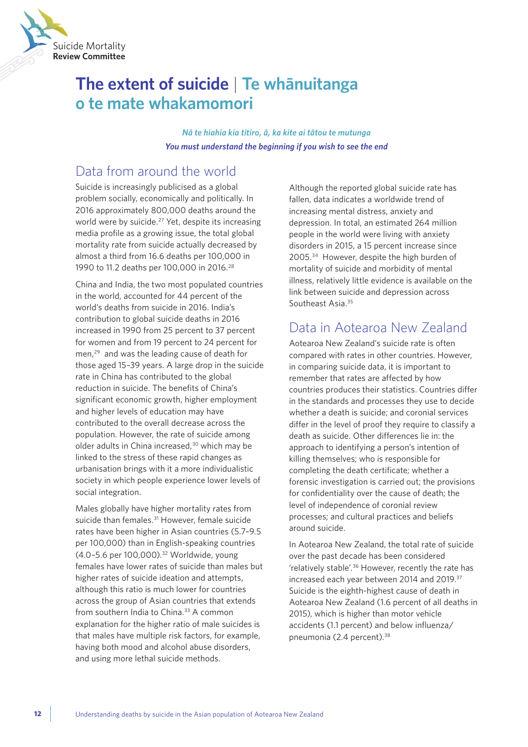# The extent of suicide | Te whānuitanga o te mate whakamomori

*Nā te hiahia kia titiro, ā, ka kite ai tātou te mutunga*
*You must understand the beginning if you wish to see the end*

## Data from around the world

Suicide is increasingly publicised as a global problem socially, economically and politically. In 2016 approximately 800,000 deaths around the world were by suicide.[27] Yet, despite its increasing media profile as a growing issue, the total global mortality rate from suicide actually decreased by almost a third from 16.6 deaths per 100,000 in 1990 to 11.2 deaths per 100,000 in 2016.[28]

China and India, the two most populated countries in the world, accounted for 44 percent of the world's deaths from suicide in 2016. India's contribution to global suicide deaths in 2016 increased in 1990 from 25 percent to 37 percent for women and from 19 percent to 24 percent for men,[29] and was the leading cause of death for those aged 15–39 years. A large drop in the suicide rate in China has contributed to the global reduction in suicide. The benefits of China's significant economic growth, higher employment and higher levels of education may have contributed to the overall decrease across the population. However, the rate of suicide among older adults in China increased,[30] which may be linked to the stress of these rapid changes as urbanisation brings with it a more individualistic society in which people experience lower levels of social integration.

Males globally have higher mortality rates from suicide than females.[31] However, female suicide rates have been higher in Asian countries (5.7–9.5 per 100,000) than in English-speaking countries (4.0–5.6 per 100,000).[32] Worldwide, young females have lower rates of suicide than males but higher rates of suicide ideation and attempts, although this ratio is much lower for countries across the group of Asian countries that extends from southern India to China.[33] A common explanation for the higher ratio of male suicides is that males have multiple risk factors, for example, having both mood and alcohol abuse disorders, and using more lethal suicide methods.

Although the reported global suicide rate has fallen, data indicates a worldwide trend of increasing mental distress, anxiety and depression. In total, an estimated 264 million people in the world were living with anxiety disorders in 2015, a 15 percent increase since 2005.[34] However, despite the high burden of mortality of suicide and morbidity of mental illness, relatively little evidence is available on the link between suicide and depression across Southeast Asia.[35]

## Data in Aotearoa New Zealand

Aotearoa New Zealand's suicide rate is often compared with rates in other countries. However, in comparing suicide data, it is important to remember that rates are affected by how countries produces their statistics. Countries differ in the standards and processes they use to decide whether a death is suicide; and coronial services differ in the level of proof they require to classify a death as suicide. Other differences lie in: the approach to identifying a person's intention of killing themselves; who is responsible for completing the death certificate; whether a forensic investigation is carried out; the provisions for confidentiality over the cause of death; the level of independence of coronial review processes; and cultural practices and beliefs around suicide.

In Aotearoa New Zealand, the total rate of suicide over the past decade has been considered 'relatively stable'.[36] However, recently the rate has increased each year between 2014 and 2019.[37] Suicide is the eighth-highest cause of death in Aotearoa New Zealand (1.6 percent of all deaths in 2015), which is higher than motor vehicle accidents (1.1 percent) and below influenza/pneumonia (2.4 percent).[38]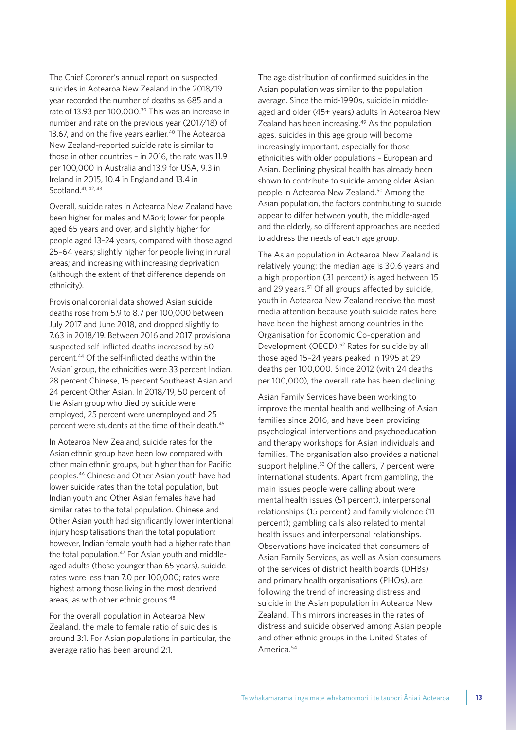The Chief Coroner's annual report on suspected suicides in Aotearoa New Zealand in the 2018/19 year recorded the number of deaths as 685 and a rate of 13.93 per 100,000.[39] This was an increase in number and rate on the previous year (2017/18) of 13.67, and on the five years earlier.[40] The Aotearoa New Zealand-reported suicide rate is similar to those in other countries – in 2016, the rate was 11.9 per 100,000 in Australia and 13.9 for USA, 9.3 in Ireland in 2015, 10.4 in England and 13.4 in Scotland.[41, 42, 43]

Overall, suicide rates in Aotearoa New Zealand have been higher for males and Māori; lower for people aged 65 years and over, and slightly higher for people aged 13–24 years, compared with those aged 25–64 years; slightly higher for people living in rural areas; and increasing with increasing deprivation (although the extent of that difference depends on ethnicity).

Provisional coronial data showed Asian suicide deaths rose from 5.9 to 8.7 per 100,000 between July 2017 and June 2018, and dropped slightly to 7.63 in 2018/19. Between 2016 and 2017 provisional suspected self-inflicted deaths increased by 50 percent.[44] Of the self-inflicted deaths within the 'Asian' group, the ethnicities were 33 percent Indian, 28 percent Chinese, 15 percent Southeast Asian and 24 percent Other Asian. In 2018/19, 50 percent of the Asian group who died by suicide were employed, 25 percent were unemployed and 25 percent were students at the time of their death.[45]

In Aotearoa New Zealand, suicide rates for the Asian ethnic group have been low compared with other main ethnic groups, but higher than for Pacific peoples.[46] Chinese and Other Asian youth have had lower suicide rates than the total population, but Indian youth and Other Asian females have had similar rates to the total population. Chinese and Other Asian youth had significantly lower intentional injury hospitalisations than the total population; however, Indian female youth had a higher rate than the total population.[47] For Asian youth and middle-aged adults (those younger than 65 years), suicide rates were less than 7.0 per 100,000; rates were highest among those living in the most deprived areas, as with other ethnic groups.[48]

For the overall population in Aotearoa New Zealand, the male to female ratio of suicides is around 3:1. For Asian populations in particular, the average ratio has been around 2:1.

The age distribution of confirmed suicides in the Asian population was similar to the population average. Since the mid-1990s, suicide in middle-aged and older (45+ years) adults in Aotearoa New Zealand has been increasing.[49] As the population ages, suicides in this age group will become increasingly important, especially for those ethnicities with older populations – European and Asian. Declining physical health has already been shown to contribute to suicide among older Asian people in Aotearoa New Zealand.[50] Among the Asian population, the factors contributing to suicide appear to differ between youth, the middle-aged and the elderly, so different approaches are needed to address the needs of each age group.

The Asian population in Aotearoa New Zealand is relatively young: the median age is 30.6 years and a high proportion (31 percent) is aged between 15 and 29 years.[51] Of all groups affected by suicide, youth in Aotearoa New Zealand receive the most media attention because youth suicide rates here have been the highest among countries in the Organisation for Economic Co-operation and Development (OECD).[52] Rates for suicide by all those aged 15–24 years peaked in 1995 at 29 deaths per 100,000. Since 2012 (with 24 deaths per 100,000), the overall rate has been declining.

Asian Family Services have been working to improve the mental health and wellbeing of Asian families since 2016, and have been providing psychological interventions and psychoeducation and therapy workshops for Asian individuals and families. The organisation also provides a national support helpline.[53] Of the callers, 7 percent were international students. Apart from gambling, the main issues people were calling about were mental health issues (51 percent), interpersonal relationships (15 percent) and family violence (11 percent); gambling calls also related to mental health issues and interpersonal relationships. Observations have indicated that consumers of Asian Family Services, as well as Asian consumers of the services of district health boards (DHBs) and primary health organisations (PHOs), are following the trend of increasing distress and suicide in the Asian population in Aotearoa New Zealand. This mirrors increases in the rates of distress and suicide observed among Asian people and other ethnic groups in the United States of America.[54]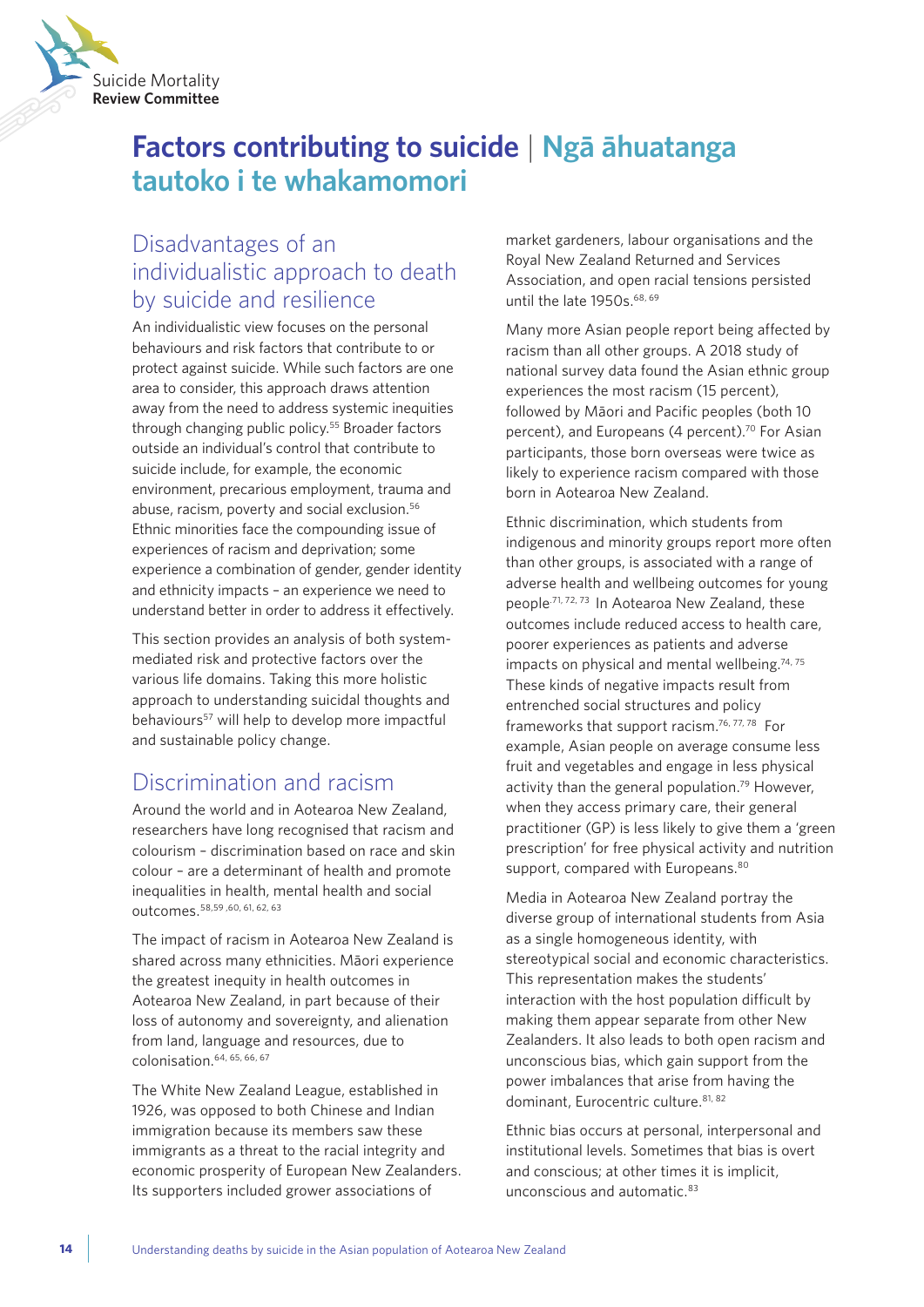# Factors contributing to suicide | Ngā āhuatanga tautoko i te whakamomori

## Disadvantages of an individualistic approach to death by suicide and resilience

An individualistic view focuses on the personal behaviours and risk factors that contribute to or protect against suicide. While such factors are one area to consider, this approach draws attention away from the need to address systemic inequities through changing public policy.[55] Broader factors outside an individual's control that contribute to suicide include, for example, the economic environment, precarious employment, trauma and abuse, racism, poverty and social exclusion.[56] Ethnic minorities face the compounding issue of experiences of racism and deprivation; some experience a combination of gender, gender identity and ethnicity impacts – an experience we need to understand better in order to address it effectively.

This section provides an analysis of both system-mediated risk and protective factors over the various life domains. Taking this more holistic approach to understanding suicidal thoughts and behaviours[57] will help to develop more impactful and sustainable policy change.

## Discrimination and racism

Around the world and in Aotearoa New Zealand, researchers have long recognised that racism and colourism – discrimination based on race and skin colour – are a determinant of health and promote inequalities in health, mental health and social outcomes.[58,59,60,61,62,63]

The impact of racism in Aotearoa New Zealand is shared across many ethnicities. Māori experience the greatest inequity in health outcomes in Aotearoa New Zealand, in part because of their loss of autonomy and sovereignty, and alienation from land, language and resources, due to colonisation.[64,65,66,67]

The White New Zealand League, established in 1926, was opposed to both Chinese and Indian immigration because its members saw these immigrants as a threat to the racial integrity and economic prosperity of European New Zealanders. Its supporters included grower associations of market gardeners, labour organisations and the Royal New Zealand Returned and Services Association, and open racial tensions persisted until the late 1950s.[68,69]

Many more Asian people report being affected by racism than all other groups. A 2018 study of national survey data found the Asian ethnic group experiences the most racism (15 percent), followed by Māori and Pacific peoples (both 10 percent), and Europeans (4 percent).[70] For Asian participants, those born overseas were twice as likely to experience racism compared with those born in Aotearoa New Zealand.

Ethnic discrimination, which students from indigenous and minority groups report more often than other groups, is associated with a range of adverse health and wellbeing outcomes for young people.[71,72,73] In Aotearoa New Zealand, these outcomes include reduced access to health care, poorer experiences as patients and adverse impacts on physical and mental wellbeing.[74,75] These kinds of negative impacts result from entrenched social structures and policy frameworks that support racism.[76,77,78] For example, Asian people on average consume less fruit and vegetables and engage in less physical activity than the general population.[79] However, when they access primary care, their general practitioner (GP) is less likely to give them a 'green prescription' for free physical activity and nutrition support, compared with Europeans.[80]

Media in Aotearoa New Zealand portray the diverse group of international students from Asia as a single homogeneous identity, with stereotypical social and economic characteristics. This representation makes the students' interaction with the host population difficult by making them appear separate from other New Zealanders. It also leads to both open racism and unconscious bias, which gain support from the power imbalances that arise from having the dominant, Eurocentric culture.[81,82]

Ethnic bias occurs at personal, interpersonal and institutional levels. Sometimes that bias is overt and conscious; at other times it is implicit, unconscious and automatic.[83]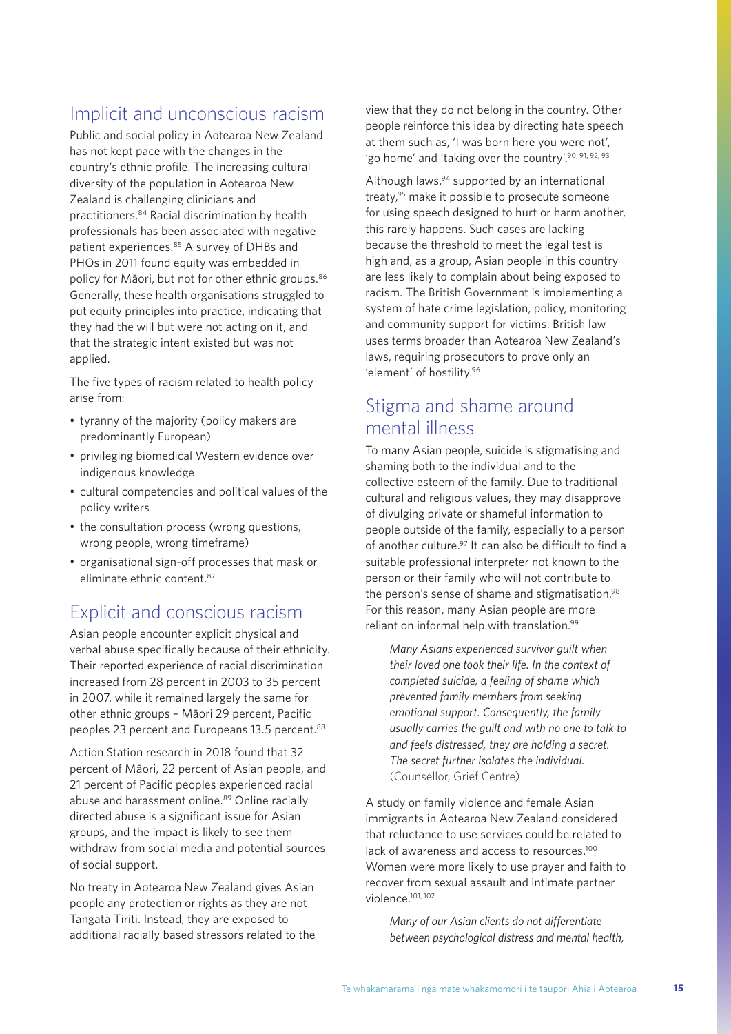## Implicit and unconscious racism

Public and social policy in Aotearoa New Zealand has not kept pace with the changes in the country's ethnic profile. The increasing cultural diversity of the population in Aotearoa New Zealand is challenging clinicians and practitioners.[84] Racial discrimination by health professionals has been associated with negative patient experiences.[85] A survey of DHBs and PHOs in 2011 found equity was embedded in policy for Māori, but not for other ethnic groups.[86] Generally, these health organisations struggled to put equity principles into practice, indicating that they had the will but were not acting on it, and that the strategic intent existed but was not applied.

The five types of racism related to health policy arise from:

- tyranny of the majority (policy makers are predominantly European)
- privileging biomedical Western evidence over indigenous knowledge
- cultural competencies and political values of the policy writers
- the consultation process (wrong questions, wrong people, wrong timeframe)
- organisational sign-off processes that mask or eliminate ethnic content.[87]

## Explicit and conscious racism

Asian people encounter explicit physical and verbal abuse specifically because of their ethnicity. Their reported experience of racial discrimination increased from 28 percent in 2003 to 35 percent in 2007, while it remained largely the same for other ethnic groups – Māori 29 percent, Pacific peoples 23 percent and Europeans 13.5 percent.[88]

Action Station research in 2018 found that 32 percent of Māori, 22 percent of Asian people, and 21 percent of Pacific peoples experienced racial abuse and harassment online.[89] Online racially directed abuse is a significant issue for Asian groups, and the impact is likely to see them withdraw from social media and potential sources of social support.

No treaty in Aotearoa New Zealand gives Asian people any protection or rights as they are not Tangata Tiriti. Instead, they are exposed to additional racially based stressors related to the view that they do not belong in the country. Other people reinforce this idea by directing hate speech at them such as, 'I was born here you were not', 'go home' and 'taking over the country'.[90, 91, 92, 93]

Although laws,[94] supported by an international treaty,[95] make it possible to prosecute someone for using speech designed to hurt or harm another, this rarely happens. Such cases are lacking because the threshold to meet the legal test is high and, as a group, Asian people in this country are less likely to complain about being exposed to racism. The British Government is implementing a system of hate crime legislation, policy, monitoring and community support for victims. British law uses terms broader than Aotearoa New Zealand's laws, requiring prosecutors to prove only an 'element' of hostility.[96]

## Stigma and shame around mental illness

To many Asian people, suicide is stigmatising and shaming both to the individual and to the collective esteem of the family. Due to traditional cultural and religious values, they may disapprove of divulging private or shameful information to people outside of the family, especially to a person of another culture.[97] It can also be difficult to find a suitable professional interpreter not known to the person or their family who will not contribute to the person's sense of shame and stigmatisation.[98] For this reason, many Asian people are more reliant on informal help with translation.[99]

> *Many Asians experienced survivor guilt when their loved one took their life. In the context of completed suicide, a feeling of shame which prevented family members from seeking emotional support. Consequently, the family usually carries the guilt and with no one to talk to and feels distressed, they are holding a secret. The secret further isolates the individual.* (Counsellor, Grief Centre)

A study on family violence and female Asian immigrants in Aotearoa New Zealand considered that reluctance to use services could be related to lack of awareness and access to resources.[100] Women were more likely to use prayer and faith to recover from sexual assault and intimate partner violence.[101, 102]

> *Many of our Asian clients do not differentiate between psychological distress and mental health,*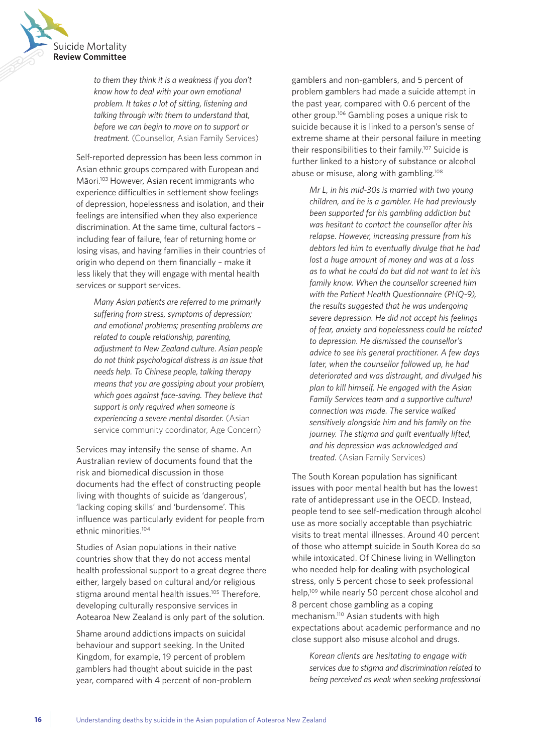*to them they think it is a weakness if you don't know how to deal with your own emotional problem. It takes a lot of sitting, listening and talking through with them to understand that, before we can begin to move on to support or treatment.* (Counsellor, Asian Family Services)

Self-reported depression has been less common in Asian ethnic groups compared with European and Māori.[103] However, Asian recent immigrants who experience difficulties in settlement show feelings of depression, hopelessness and isolation, and their feelings are intensified when they also experience discrimination. At the same time, cultural factors – including fear of failure, fear of returning home or losing visas, and having families in their countries of origin who depend on them financially – make it less likely that they will engage with mental health services or support services.

> *Many Asian patients are referred to me primarily suffering from stress, symptoms of depression; and emotional problems; presenting problems are related to couple relationship, parenting, adjustment to New Zealand culture. Asian people do not think psychological distress is an issue that needs help. To Chinese people, talking therapy means that you are gossiping about your problem, which goes against face-saving. They believe that support is only required when someone is experiencing a severe mental disorder.* (Asian service community coordinator, Age Concern)

Services may intensify the sense of shame. An Australian review of documents found that the risk and biomedical discussion in those documents had the effect of constructing people living with thoughts of suicide as 'dangerous', 'lacking coping skills' and 'burdensome'. This influence was particularly evident for people from ethnic minorities.[104]

Studies of Asian populations in their native countries show that they do not access mental health professional support to a great degree there either, largely based on cultural and/or religious stigma around mental health issues.[105] Therefore, developing culturally responsive services in Aotearoa New Zealand is only part of the solution.

Shame around addictions impacts on suicidal behaviour and support seeking. In the United Kingdom, for example, 19 percent of problem gamblers had thought about suicide in the past year, compared with 4 percent of non-problem gamblers and non-gamblers, and 5 percent of problem gamblers had made a suicide attempt in the past year, compared with 0.6 percent of the other group.[106] Gambling poses a unique risk to suicide because it is linked to a person's sense of extreme shame at their personal failure in meeting their responsibilities to their family.[107] Suicide is further linked to a history of substance or alcohol abuse or misuse, along with gambling.[108]

> *Mr L, in his mid-30s is married with two young children, and he is a gambler. He had previously been supported for his gambling addiction but was hesitant to contact the counsellor after his relapse. However, increasing pressure from his debtors led him to eventually divulge that he had lost a huge amount of money and was at a loss as to what he could do but did not want to let his family know. When the counsellor screened him with the Patient Health Questionnaire (PHQ-9), the results suggested that he was undergoing severe depression. He did not accept his feelings of fear, anxiety and hopelessness could be related to depression. He dismissed the counsellor's advice to see his general practitioner. A few days later, when the counsellor followed up, he had deteriorated and was distraught, and divulged his plan to kill himself. He engaged with the Asian Family Services team and a supportive cultural connection was made. The service walked sensitively alongside him and his family on the journey. The stigma and guilt eventually lifted, and his depression was acknowledged and treated.* (Asian Family Services)

The South Korean population has significant issues with poor mental health but has the lowest rate of antidepressant use in the OECD. Instead, people tend to see self-medication through alcohol use as more socially acceptable than psychiatric visits to treat mental illnesses. Around 40 percent of those who attempt suicide in South Korea do so while intoxicated. Of Chinese living in Wellington who needed help for dealing with psychological stress, only 5 percent chose to seek professional help,[109] while nearly 50 percent chose alcohol and 8 percent chose gambling as a coping mechanism.[110] Asian students with high expectations about academic performance and no close support also misuse alcohol and drugs.

> *Korean clients are hesitating to engage with services due to stigma and discrimination related to being perceived as weak when seeking professional*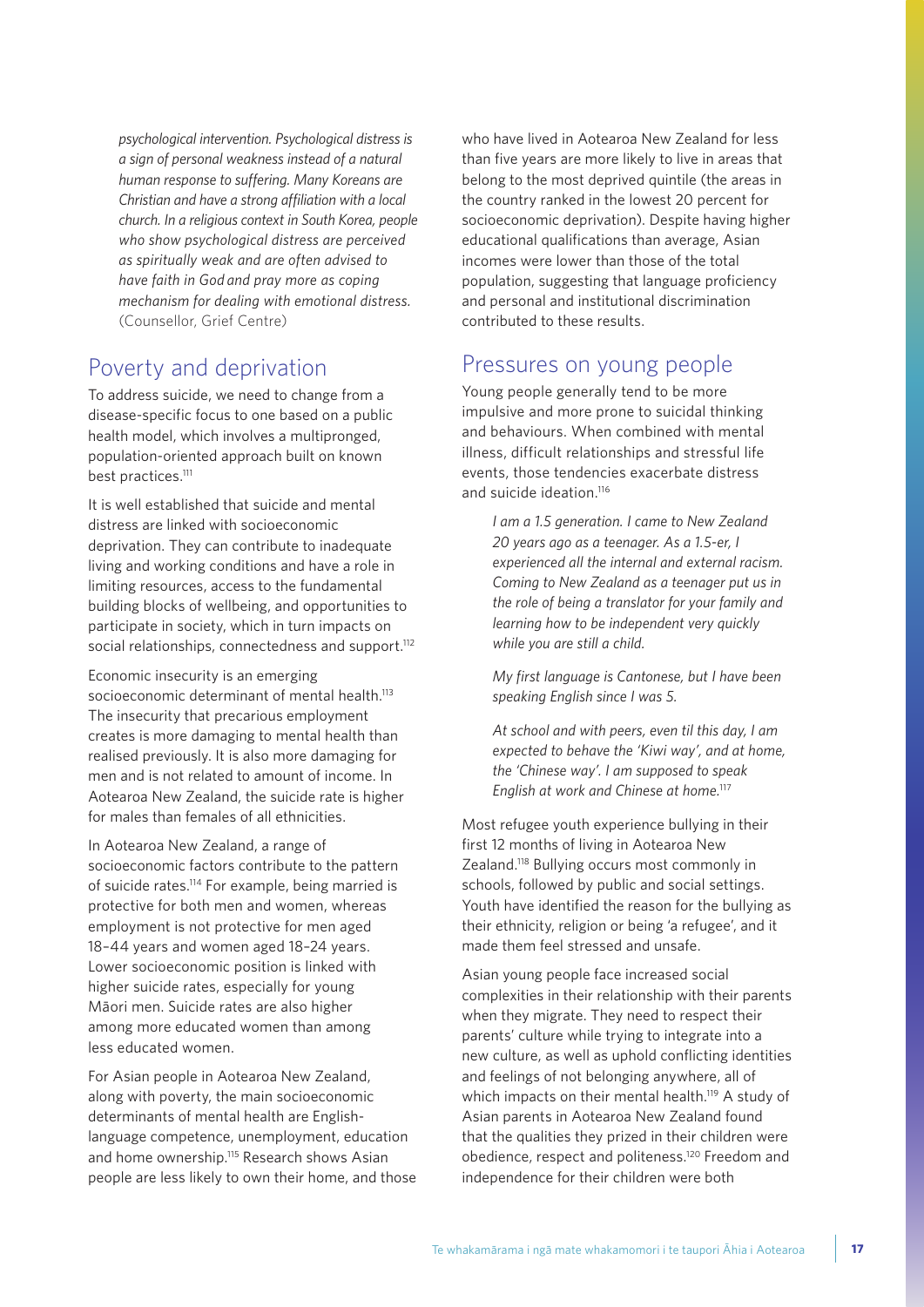*psychological intervention. Psychological distress is a sign of personal weakness instead of a natural human response to suffering. Many Koreans are Christian and have a strong affiliation with a local church. In a religious context in South Korea, people who show psychological distress are perceived as spiritually weak and are often advised to have faith in God and pray more as coping mechanism for dealing with emotional distress.* (Counsellor, Grief Centre)

## Poverty and deprivation

To address suicide, we need to change from a disease-specific focus to one based on a public health model, which involves a multipronged, population-oriented approach built on known best practices.[111]

It is well established that suicide and mental distress are linked with socioeconomic deprivation. They can contribute to inadequate living and working conditions and have a role in limiting resources, access to the fundamental building blocks of wellbeing, and opportunities to participate in society, which in turn impacts on social relationships, connectedness and support.[112]

Economic insecurity is an emerging socioeconomic determinant of mental health.[113] The insecurity that precarious employment creates is more damaging to mental health than realised previously. It is also more damaging for men and is not related to amount of income. In Aotearoa New Zealand, the suicide rate is higher for males than females of all ethnicities.

In Aotearoa New Zealand, a range of socioeconomic factors contribute to the pattern of suicide rates.[114] For example, being married is protective for both men and women, whereas employment is not protective for men aged 18–44 years and women aged 18–24 years. Lower socioeconomic position is linked with higher suicide rates, especially for young Māori men. Suicide rates are also higher among more educated women than among less educated women.

For Asian people in Aotearoa New Zealand, along with poverty, the main socioeconomic determinants of mental health are English-language competence, unemployment, education and home ownership.[115] Research shows Asian people are less likely to own their home, and those who have lived in Aotearoa New Zealand for less than five years are more likely to live in areas that belong to the most deprived quintile (the areas in the country ranked in the lowest 20 percent for socioeconomic deprivation). Despite having higher educational qualifications than average, Asian incomes were lower than those of the total population, suggesting that language proficiency and personal and institutional discrimination contributed to these results.

## Pressures on young people

Young people generally tend to be more impulsive and more prone to suicidal thinking and behaviours. When combined with mental illness, difficult relationships and stressful life events, those tendencies exacerbate distress and suicide ideation.[116]

> *I am a 1.5 generation. I came to New Zealand 20 years ago as a teenager. As a 1.5-er, I experienced all the internal and external racism. Coming to New Zealand as a teenager put us in the role of being a translator for your family and learning how to be independent very quickly while you are still a child.*
>
> *My first language is Cantonese, but I have been speaking English since I was 5.*
>
> *At school and with peers, even til this day, I am expected to behave the 'Kiwi way', and at home, the 'Chinese way'. I am supposed to speak English at work and Chinese at home.*[117]

Most refugee youth experience bullying in their first 12 months of living in Aotearoa New Zealand.[118] Bullying occurs most commonly in schools, followed by public and social settings. Youth have identified the reason for the bullying as their ethnicity, religion or being 'a refugee', and it made them feel stressed and unsafe.

Asian young people face increased social complexities in their relationship with their parents when they migrate. They need to respect their parents' culture while trying to integrate into a new culture, as well as uphold conflicting identities and feelings of not belonging anywhere, all of which impacts on their mental health.[119] A study of Asian parents in Aotearoa New Zealand found that the qualities they prized in their children were obedience, respect and politeness.[120] Freedom and independence for their children were both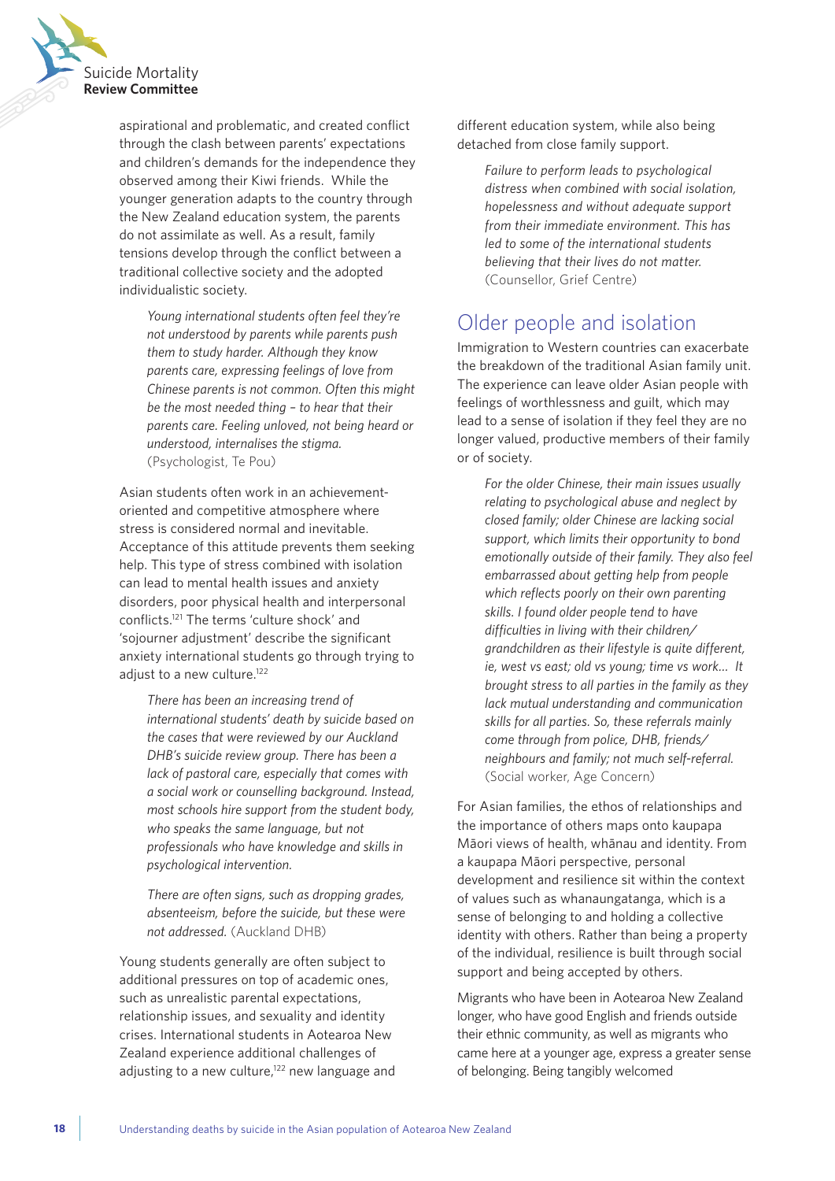aspirational and problematic, and created conflict through the clash between parents' expectations and children's demands for the independence they observed among their Kiwi friends. While the younger generation adapts to the country through the New Zealand education system, the parents do not assimilate as well. As a result, family tensions develop through the conflict between a traditional collective society and the adopted individualistic society.

> *Young international students often feel they're not understood by parents while parents push them to study harder. Although they know parents care, expressing feelings of love from Chinese parents is not common. Often this might be the most needed thing – to hear that their parents care. Feeling unloved, not being heard or understood, internalises the stigma.* (Psychologist, Te Pou)

Asian students often work in an achievement-oriented and competitive atmosphere where stress is considered normal and inevitable. Acceptance of this attitude prevents them seeking help. This type of stress combined with isolation can lead to mental health issues and anxiety disorders, poor physical health and interpersonal conflicts.[121] The terms 'culture shock' and 'sojourner adjustment' describe the significant anxiety international students go through trying to adjust to a new culture.[122]

> *There has been an increasing trend of international students' death by suicide based on the cases that were reviewed by our Auckland DHB's suicide review group. There has been a lack of pastoral care, especially that comes with a social work or counselling background. Instead, most schools hire support from the student body, who speaks the same language, but not professionals who have knowledge and skills in psychological intervention.*
>
> *There are often signs, such as dropping grades, absenteeism, before the suicide, but these were not addressed.* (Auckland DHB)

Young students generally are often subject to additional pressures on top of academic ones, such as unrealistic parental expectations, relationship issues, and sexuality and identity crises. International students in Aotearoa New Zealand experience additional challenges of adjusting to a new culture,[122] new language and different education system, while also being detached from close family support.

> *Failure to perform leads to psychological distress when combined with social isolation, hopelessness and without adequate support from their immediate environment. This has led to some of the international students believing that their lives do not matter.* (Counsellor, Grief Centre)

## Older people and isolation

Immigration to Western countries can exacerbate the breakdown of the traditional Asian family unit. The experience can leave older Asian people with feelings of worthlessness and guilt, which may lead to a sense of isolation if they feel they are no longer valued, productive members of their family or of society.

> *For the older Chinese, their main issues usually relating to psychological abuse and neglect by closed family; older Chinese are lacking social support, which limits their opportunity to bond emotionally outside of their family. They also feel embarrassed about getting help from people which reflects poorly on their own parenting skills. I found older people tend to have difficulties in living with their children/grandchildren as their lifestyle is quite different, ie, west vs east; old vs young; time vs work… It brought stress to all parties in the family as they lack mutual understanding and communication skills for all parties. So, these referrals mainly come through from police, DHB, friends/neighbours and family; not much self-referral.* (Social worker, Age Concern)

For Asian families, the ethos of relationships and the importance of others maps onto kaupapa Māori views of health, whānau and identity. From a kaupapa Māori perspective, personal development and resilience sit within the context of values such as whanaungatanga, which is a sense of belonging to and holding a collective identity with others. Rather than being a property of the individual, resilience is built through social support and being accepted by others.

Migrants who have been in Aotearoa New Zealand longer, who have good English and friends outside their ethnic community, as well as migrants who came here at a younger age, express a greater sense of belonging. Being tangibly welcomed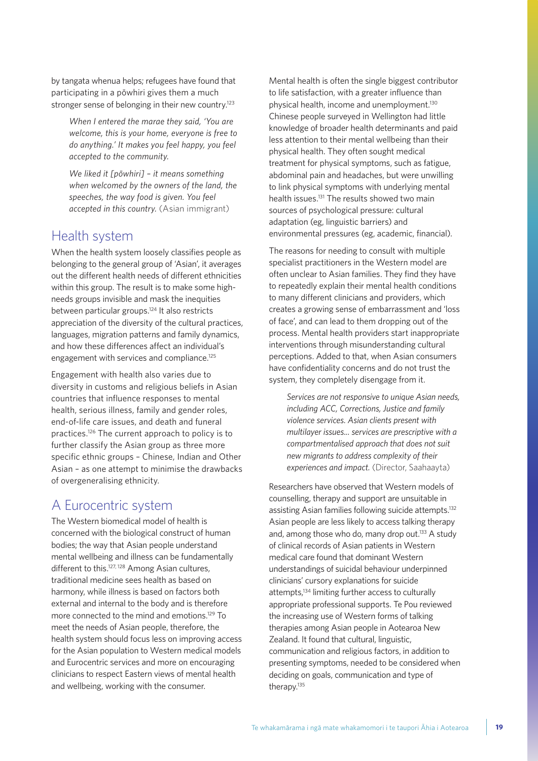by tangata whenua helps; refugees have found that participating in a pōwhiri gives them a much stronger sense of belonging in their new country.[123]

> *When I entered the marae they said, 'You are welcome, this is your home, everyone is free to do anything.' It makes you feel happy, you feel accepted to the community.*
>
> *We liked it [pōwhiri] – it means something when welcomed by the owners of the land, the speeches, the way food is given. You feel accepted in this country.* (Asian immigrant)

## Health system

When the health system loosely classifies people as belonging to the general group of 'Asian', it averages out the different health needs of different ethnicities within this group. The result is to make some high-needs groups invisible and mask the inequities between particular groups.[124] It also restricts appreciation of the diversity of the cultural practices, languages, migration patterns and family dynamics, and how these differences affect an individual's engagement with services and compliance.[125]

Engagement with health also varies due to diversity in customs and religious beliefs in Asian countries that influence responses to mental health, serious illness, family and gender roles, end-of-life care issues, and death and funeral practices.[126] The current approach to policy is to further classify the Asian group as three more specific ethnic groups – Chinese, Indian and Other Asian – as one attempt to minimise the drawbacks of overgeneralising ethnicity.

## A Eurocentric system

The Western biomedical model of health is concerned with the biological construct of human bodies; the way that Asian people understand mental wellbeing and illness can be fundamentally different to this.[127, 128] Among Asian cultures, traditional medicine sees health as based on harmony, while illness is based on factors both external and internal to the body and is therefore more connected to the mind and emotions.[129] To meet the needs of Asian people, therefore, the health system should focus less on improving access for the Asian population to Western medical models and Eurocentric services and more on encouraging clinicians to respect Eastern views of mental health and wellbeing, working with the consumer.

Mental health is often the single biggest contributor to life satisfaction, with a greater influence than physical health, income and unemployment.[130] Chinese people surveyed in Wellington had little knowledge of broader health determinants and paid less attention to their mental wellbeing than their physical health. They often sought medical treatment for physical symptoms, such as fatigue, abdominal pain and headaches, but were unwilling to link physical symptoms with underlying mental health issues.[131] The results showed two main sources of psychological pressure: cultural adaptation (eg, linguistic barriers) and environmental pressures (eg, academic, financial).

The reasons for needing to consult with multiple specialist practitioners in the Western model are often unclear to Asian families. They find they have to repeatedly explain their mental health conditions to many different clinicians and providers, which creates a growing sense of embarrassment and 'loss of face', and can lead to them dropping out of the process. Mental health providers start inappropriate interventions through misunderstanding cultural perceptions. Added to that, when Asian consumers have confidentiality concerns and do not trust the system, they completely disengage from it.

> *Services are not responsive to unique Asian needs, including ACC, Corrections, Justice and family violence services. Asian clients present with multilayer issues... services are prescriptive with a compartmentalised approach that does not suit new migrants to address complexity of their experiences and impact.* (Director, Saahaayta)

Researchers have observed that Western models of counselling, therapy and support are unsuitable in assisting Asian families following suicide attempts.[132] Asian people are less likely to access talking therapy and, among those who do, many drop out.[133] A study of clinical records of Asian patients in Western medical care found that dominant Western understandings of suicidal behaviour underpinned clinicians' cursory explanations for suicide attempts,[134] limiting further access to culturally appropriate professional supports. Te Pou reviewed the increasing use of Western forms of talking therapies among Asian people in Aotearoa New Zealand. It found that cultural, linguistic, communication and religious factors, in addition to presenting symptoms, needed to be considered when deciding on goals, communication and type of therapy.[135]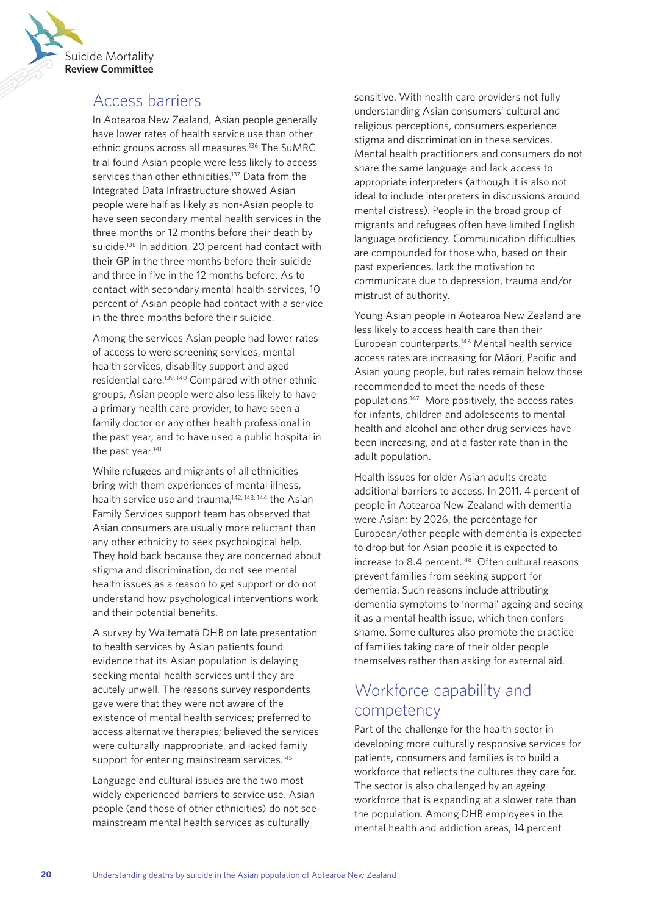## Access barriers

In Aotearoa New Zealand, Asian people generally have lower rates of health service use than other ethnic groups across all measures.[136] The SuMRC trial found Asian people were less likely to access services than other ethnicities.[137] Data from the Integrated Data Infrastructure showed Asian people were half as likely as non-Asian people to have seen secondary mental health services in the three months or 12 months before their death by suicide.[138] In addition, 20 percent had contact with their GP in the three months before their suicide and three in five in the 12 months before. As to contact with secondary mental health services, 10 percent of Asian people had contact with a service in the three months before their suicide.

Among the services Asian people had lower rates of access to were screening services, mental health services, disability support and aged residential care.[139, 140] Compared with other ethnic groups, Asian people were also less likely to have a primary health care provider, to have seen a family doctor or any other health professional in the past year, and to have used a public hospital in the past year.[141]

While refugees and migrants of all ethnicities bring with them experiences of mental illness, health service use and trauma,[142, 143, 144] the Asian Family Services support team has observed that Asian consumers are usually more reluctant than any other ethnicity to seek psychological help. They hold back because they are concerned about stigma and discrimination, do not see mental health issues as a reason to get support or do not understand how psychological interventions work and their potential benefits.

A survey by Waitematā DHB on late presentation to health services by Asian patients found evidence that its Asian population is delaying seeking mental health services until they are acutely unwell. The reasons survey respondents gave were that they were not aware of the existence of mental health services; preferred to access alternative therapies; believed the services were culturally inappropriate, and lacked family support for entering mainstream services.[145]

Language and cultural issues are the two most widely experienced barriers to service use. Asian people (and those of other ethnicities) do not see mainstream mental health services as culturally sensitive. With health care providers not fully understanding Asian consumers' cultural and religious perceptions, consumers experience stigma and discrimination in these services. Mental health practitioners and consumers do not share the same language and lack access to appropriate interpreters (although it is also not ideal to include interpreters in discussions around mental distress). People in the broad group of migrants and refugees often have limited English language proficiency. Communication difficulties are compounded for those who, based on their past experiences, lack the motivation to communicate due to depression, trauma and/or mistrust of authority.

Young Asian people in Aotearoa New Zealand are less likely to access health care than their European counterparts.[146] Mental health service access rates are increasing for Māori, Pacific and Asian young people, but rates remain below those recommended to meet the needs of these populations.[147] More positively, the access rates for infants, children and adolescents to mental health and alcohol and other drug services have been increasing, and at a faster rate than in the adult population.

Health issues for older Asian adults create additional barriers to access. In 2011, 4 percent of people in Aotearoa New Zealand with dementia were Asian; by 2026, the percentage for European/other people with dementia is expected to drop but for Asian people it is expected to increase to 8.4 percent.[148] Often cultural reasons prevent families from seeking support for dementia. Such reasons include attributing dementia symptoms to 'normal' ageing and seeing it as a mental health issue, which then confers shame. Some cultures also promote the practice of families taking care of their older people themselves rather than asking for external aid.

## Workforce capability and competency

Part of the challenge for the health sector in developing more culturally responsive services for patients, consumers and families is to build a workforce that reflects the cultures they care for. The sector is also challenged by an ageing workforce that is expanding at a slower rate than the population. Among DHB employees in the mental health and addiction areas, 14 percent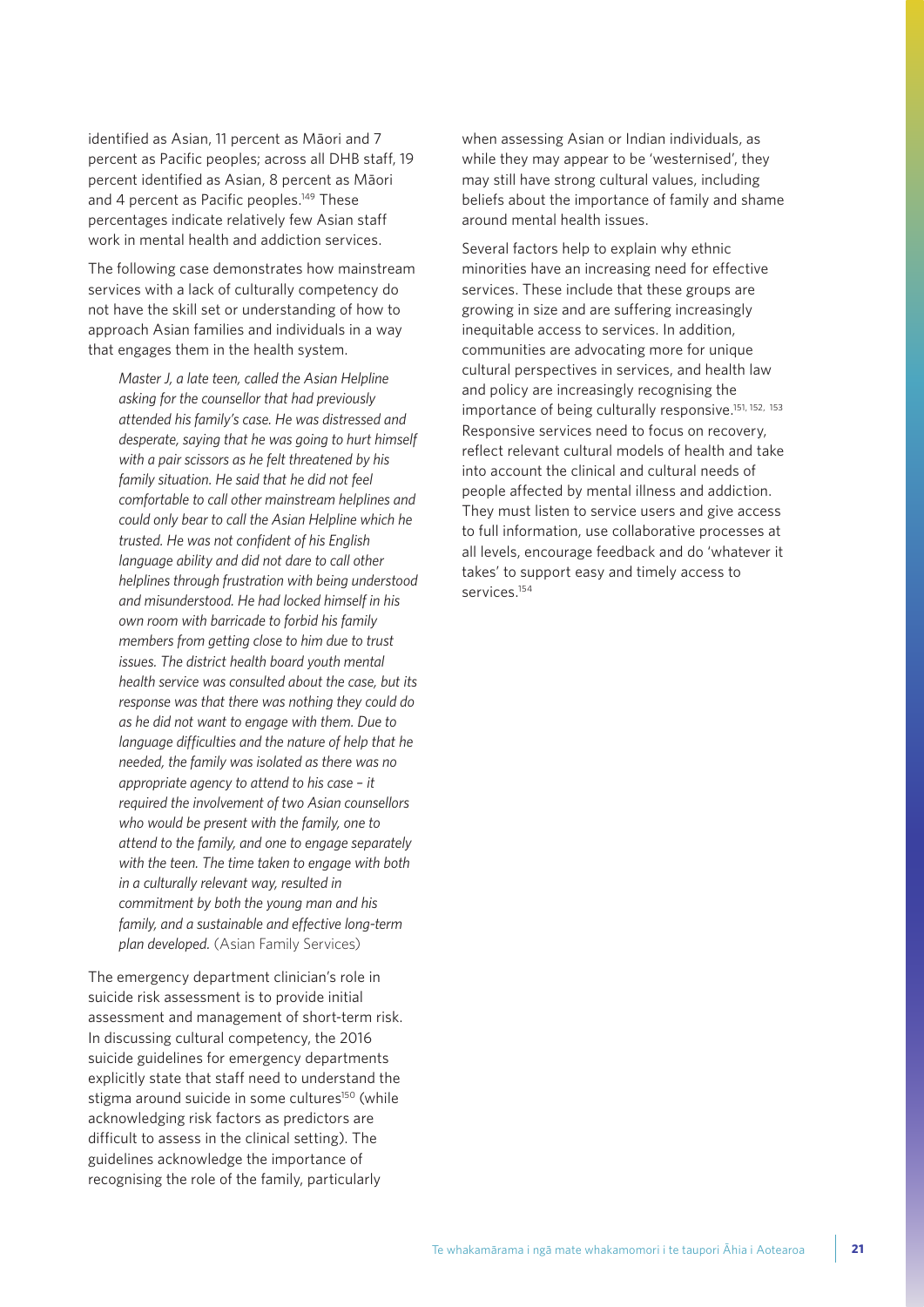identified as Asian, 11 percent as Māori and 7 percent as Pacific peoples; across all DHB staff, 19 percent identified as Asian, 8 percent as Māori and 4 percent as Pacific peoples.[149] These percentages indicate relatively few Asian staff work in mental health and addiction services.

The following case demonstrates how mainstream services with a lack of culturally competency do not have the skill set or understanding of how to approach Asian families and individuals in a way that engages them in the health system.

> *Master J, a late teen, called the Asian Helpline asking for the counsellor that had previously attended his family's case. He was distressed and desperate, saying that he was going to hurt himself with a pair scissors as he felt threatened by his family situation. He said that he did not feel comfortable to call other mainstream helplines and could only bear to call the Asian Helpline which he trusted. He was not confident of his English language ability and did not dare to call other helplines through frustration with being understood and misunderstood. He had locked himself in his own room with barricade to forbid his family members from getting close to him due to trust issues. The district health board youth mental health service was consulted about the case, but its response was that there was nothing they could do as he did not want to engage with them. Due to language difficulties and the nature of help that he needed, the family was isolated as there was no appropriate agency to attend to his case – it required the involvement of two Asian counsellors who would be present with the family, one to attend to the family, and one to engage separately with the teen. The time taken to engage with both in a culturally relevant way, resulted in commitment by both the young man and his family, and a sustainable and effective long-term plan developed.* (Asian Family Services)

The emergency department clinician's role in suicide risk assessment is to provide initial assessment and management of short-term risk. In discussing cultural competency, the 2016 suicide guidelines for emergency departments explicitly state that staff need to understand the stigma around suicide in some cultures[150] (while acknowledging risk factors as predictors are difficult to assess in the clinical setting). The guidelines acknowledge the importance of recognising the role of the family, particularly when assessing Asian or Indian individuals, as while they may appear to be 'westernised', they may still have strong cultural values, including beliefs about the importance of family and shame around mental health issues.

Several factors help to explain why ethnic minorities have an increasing need for effective services. These include that these groups are growing in size and are suffering increasingly inequitable access to services. In addition, communities are advocating more for unique cultural perspectives in services, and health law and policy are increasingly recognising the importance of being culturally responsive.[151, 152, 153] Responsive services need to focus on recovery, reflect relevant cultural models of health and take into account the clinical and cultural needs of people affected by mental illness and addiction. They must listen to service users and give access to full information, use collaborative processes at all levels, encourage feedback and do 'whatever it takes' to support easy and timely access to services.[154]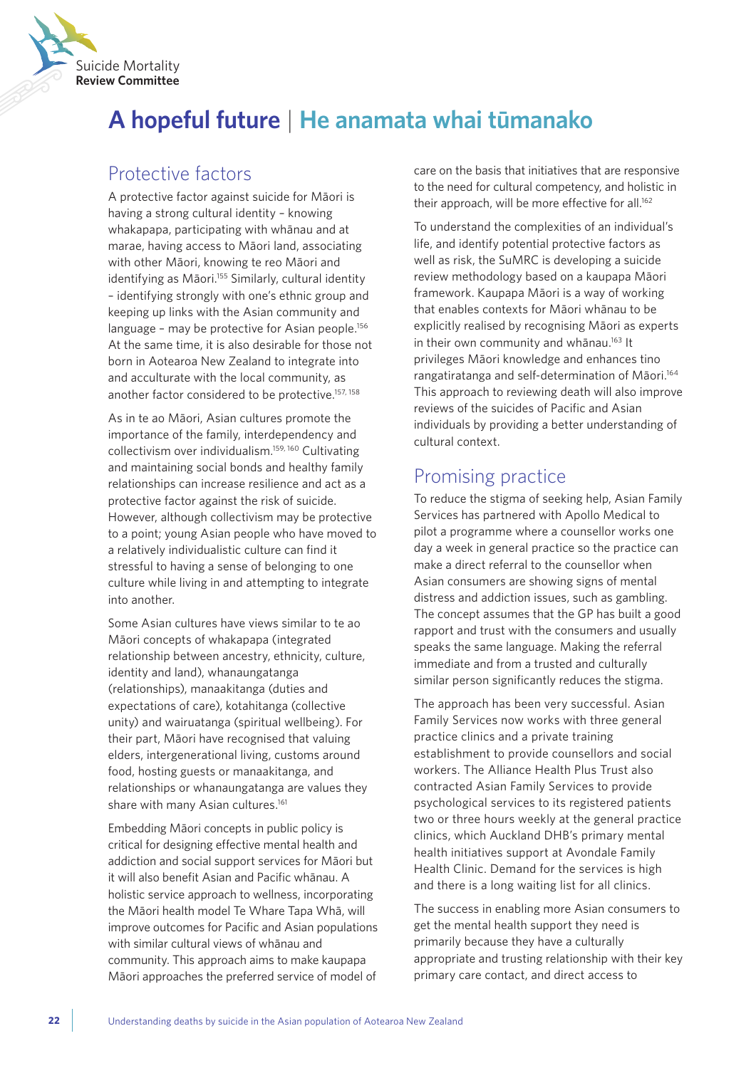# A hopeful future | He anamata whai tūmanako

## Protective factors

A protective factor against suicide for Māori is having a strong cultural identity – knowing whakapapa, participating with whānau and at marae, having access to Māori land, associating with other Māori, knowing te reo Māori and identifying as Māori.[155] Similarly, cultural identity – identifying strongly with one's ethnic group and keeping up links with the Asian community and language – may be protective for Asian people.[156] At the same time, it is also desirable for those not born in Aotearoa New Zealand to integrate into and acculturate with the local community, as another factor considered to be protective.[157, 158]

As in te ao Māori, Asian cultures promote the importance of the family, interdependency and collectivism over individualism.[159, 160] Cultivating and maintaining social bonds and healthy family relationships can increase resilience and act as a protective factor against the risk of suicide. However, although collectivism may be protective to a point; young Asian people who have moved to a relatively individualistic culture can find it stressful to having a sense of belonging to one culture while living in and attempting to integrate into another.

Some Asian cultures have views similar to te ao Māori concepts of whakapapa (integrated relationship between ancestry, ethnicity, culture, identity and land), whanaungatanga (relationships), manaakitanga (duties and expectations of care), kotahitanga (collective unity) and wairuatanga (spiritual wellbeing). For their part, Māori have recognised that valuing elders, intergenerational living, customs around food, hosting guests or manaakitanga, and relationships or whanaungatanga are values they share with many Asian cultures.[161]

Embedding Māori concepts in public policy is critical for designing effective mental health and addiction and social support services for Māori but it will also benefit Asian and Pacific whānau. A holistic service approach to wellness, incorporating the Māori health model Te Whare Tapa Whā, will improve outcomes for Pacific and Asian populations with similar cultural views of whānau and community. This approach aims to make kaupapa Māori approaches the preferred service of model of care on the basis that initiatives that are responsive to the need for cultural competency, and holistic in their approach, will be more effective for all.[162]

To understand the complexities of an individual's life, and identify potential protective factors as well as risk, the SuMRC is developing a suicide review methodology based on a kaupapa Māori framework. Kaupapa Māori is a way of working that enables contexts for Māori whānau to be explicitly realised by recognising Māori as experts in their own community and whānau.[163] It privileges Māori knowledge and enhances tino rangatiratanga and self-determination of Māori.[164] This approach to reviewing death will also improve reviews of the suicides of Pacific and Asian individuals by providing a better understanding of cultural context.

## Promising practice

To reduce the stigma of seeking help, Asian Family Services has partnered with Apollo Medical to pilot a programme where a counsellor works one day a week in general practice so the practice can make a direct referral to the counsellor when Asian consumers are showing signs of mental distress and addiction issues, such as gambling. The concept assumes that the GP has built a good rapport and trust with the consumers and usually speaks the same language. Making the referral immediate and from a trusted and culturally similar person significantly reduces the stigma.

The approach has been very successful. Asian Family Services now works with three general practice clinics and a private training establishment to provide counsellors and social workers. The Alliance Health Plus Trust also contracted Asian Family Services to provide psychological services to its registered patients two or three hours weekly at the general practice clinics, which Auckland DHB's primary mental health initiatives support at Avondale Family Health Clinic. Demand for the services is high and there is a long waiting list for all clinics.

The success in enabling more Asian consumers to get the mental health support they need is primarily because they have a culturally appropriate and trusting relationship with their key primary care contact, and direct access to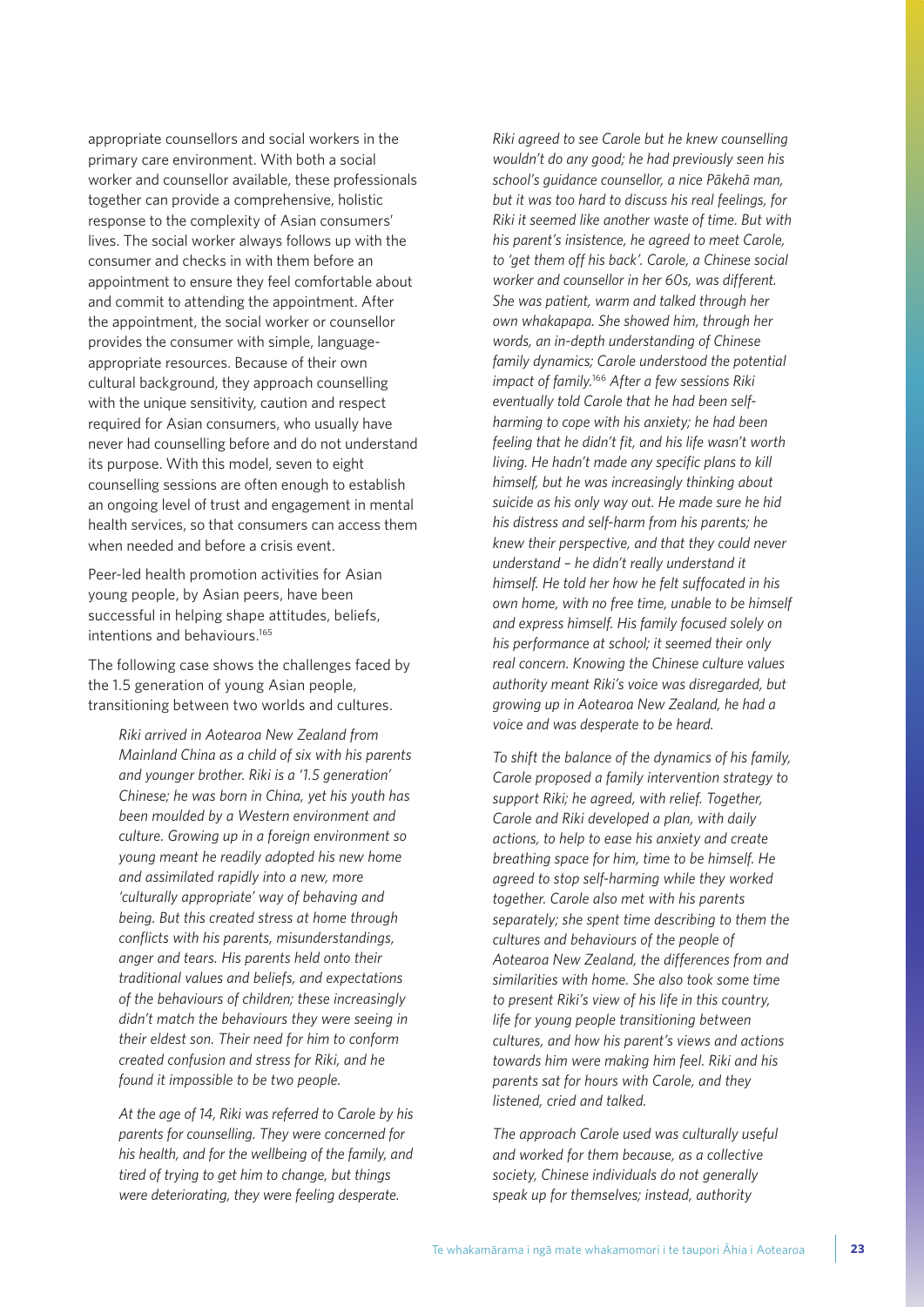appropriate counsellors and social workers in the primary care environment. With both a social worker and counsellor available, these professionals together can provide a comprehensive, holistic response to the complexity of Asian consumers' lives. The social worker always follows up with the consumer and checks in with them before an appointment to ensure they feel comfortable about and commit to attending the appointment. After the appointment, the social worker or counsellor provides the consumer with simple, language-appropriate resources. Because of their own cultural background, they approach counselling with the unique sensitivity, caution and respect required for Asian consumers, who usually have never had counselling before and do not understand its purpose. With this model, seven to eight counselling sessions are often enough to establish an ongoing level of trust and engagement in mental health services, so that consumers can access them when needed and before a crisis event.

Peer-led health promotion activities for Asian young people, by Asian peers, have been successful in helping shape attitudes, beliefs, intentions and behaviours.[165]

The following case shows the challenges faced by the 1.5 generation of young Asian people, transitioning between two worlds and cultures.

> *Riki arrived in Aotearoa New Zealand from Mainland China as a child of six with his parents and younger brother. Riki is a '1.5 generation' Chinese; he was born in China, yet his youth has been moulded by a Western environment and culture. Growing up in a foreign environment so young meant he readily adopted his new home and assimilated rapidly into a new, more 'culturally appropriate' way of behaving and being. But this created stress at home through conflicts with his parents, misunderstandings, anger and tears. His parents held onto their traditional values and beliefs, and expectations of the behaviours of children; these increasingly didn't match the behaviours they were seeing in their eldest son. Their need for him to conform created confusion and stress for Riki, and he found it impossible to be two people.*
>
> *At the age of 14, Riki was referred to Carole by his parents for counselling. They were concerned for his health, and for the wellbeing of the family, and tired of trying to get him to change, but things were deteriorating, they were feeling desperate.*
>
> *Riki agreed to see Carole but he knew counselling wouldn't do any good; he had previously seen his school's guidance counsellor, a nice Pākehā man, but it was too hard to discuss his real feelings, for Riki it seemed like another waste of time. But with his parent's insistence, he agreed to meet Carole, to 'get them off his back'. Carole, a Chinese social worker and counsellor in her 60s, was different. She was patient, warm and talked through her own whakapapa. She showed him, through her words, an in-depth understanding of Chinese family dynamics; Carole understood the potential impact of family.*[166] *After a few sessions Riki eventually told Carole that he had been self-harming to cope with his anxiety; he had been feeling that he didn't fit, and his life wasn't worth living. He hadn't made any specific plans to kill himself, but he was increasingly thinking about suicide as his only way out. He made sure he hid his distress and self-harm from his parents; he knew their perspective, and that they could never understand – he didn't really understand it himself. He told her how he felt suffocated in his own home, with no free time, unable to be himself and express himself. His family focused solely on his performance at school; it seemed their only real concern. Knowing the Chinese culture values authority meant Riki's voice was disregarded, but growing up in Aotearoa New Zealand, he had a voice and was desperate to be heard.*
>
> *To shift the balance of the dynamics of his family, Carole proposed a family intervention strategy to support Riki; he agreed, with relief. Together, Carole and Riki developed a plan, with daily actions, to help to ease his anxiety and create breathing space for him, time to be himself. He agreed to stop self-harming while they worked together. Carole also met with his parents separately; she spent time describing to them the cultures and behaviours of the people of Aotearoa New Zealand, the differences from and similarities with home. She also took some time to present Riki's view of his life in this country, life for young people transitioning between cultures, and how his parent's views and actions towards him were making him feel. Riki and his parents sat for hours with Carole, and they listened, cried and talked.*
>
> *The approach Carole used was culturally useful and worked for them because, as a collective society, Chinese individuals do not generally speak up for themselves; instead, authority*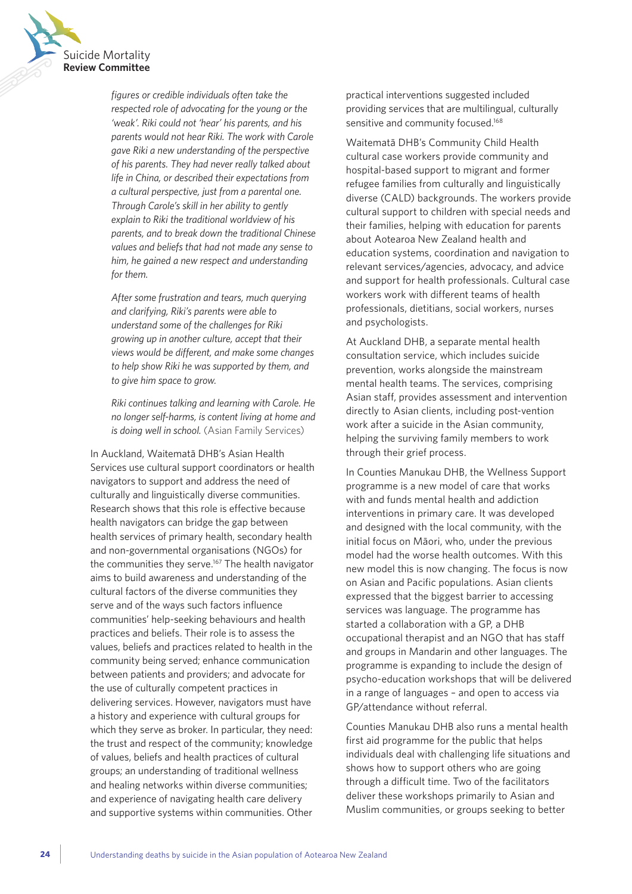*figures or credible individuals often take the respected role of advocating for the young or the 'weak'. Riki could not 'hear' his parents, and his parents would not hear Riki. The work with Carole gave Riki a new understanding of the perspective of his parents. They had never really talked about life in China, or described their expectations from a cultural perspective, just from a parental one. Through Carole's skill in her ability to gently explain to Riki the traditional worldview of his parents, and to break down the traditional Chinese values and beliefs that had not made any sense to him, he gained a new respect and understanding for them.*

*After some frustration and tears, much querying and clarifying, Riki's parents were able to understand some of the challenges for Riki growing up in another culture, accept that their views would be different, and make some changes to help show Riki he was supported by them, and to give him space to grow.*

*Riki continues talking and learning with Carole. He no longer self-harms, is content living at home and is doing well in school.* (Asian Family Services)

In Auckland, Waitematā DHB's Asian Health Services use cultural support coordinators or health navigators to support and address the need of culturally and linguistically diverse communities. Research shows that this role is effective because health navigators can bridge the gap between health services of primary health, secondary health and non-governmental organisations (NGOs) for the communities they serve.[167] The health navigator aims to build awareness and understanding of the cultural factors of the diverse communities they serve and of the ways such factors influence communities' help-seeking behaviours and health practices and beliefs. Their role is to assess the values, beliefs and practices related to health in the community being served; enhance communication between patients and providers; and advocate for the use of culturally competent practices in delivering services. However, navigators must have a history and experience with cultural groups for which they serve as broker. In particular, they need: the trust and respect of the community; knowledge of values, beliefs and health practices of cultural groups; an understanding of traditional wellness and healing networks within diverse communities; and experience of navigating health care delivery and supportive systems within communities. Other practical interventions suggested included providing services that are multilingual, culturally sensitive and community focused.[168]

Waitematā DHB's Community Child Health cultural case workers provide community and hospital-based support to migrant and former refugee families from culturally and linguistically diverse (CALD) backgrounds. The workers provide cultural support to children with special needs and their families, helping with education for parents about Aotearoa New Zealand health and education systems, coordination and navigation to relevant services/agencies, advocacy, and advice and support for health professionals. Cultural case workers work with different teams of health professionals, dietitians, social workers, nurses and psychologists.

At Auckland DHB, a separate mental health consultation service, which includes suicide prevention, works alongside the mainstream mental health teams. The services, comprising Asian staff, provides assessment and intervention directly to Asian clients, including post-vention work after a suicide in the Asian community, helping the surviving family members to work through their grief process.

In Counties Manukau DHB, the Wellness Support programme is a new model of care that works with and funds mental health and addiction interventions in primary care. It was developed and designed with the local community, with the initial focus on Māori, who, under the previous model had the worse health outcomes. With this new model this is now changing. The focus is now on Asian and Pacific populations. Asian clients expressed that the biggest barrier to accessing services was language. The programme has started a collaboration with a GP, a DHB occupational therapist and an NGO that has staff and groups in Mandarin and other languages. The programme is expanding to include the design of psycho-education workshops that will be delivered in a range of languages – and open to access via GP/attendance without referral.

Counties Manukau DHB also runs a mental health first aid programme for the public that helps individuals deal with challenging life situations and shows how to support others who are going through a difficult time. Two of the facilitators deliver these workshops primarily to Asian and Muslim communities, or groups seeking to better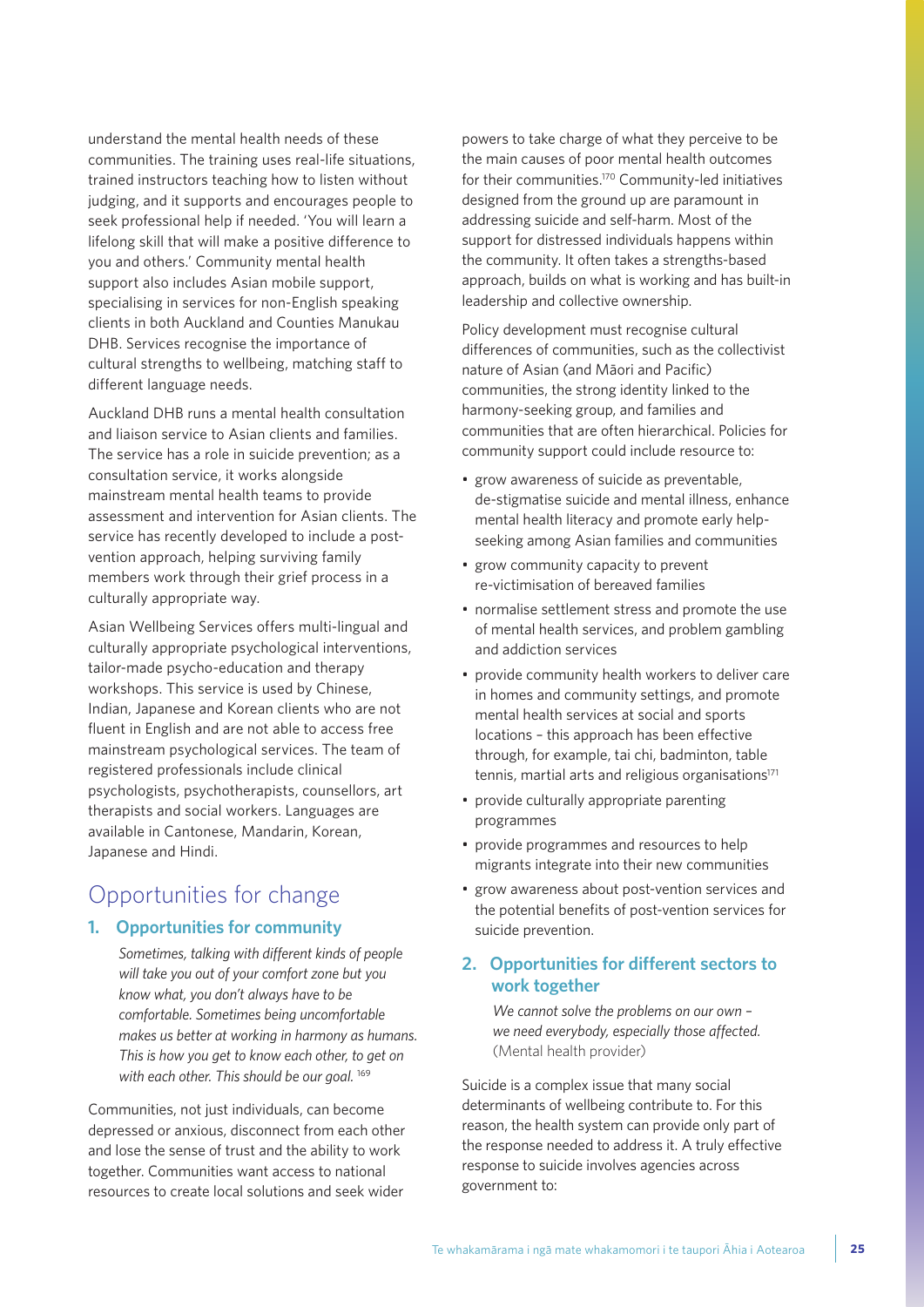understand the mental health needs of these communities. The training uses real-life situations, trained instructors teaching how to listen without judging, and it supports and encourages people to seek professional help if needed. 'You will learn a lifelong skill that will make a positive difference to you and others.' Community mental health support also includes Asian mobile support, specialising in services for non-English speaking clients in both Auckland and Counties Manukau DHB. Services recognise the importance of cultural strengths to wellbeing, matching staff to different language needs.

Auckland DHB runs a mental health consultation and liaison service to Asian clients and families. The service has a role in suicide prevention; as a consultation service, it works alongside mainstream mental health teams to provide assessment and intervention for Asian clients. The service has recently developed to include a post-vention approach, helping surviving family members work through their grief process in a culturally appropriate way.

Asian Wellbeing Services offers multi-lingual and culturally appropriate psychological interventions, tailor-made psycho-education and therapy workshops. This service is used by Chinese, Indian, Japanese and Korean clients who are not fluent in English and are not able to access free mainstream psychological services. The team of registered professionals include clinical psychologists, psychotherapists, counsellors, art therapists and social workers. Languages are available in Cantonese, Mandarin, Korean, Japanese and Hindi.

## Opportunities for change

### 1. Opportunities for community

*Sometimes, talking with different kinds of people will take you out of your comfort zone but you know what, you don't always have to be comfortable. Sometimes being uncomfortable makes us better at working in harmony as humans. This is how you get to know each other, to get on with each other. This should be our goal.* [169]

Communities, not just individuals, can become depressed or anxious, disconnect from each other and lose the sense of trust and the ability to work together. Communities want access to national resources to create local solutions and seek wider powers to take charge of what they perceive to be the main causes of poor mental health outcomes for their communities.[170] Community-led initiatives designed from the ground up are paramount in addressing suicide and self-harm. Most of the support for distressed individuals happens within the community. It often takes a strengths-based approach, builds on what is working and has built-in leadership and collective ownership.

Policy development must recognise cultural differences of communities, such as the collectivist nature of Asian (and Māori and Pacific) communities, the strong identity linked to the harmony-seeking group, and families and communities that are often hierarchical. Policies for community support could include resource to:

- grow awareness of suicide as preventable, de-stigmatise suicide and mental illness, enhance mental health literacy and promote early help-seeking among Asian families and communities
- grow community capacity to prevent re-victimisation of bereaved families
- normalise settlement stress and promote the use of mental health services, and problem gambling and addiction services
- provide community health workers to deliver care in homes and community settings, and promote mental health services at social and sports locations – this approach has been effective through, for example, tai chi, badminton, table tennis, martial arts and religious organisations[171]
- provide culturally appropriate parenting programmes
- provide programmes and resources to help migrants integrate into their new communities
- grow awareness about post-vention services and the potential benefits of post-vention services for suicide prevention.

### 2. Opportunities for different sectors to work together

*We cannot solve the problems on our own – we need everybody, especially those affected.* (Mental health provider)

Suicide is a complex issue that many social determinants of wellbeing contribute to. For this reason, the health system can provide only part of the response needed to address it. A truly effective response to suicide involves agencies across government to: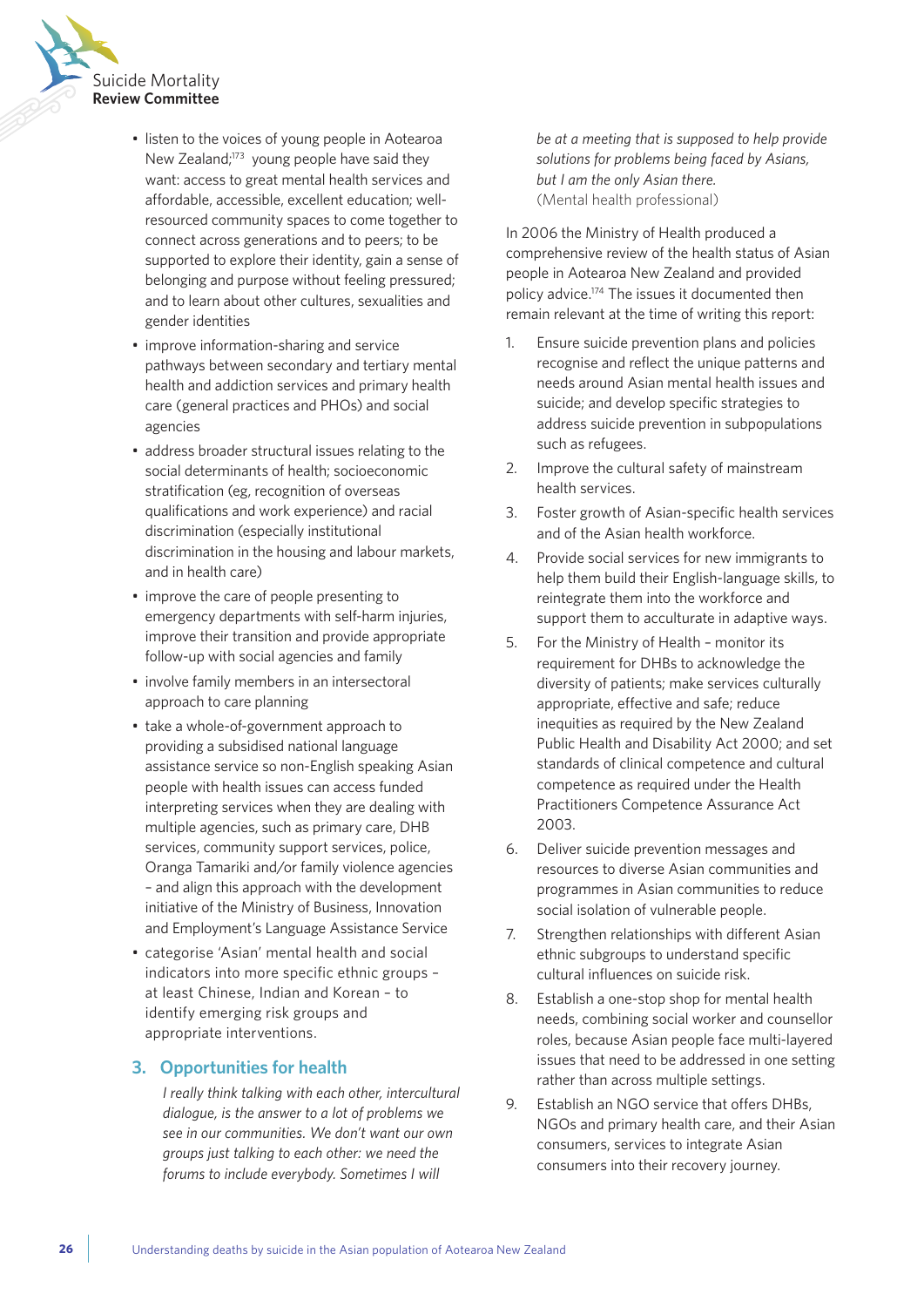- listen to the voices of young people in Aotearoa New Zealand;[173] young people have said they want: access to great mental health services and affordable, accessible, excellent education; well-resourced community spaces to come together to connect across generations and to peers; to be supported to explore their identity, gain a sense of belonging and purpose without feeling pressured; and to learn about other cultures, sexualities and gender identities
- improve information-sharing and service pathways between secondary and tertiary mental health and addiction services and primary health care (general practices and PHOs) and social agencies
- address broader structural issues relating to the social determinants of health; socioeconomic stratification (eg, recognition of overseas qualifications and work experience) and racial discrimination (especially institutional discrimination in the housing and labour markets, and in health care)
- improve the care of people presenting to emergency departments with self-harm injuries, improve their transition and provide appropriate follow-up with social agencies and family
- involve family members in an intersectoral approach to care planning
- take a whole-of-government approach to providing a subsidised national language assistance service so non-English speaking Asian people with health issues can access funded interpreting services when they are dealing with multiple agencies, such as primary care, DHB services, community support services, police, Oranga Tamariki and/or family violence agencies – and align this approach with the development initiative of the Ministry of Business, Innovation and Employment's Language Assistance Service
- categorise 'Asian' mental health and social indicators into more specific ethnic groups – at least Chinese, Indian and Korean – to identify emerging risk groups and appropriate interventions.

## 3. Opportunities for health

*I really think talking with each other, intercultural dialogue, is the answer to a lot of problems we see in our communities. We don't want our own groups just talking to each other: we need the forums to include everybody. Sometimes I will be at a meeting that is supposed to help provide solutions for problems being faced by Asians, but I am the only Asian there.*
(Mental health professional)

In 2006 the Ministry of Health produced a comprehensive review of the health status of Asian people in Aotearoa New Zealand and provided policy advice.[174] The issues it documented then remain relevant at the time of writing this report:

1. Ensure suicide prevention plans and policies recognise and reflect the unique patterns and needs around Asian mental health issues and suicide; and develop specific strategies to address suicide prevention in subpopulations such as refugees.
2. Improve the cultural safety of mainstream health services.
3. Foster growth of Asian-specific health services and of the Asian health workforce.
4. Provide social services for new immigrants to help them build their English-language skills, to reintegrate them into the workforce and support them to acculturate in adaptive ways.
5. For the Ministry of Health – monitor its requirement for DHBs to acknowledge the diversity of patients; make services culturally appropriate, effective and safe; reduce inequities as required by the New Zealand Public Health and Disability Act 2000; and set standards of clinical competence and cultural competence as required under the Health Practitioners Competence Assurance Act 2003.
6. Deliver suicide prevention messages and resources to diverse Asian communities and programmes in Asian communities to reduce social isolation of vulnerable people.
7. Strengthen relationships with different Asian ethnic subgroups to understand specific cultural influences on suicide risk.
8. Establish a one-stop shop for mental health needs, combining social worker and counsellor roles, because Asian people face multi-layered issues that need to be addressed in one setting rather than across multiple settings.
9. Establish an NGO service that offers DHBs, NGOs and primary health care, and their Asian consumers, services to integrate Asian consumers into their recovery journey.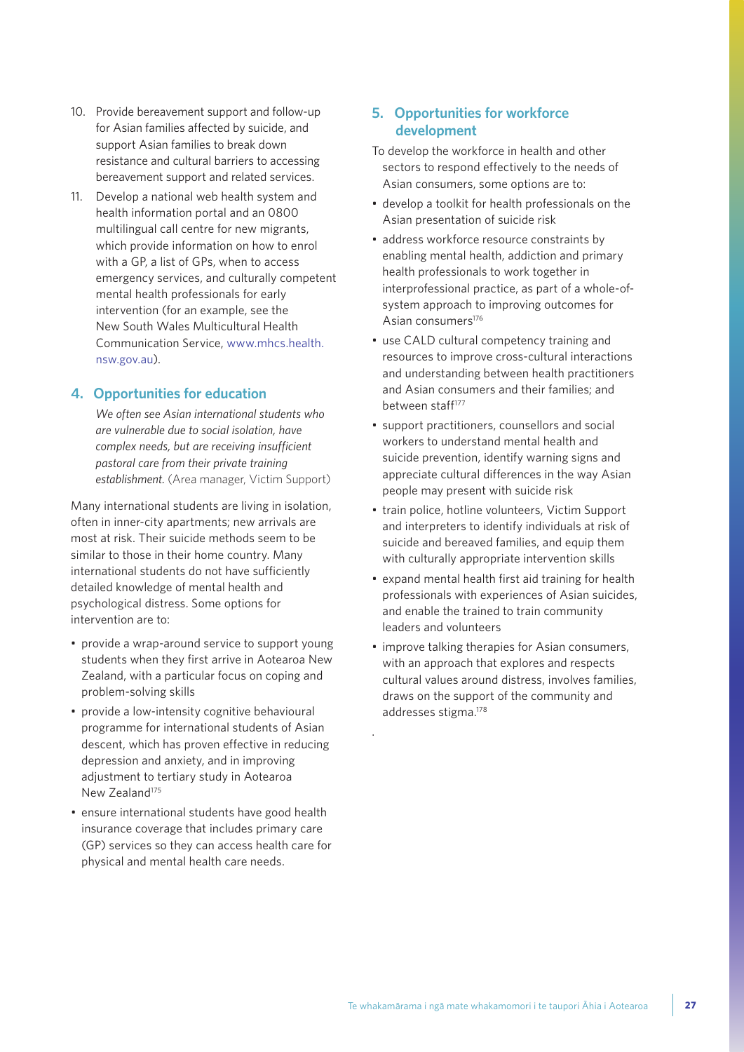10. Provide bereavement support and follow-up for Asian families affected by suicide, and support Asian families to break down resistance and cultural barriers to accessing bereavement support and related services.
11. Develop a national web health system and health information portal and an 0800 multilingual call centre for new migrants, which provide information on how to enrol with a GP, a list of GPs, when to access emergency services, and culturally competent mental health professionals for early intervention (for an example, see the New South Wales Multicultural Health Communication Service, www.mhcs.health.nsw.gov.au).

## 4. Opportunities for education

*We often see Asian international students who are vulnerable due to social isolation, have complex needs, but are receiving insufficient pastoral care from their private training establishment.* (Area manager, Victim Support)

Many international students are living in isolation, often in inner-city apartments; new arrivals are most at risk. Their suicide methods seem to be similar to those in their home country. Many international students do not have sufficiently detailed knowledge of mental health and psychological distress. Some options for intervention are to:

- provide a wrap-around service to support young students when they first arrive in Aotearoa New Zealand, with a particular focus on coping and problem-solving skills
- provide a low-intensity cognitive behavioural programme for international students of Asian descent, which has proven effective in reducing depression and anxiety, and in improving adjustment to tertiary study in Aotearoa New Zealand[175]
- ensure international students have good health insurance coverage that includes primary care (GP) services so they can access health care for physical and mental health care needs.

## 5. Opportunities for workforce development

To develop the workforce in health and other sectors to respond effectively to the needs of Asian consumers, some options are to:

- develop a toolkit for health professionals on the Asian presentation of suicide risk
- address workforce resource constraints by enabling mental health, addiction and primary health professionals to work together in interprofessional practice, as part of a whole-of-system approach to improving outcomes for Asian consumers[176]
- use CALD cultural competency training and resources to improve cross-cultural interactions and understanding between health practitioners and Asian consumers and their families; and between staff[177]
- support practitioners, counsellors and social workers to understand mental health and suicide prevention, identify warning signs and appreciate cultural differences in the way Asian people may present with suicide risk
- train police, hotline volunteers, Victim Support and interpreters to identify individuals at risk of suicide and bereaved families, and equip them with culturally appropriate intervention skills
- expand mental health first aid training for health professionals with experiences of Asian suicides, and enable the trained to train community leaders and volunteers
- improve talking therapies for Asian consumers, with an approach that explores and respects cultural values around distress, involves families, draws on the support of the community and addresses stigma.[178]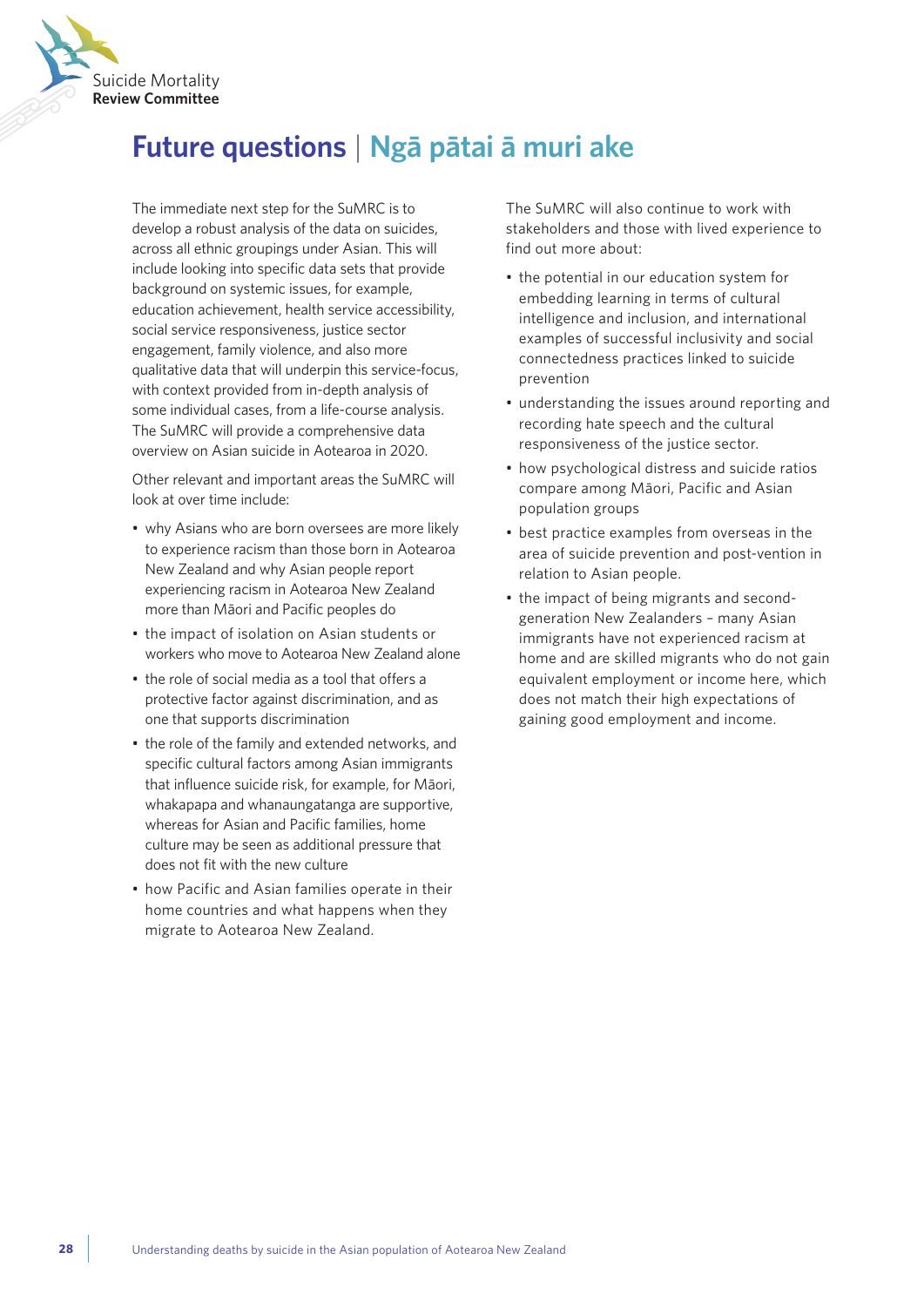# Future questions | Ngā pātai ā muri ake

The immediate next step for the SuMRC is to develop a robust analysis of the data on suicides, across all ethnic groupings under Asian. This will include looking into specific data sets that provide background on systemic issues, for example, education achievement, health service accessibility, social service responsiveness, justice sector engagement, family violence, and also more qualitative data that will underpin this service-focus, with context provided from in-depth analysis of some individual cases, from a life-course analysis. The SuMRC will provide a comprehensive data overview on Asian suicide in Aotearoa in 2020.

Other relevant and important areas the SuMRC will look at over time include:

- why Asians who are born oversees are more likely to experience racism than those born in Aotearoa New Zealand and why Asian people report experiencing racism in Aotearoa New Zealand more than Māori and Pacific peoples do
- the impact of isolation on Asian students or workers who move to Aotearoa New Zealand alone
- the role of social media as a tool that offers a protective factor against discrimination, and as one that supports discrimination
- the role of the family and extended networks, and specific cultural factors among Asian immigrants that influence suicide risk, for example, for Māori, whakapapa and whanaungatanga are supportive, whereas for Asian and Pacific families, home culture may be seen as additional pressure that does not fit with the new culture
- how Pacific and Asian families operate in their home countries and what happens when they migrate to Aotearoa New Zealand.

The SuMRC will also continue to work with stakeholders and those with lived experience to find out more about:

- the potential in our education system for embedding learning in terms of cultural intelligence and inclusion, and international examples of successful inclusivity and social connectedness practices linked to suicide prevention
- understanding the issues around reporting and recording hate speech and the cultural responsiveness of the justice sector.
- how psychological distress and suicide ratios compare among Māori, Pacific and Asian population groups
- best practice examples from overseas in the area of suicide prevention and post-vention in relation to Asian people.
- the impact of being migrants and second-generation New Zealanders – many Asian immigrants have not experienced racism at home and are skilled migrants who do not gain equivalent employment or income here, which does not match their high expectations of gaining good employment and income.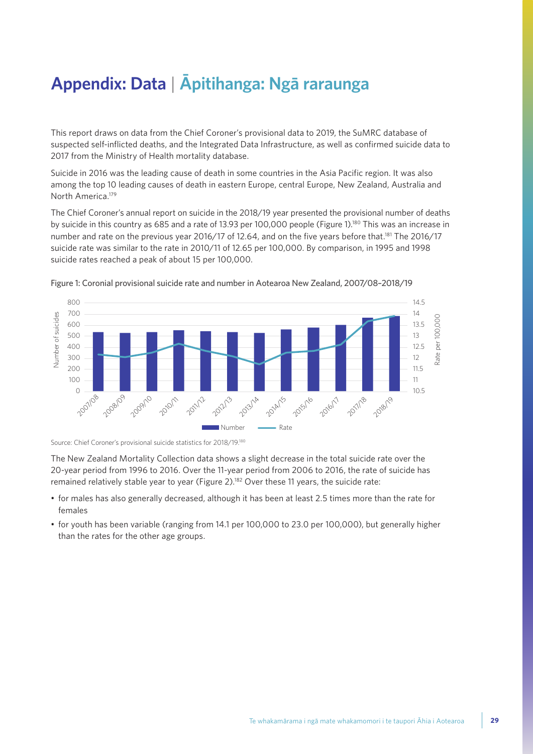# Appendix: Data | Āpitihanga: Ngā raraunga

This report draws on data from the Chief Coroner's provisional data to 2019, the SuMRC database of suspected self-inflicted deaths, and the Integrated Data Infrastructure, as well as confirmed suicide data to 2017 from the Ministry of Health mortality database.

Suicide in 2016 was the leading cause of death in some countries in the Asia Pacific region. It was also among the top 10 leading causes of death in eastern Europe, central Europe, New Zealand, Australia and North America.[179]

The Chief Coroner's annual report on suicide in the 2018/19 year presented the provisional number of deaths by suicide in this country as 685 and a rate of 13.93 per 100,000 people (Figure 1).[180] This was an increase in number and rate on the previous year 2016/17 of 12.64, and on the five years before that.[181] The 2016/17 suicide rate was similar to the rate in 2010/11 of 12.65 per 100,000. By comparison, in 1995 and 1998 suicide rates reached a peak of about 15 per 100,000.

Figure 1: Coronial provisional suicide rate and number in Aotearoa New Zealand, 2007/08–2018/19

Number of suicides
800
700
600
500
400
300
200
100
0

Rate per 100,000
14.5
14
13.5
13
12.5
12
11.5
11
10.5

2007/08
2008/09
2009/10
2010/11
2011/12
2012/13
2013/14
2014/15
2015/16
2016/17
2017/18
2018/19

Number
Rate

Source: Chief Coroner's provisional suicide statistics for 2018/19.[180]

The New Zealand Mortality Collection data shows a slight decrease in the total suicide rate over the 20-year period from 1996 to 2016. Over the 11-year period from 2006 to 2016, the rate of suicide has remained relatively stable year to year (Figure 2).[182] Over these 11 years, the suicide rate:

- for males has also generally decreased, although it has been at least 2.5 times more than the rate for females
- for youth has been variable (ranging from 14.1 per 100,000 to 23.0 per 100,000), but generally higher than the rates for the other age groups.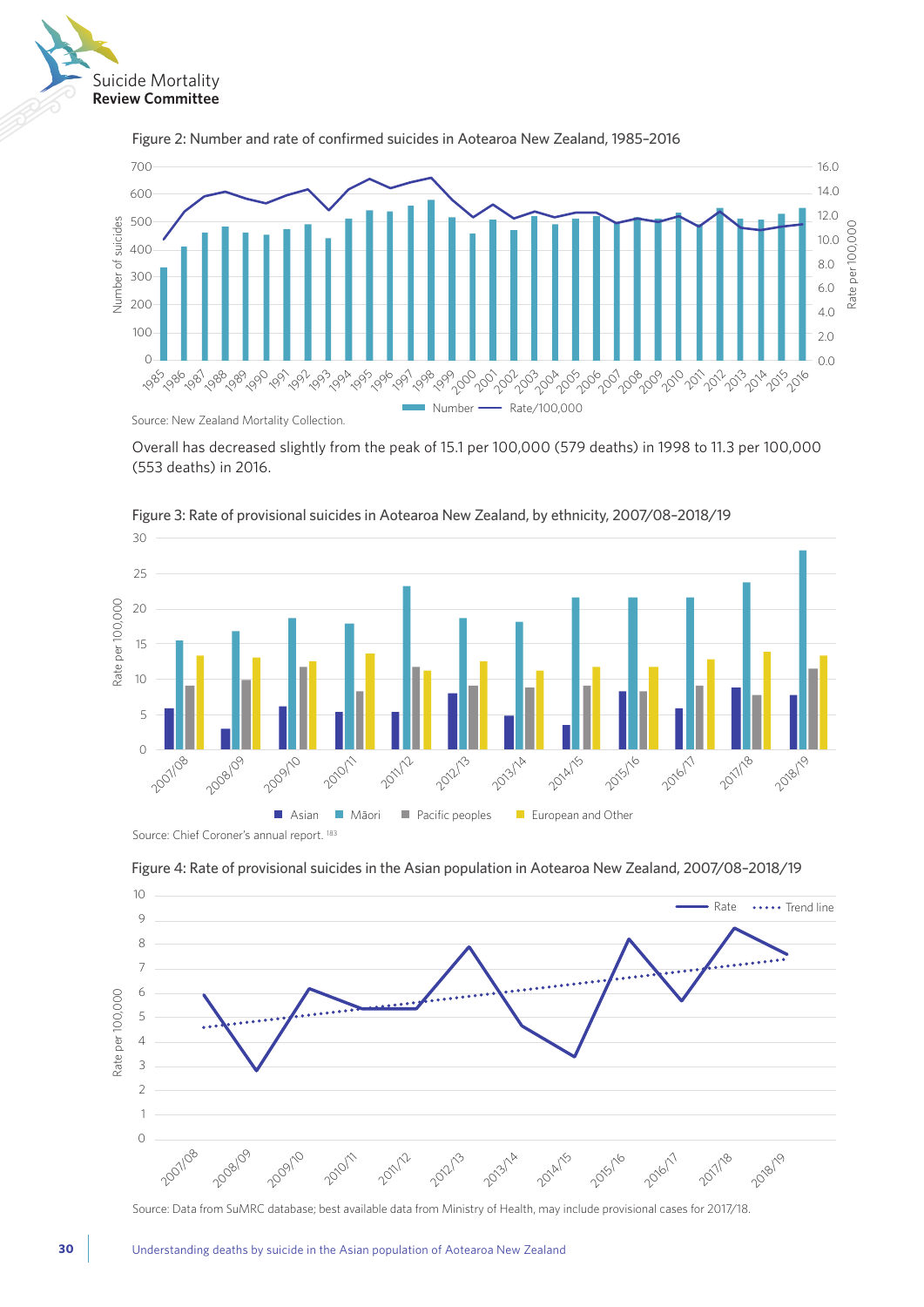Figure 2: Number and rate of confirmed suicides in Aotearoa New Zealand, 1985–2016

700
600
500
400
300
200
100
0

Number of suicides

16.0
14.0
12.0
10.0
8.0
6.0
4.0
2.0
0.0

Rate per 100,000

1985 1986 1987 1988 1989 1990 1991 1992 1993 1994 1995 1996 1997 1998 1999 2000 2001 2002 2003 2004 2005 2006 2007 2008 2009 2010 2011 2012 2013 2014 2015 2016

Number — Rate/100,000

Source: New Zealand Mortality Collection.

Overall has decreased slightly from the peak of 15.1 per 100,000 (579 deaths) in 1998 to 11.3 per 100,000 (553 deaths) in 2016.

Figure 3: Rate of provisional suicides in Aotearoa New Zealand, by ethnicity, 2007/08–2018/19

30
25
20
15
10
5
0

Rate per 100,000

2007/08 2008/09 2009/10 2010/11 2011/12 2012/13 2013/14 2014/15 2015/16 2016/17 2017/18 2018/19

Asian Māori Pacific peoples European and Other

Source: Chief Coroner's annual report. [183]

Figure 4: Rate of provisional suicides in the Asian population in Aotearoa New Zealand, 2007/08–2018/19

10
9
8
7
6
5
4
3
2
1
0

Rate per 100,000

Rate Trend line

2007/08 2008/09 2009/10 2010/11 2011/12 2012/13 2013/14 2014/15 2015/16 2016/17 2017/18 2018/19

Source: Data from SuMRC database; best available data from Ministry of Health, may include provisional cases for 2017/18.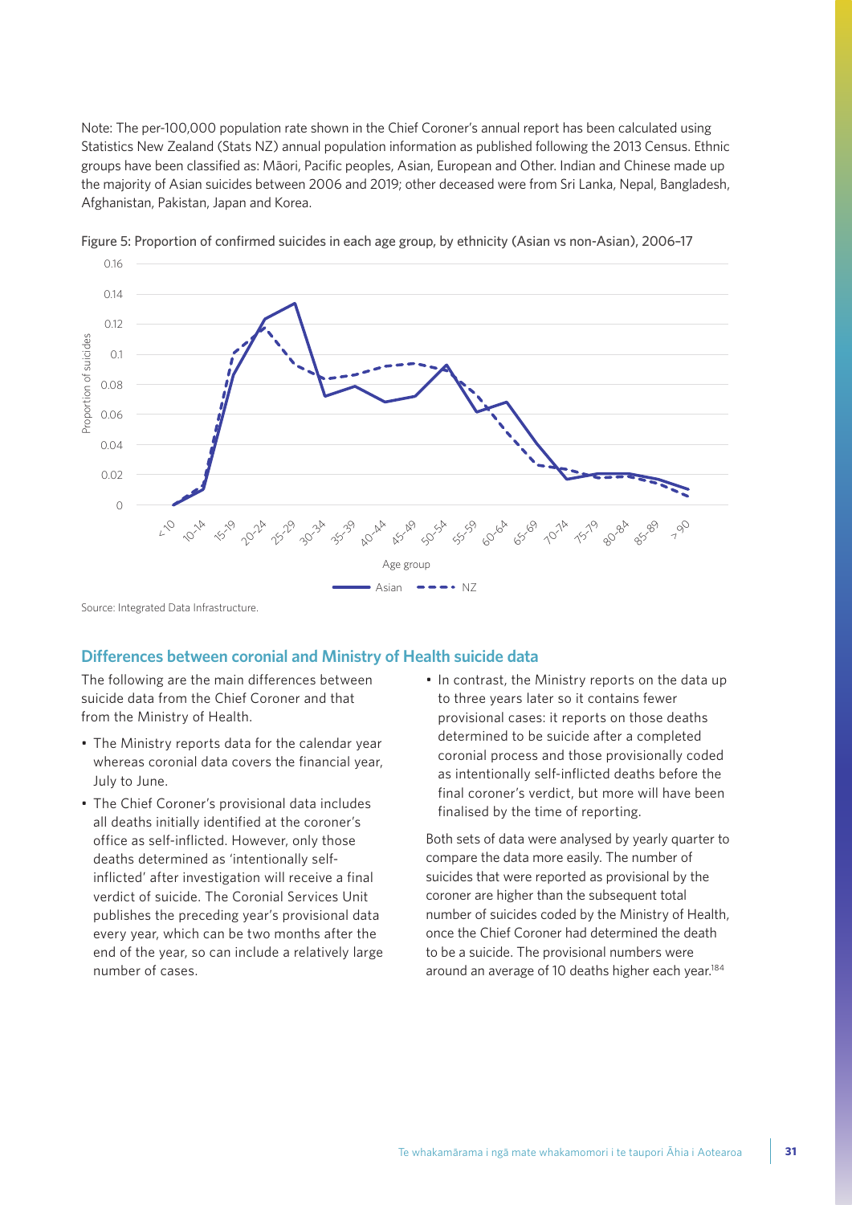Note: The per-100,000 population rate shown in the Chief Coroner's annual report has been calculated using Statistics New Zealand (Stats NZ) annual population information as published following the 2013 Census. Ethnic groups have been classified as: Māori, Pacific peoples, Asian, European and Other. Indian and Chinese made up the majority of Asian suicides between 2006 and 2019; other deceased were from Sri Lanka, Nepal, Bangladesh, Afghanistan, Pakistan, Japan and Korea.

Figure 5: Proportion of confirmed suicides in each age group, by ethnicity (Asian vs non-Asian), 2006–17

Proportion of suicides

0.16
0.14
0.12
0.1
0.08
0.06
0.04
0.02
0

<10
10–14
15–19
20–24
25–29
30–34
35–39
40–44
45–49
50–54
55–59
60–64
65–69
70–74
75–79
80–84
85–89
>90

Age group

Asian
NZ

Source: Integrated Data Infrastructure.

### Differences between coronial and Ministry of Health suicide data

The following are the main differences between suicide data from the Chief Coroner and that from the Ministry of Health.

- The Ministry reports data for the calendar year whereas coronial data covers the financial year, July to June.
- The Chief Coroner's provisional data includes all deaths initially identified at the coroner's office as self-inflicted. However, only those deaths determined as 'intentionally self-inflicted' after investigation will receive a final verdict of suicide. The Coronial Services Unit publishes the preceding year's provisional data every year, which can be two months after the end of the year, so can include a relatively large number of cases.
- In contrast, the Ministry reports on the data up to three years later so it contains fewer provisional cases: it reports on those deaths determined to be suicide after a completed coronial process and those provisionally coded as intentionally self-inflicted deaths before the final coroner's verdict, but more will have been finalised by the time of reporting.

Both sets of data were analysed by yearly quarter to compare the data more easily. The number of suicides that were reported as provisional by the coroner are higher than the subsequent total number of suicides coded by the Ministry of Health, once the Chief Coroner had determined the death to be a suicide. The provisional numbers were around an average of 10 deaths higher each year.[184]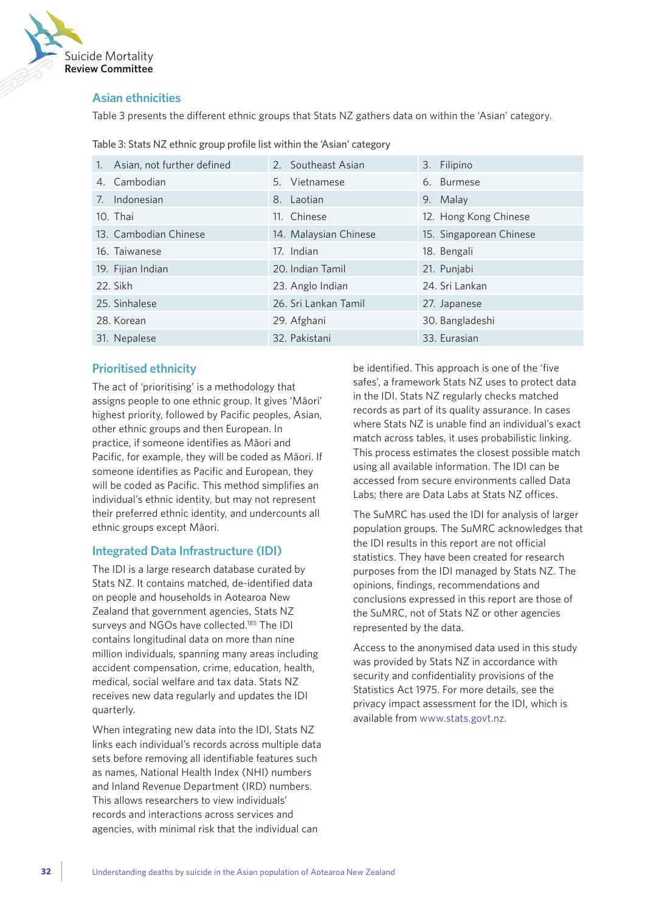## Asian ethnicities

Table 3 presents the different ethnic groups that Stats NZ gathers data on within the 'Asian' category.

Table 3: Stats NZ ethnic group profile list within the 'Asian' category

| | | |
|---|---|---|
| 1. Asian, not further defined | 2. Southeast Asian | 3. Filipino |
| 4. Cambodian | 5. Vietnamese | 6. Burmese |
| 7. Indonesian | 8. Laotian | 9. Malay |
| 10. Thai | 11. Chinese | 12. Hong Kong Chinese |
| 13. Cambodian Chinese | 14. Malaysian Chinese | 15. Singaporean Chinese |
| 16. Taiwanese | 17. Indian | 18. Bengali |
| 19. Fijian Indian | 20. Indian Tamil | 21. Punjabi |
| 22. Sikh | 23. Anglo Indian | 24. Sri Lankan |
| 25. Sinhalese | 26. Sri Lankan Tamil | 27. Japanese |
| 28. Korean | 29. Afghani | 30. Bangladeshi |
| 31. Nepalese | 32. Pakistani | 33. Eurasian |

## Prioritised ethnicity

The act of 'prioritising' is a methodology that assigns people to one ethnic group. It gives 'Māori' highest priority, followed by Pacific peoples, Asian, other ethnic groups and then European. In practice, if someone identifies as Māori and Pacific, for example, they will be coded as Māori. If someone identifies as Pacific and European, they will be coded as Pacific. This method simplifies an individual's ethnic identity, but may not represent their preferred ethnic identity, and undercounts all ethnic groups except Māori.

## Integrated Data Infrastructure (IDI)

The IDI is a large research database curated by Stats NZ. It contains matched, de-identified data on people and households in Aotearoa New Zealand that government agencies, Stats NZ surveys and NGOs have collected.[185] The IDI contains longitudinal data on more than nine million individuals, spanning many areas including accident compensation, crime, education, health, medical, social welfare and tax data. Stats NZ receives new data regularly and updates the IDI quarterly.

When integrating new data into the IDI, Stats NZ links each individual's records across multiple data sets before removing all identifiable features such as names, National Health Index (NHI) numbers and Inland Revenue Department (IRD) numbers. This allows researchers to view individuals' records and interactions across services and agencies, with minimal risk that the individual can be identified. This approach is one of the 'five safes', a framework Stats NZ uses to protect data in the IDI. Stats NZ regularly checks matched records as part of its quality assurance. In cases where Stats NZ is unable find an individual's exact match across tables, it uses probabilistic linking. This process estimates the closest possible match using all available information. The IDI can be accessed from secure environments called Data Labs; there are Data Labs at Stats NZ offices.

The SuMRC has used the IDI for analysis of larger population groups. The SuMRC acknowledges that the IDI results in this report are not official statistics. They have been created for research purposes from the IDI managed by Stats NZ. The opinions, findings, recommendations and conclusions expressed in this report are those of the SuMRC, not of Stats NZ or other agencies represented by the data.

Access to the anonymised data used in this study was provided by Stats NZ in accordance with security and confidentiality provisions of the Statistics Act 1975. For more details, see the privacy impact assessment for the IDI, which is available from www.stats.govt.nz.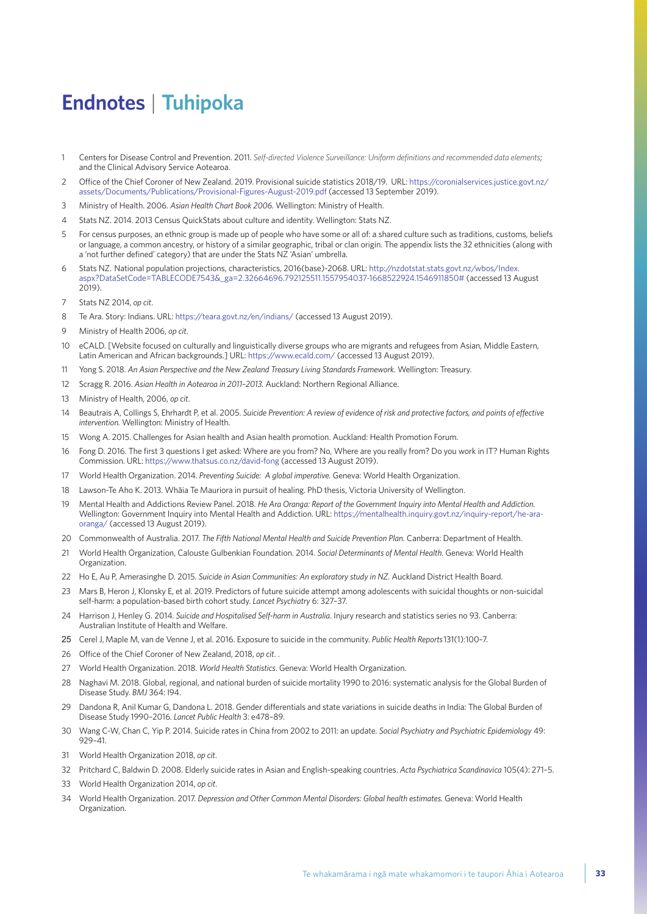# Endnotes | Tuhipoka

1. Centers for Disease Control and Prevention. 2011. *Self-directed Violence Surveillance: Uniform definitions and recommended data elements*; and the Clinical Advisory Service Aotearoa.
2. Office of the Chief Coroner of New Zealand. 2019. Provisional suicide statistics 2018/19. URL: https://coronialservices.justice.govt.nz/assets/Documents/Publications/Provisional-Figures-August-2019.pdf (accessed 13 September 2019).
3. Ministry of Health. 2006. *Asian Health Chart Book 2006.* Wellington: Ministry of Health.
4. Stats NZ. 2014. 2013 Census QuickStats about culture and identity. Wellington: Stats NZ.
5. For census purposes, an ethnic group is made up of people who have some or all of: a shared culture such as traditions, customs, beliefs or language, a common ancestry, or history of a similar geographic, tribal or clan origin. The appendix lists the 32 ethnicities (along with a 'not further defined' category) that are under the Stats NZ 'Asian' umbrella.
6. Stats NZ. National population projections, characteristics, 2016(base)-2068. URL: http://nzdotstat.stats.govt.nz/wbos/Index.aspx?DataSetCode=TABLECODE7543&_ga=2.32664696.792125511.1557954037-1668522924.1546911850# (accessed 13 August 2019).
7. Stats NZ 2014, *op cit*.
8. Te Ara. Story: Indians. URL: https://teara.govt.nz/en/indians/ (accessed 13 August 2019).
9. Ministry of Health 2006, *op cit*.
10. eCALD. [Website focused on culturally and linguistically diverse groups who are migrants and refugees from Asian, Middle Eastern, Latin American and African backgrounds.] URL: https://www.ecald.com/ (accessed 13 August 2019).
11. Yong S. 2018. *An Asian Perspective and the New Zealand Treasury Living Standards Framework.* Wellington: Treasury.
12. Scragg R. 2016. *Asian Health in Aotearoa in 2011–2013.* Auckland: Northern Regional Alliance.
13. Ministry of Health, 2006, *op cit*.
14. Beautrais A, Collings S, Ehrhardt P, et al. 2005. *Suicide Prevention: A review of evidence of risk and protective factors, and points of effective intervention.* Wellington: Ministry of Health.
15. Wong A. 2015. Challenges for Asian health and Asian health promotion. Auckland: Health Promotion Forum.
16. Fong D. 2016. The first 3 questions I get asked: Where are you from? No, Where are you really from? Do you work in IT? Human Rights Commission. URL: https://www.thatsus.co.nz/david-fong (accessed 13 August 2019).
17. World Health Organization. 2014. *Preventing Suicide: A global imperative.* Geneva: World Health Organization.
18. Lawson-Te Aho K. 2013. Whāia Te Mauriora in pursuit of healing. PhD thesis, Victoria University of Wellington.
19. Mental Health and Addictions Review Panel. 2018. *He Ara Oranga: Report of the Government Inquiry into Mental Health and Addiction.* Wellington: Government Inquiry into Mental Health and Addiction. URL: https://mentalhealth.inquiry.govt.nz/inquiry-report/he-ara-oranga/ (accessed 13 August 2019).
20. Commonwealth of Australia. 2017. *The Fifth National Mental Health and Suicide Prevention Plan.* Canberra: Department of Health.
21. World Health Organization, Calouste Gulbenkian Foundation. 2014. *Social Determinants of Mental Health.* Geneva: World Health Organization.
22. Ho E, Au P, Amerasinghe D. 2015. *Suicide in Asian Communities: An exploratory study in NZ.* Auckland District Health Board.
23. Mars B, Heron J, Klonsky E, et al. 2019. Predictors of future suicide attempt among adolescents with suicidal thoughts or non-suicidal self-harm: a population-based birth cohort study. *Lancet Psychiatry* 6: 327–37.
24. Harrison J, Henley G. 2014. *Suicide and Hospitalised Self-harm in Australia*. Injury research and statistics series no 93. Canberra: Australian Institute of Health and Welfare.
25. Cerel J, Maple M, van de Venne J, et al. 2016. Exposure to suicide in the community. *Public Health Reports* 131(1):100–7.
26. Office of the Chief Coroner of New Zealand, 2018, *op cit*. .
27. World Health Organization. 2018. *World Health Statistics*. Geneva: World Health Organization.
28. Naghavi M. 2018. Global, regional, and national burden of suicide mortality 1990 to 2016: systematic analysis for the Global Burden of Disease Study. *BMJ* 364: l94.
29. Dandona R, Anil Kumar G, Dandona L. 2018. Gender differentials and state variations in suicide deaths in India: The Global Burden of Disease Study 1990–2016. *Lancet Public Health* 3: e478–89.
30. Wang C-W, Chan C, Yip P. 2014. Suicide rates in China from 2002 to 2011: an update. *Social Psychiatry and Psychiatric Epidemiology* 49: 929–41.
31. World Health Organization 2018, *op cit*.
32. Pritchard C, Baldwin D. 2008. Elderly suicide rates in Asian and English-speaking countries. *Acta Psychiatrica Scandinavica* 105(4): 271–5.
33. World Health Organization 2014, *op cit*.
34. World Health Organization. 2017. *Depression and Other Common Mental Disorders: Global health estimates.* Geneva: World Health Organization.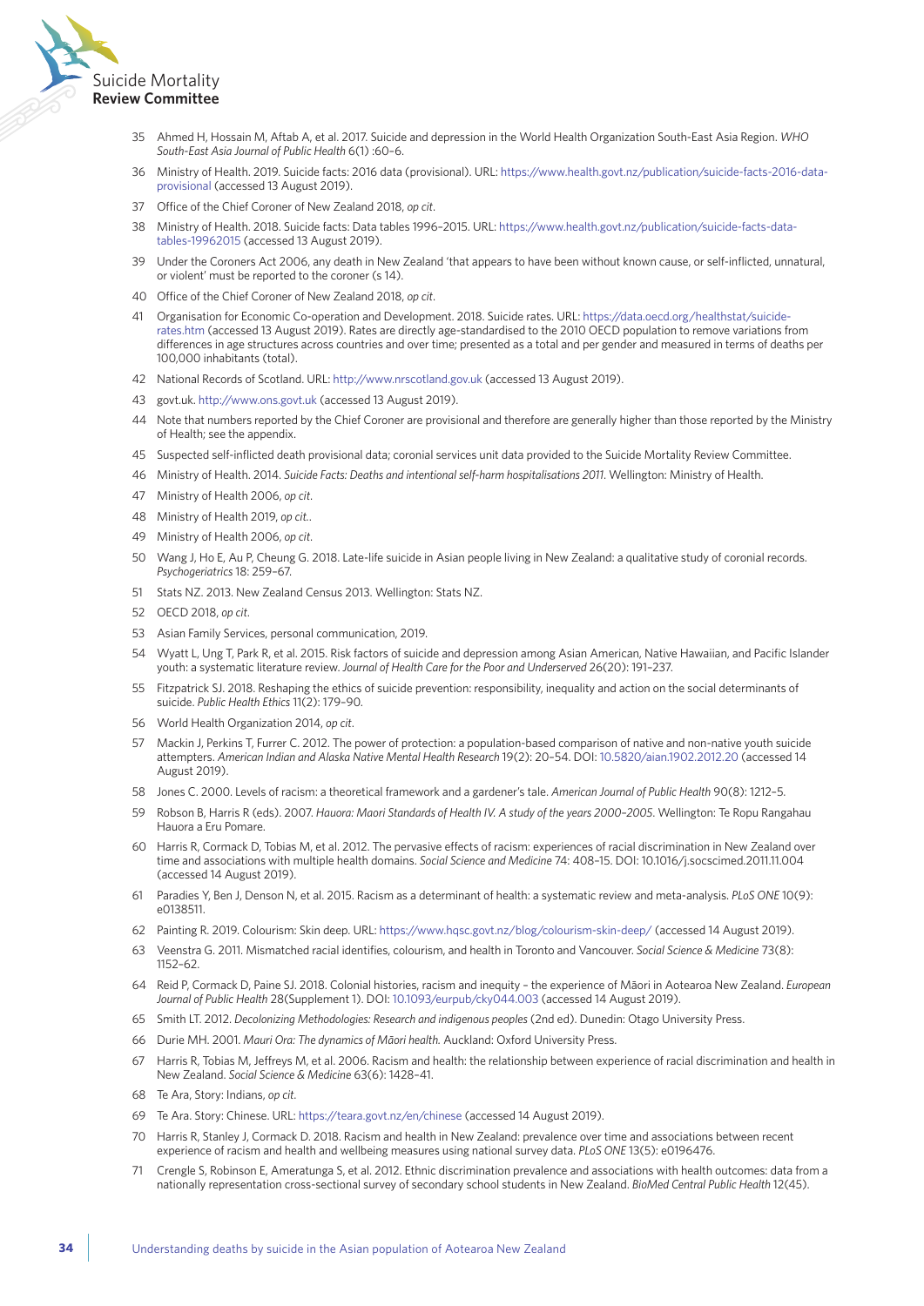35 Ahmed H, Hossain M, Aftab A, et al. 2017. Suicide and depression in the World Health Organization South-East Asia Region. *WHO South-East Asia Journal of Public Health* 6(1) :60–6.

36 Ministry of Health. 2019. Suicide facts: 2016 data (provisional). URL: https://www.health.govt.nz/publication/suicide-facts-2016-data-provisional (accessed 13 August 2019).

37 Office of the Chief Coroner of New Zealand 2018, *op cit*.

38 Ministry of Health. 2018. Suicide facts: Data tables 1996–2015. URL: https://www.health.govt.nz/publication/suicide-facts-data-tables-19962015 (accessed 13 August 2019).

39 Under the Coroners Act 2006, any death in New Zealand 'that appears to have been without known cause, or self-inflicted, unnatural, or violent' must be reported to the coroner (s 14).

40 Office of the Chief Coroner of New Zealand 2018, *op cit*.

41 Organisation for Economic Co-operation and Development. 2018. Suicide rates. URL: https://data.oecd.org/healthstat/suicide-rates.htm (accessed 13 August 2019). Rates are directly age-standardised to the 2010 OECD population to remove variations from differences in age structures across countries and over time; presented as a total and per gender and measured in terms of deaths per 100,000 inhabitants (total).

42 National Records of Scotland. URL: http://www.nrscotland.gov.uk (accessed 13 August 2019).

43 govt.uk. http://www.ons.govt.uk (accessed 13 August 2019).

44 Note that numbers reported by the Chief Coroner are provisional and therefore are generally higher than those reported by the Ministry of Health; see the appendix.

45 Suspected self-inflicted death provisional data; coronial services unit data provided to the Suicide Mortality Review Committee.

46 Ministry of Health. 2014. *Suicide Facts: Deaths and intentional self-harm hospitalisations 2011*. Wellington: Ministry of Health.

47 Ministry of Health 2006, *op cit*.

48 Ministry of Health 2019, *op cit.*.

49 Ministry of Health 2006, *op cit*.

50 Wang J, Ho E, Au P, Cheung G. 2018. Late-life suicide in Asian people living in New Zealand: a qualitative study of coronial records. *Psychogeriatrics* 18: 259–67.

51 Stats NZ. 2013. New Zealand Census 2013. Wellington: Stats NZ.

52 OECD 2018, *op cit*.

53 Asian Family Services, personal communication, 2019.

54 Wyatt L, Ung T, Park R, et al. 2015. Risk factors of suicide and depression among Asian American, Native Hawaiian, and Pacific Islander youth: a systematic literature review. *Journal of Health Care for the Poor and Underserved* 26(20): 191–237.

55 Fitzpatrick SJ. 2018. Reshaping the ethics of suicide prevention: responsibility, inequality and action on the social determinants of suicide. *Public Health Ethics* 11(2): 179–90.

56 World Health Organization 2014, *op cit*.

57 Mackin J, Perkins T, Furrer C. 2012. The power of protection: a population-based comparison of native and non-native youth suicide attempters. *American Indian and Alaska Native Mental Health Research* 19(2): 20–54. DOI: 10.5820/aian.1902.2012.20 (accessed 14 August 2019).

58 Jones C. 2000. Levels of racism: a theoretical framework and a gardener's tale. *American Journal of Public Health* 90(8): 1212–5.

59 Robson B, Harris R (eds). 2007. *Hauora: Maori Standards of Health IV. A study of the years 2000–2005*. Wellington: Te Ropu Rangahau Hauora a Eru Pomare.

60 Harris R, Cormack D, Tobias M, et al. 2012. The pervasive effects of racism: experiences of racial discrimination in New Zealand over time and associations with multiple health domains. *Social Science and Medicine* 74: 408–15. DOI: 10.1016/j.socscimed.2011.11.004 (accessed 14 August 2019).

61 Paradies Y, Ben J, Denson N, et al. 2015. Racism as a determinant of health: a systematic review and meta-analysis. *PLoS ONE* 10(9): e0138511.

62 Painting R. 2019. Colourism: Skin deep. URL: https://www.hqsc.govt.nz/blog/colourism-skin-deep/ (accessed 14 August 2019).

63 Veenstra G. 2011. Mismatched racial identifies, colourism, and health in Toronto and Vancouver. *Social Science & Medicine* 73(8): 1152–62.

64 Reid P, Cormack D, Paine SJ. 2018. Colonial histories, racism and inequity – the experience of Māori in Aotearoa New Zealand. *European Journal of Public Health* 28(Supplement 1). DOI: 10.1093/eurpub/cky044.003 (accessed 14 August 2019).

65 Smith LT. 2012. *Decolonizing Methodologies: Research and indigenous peoples* (2nd ed). Dunedin: Otago University Press.

66 Durie MH. 2001. *Mauri Ora: The dynamics of Māori health.* Auckland: Oxford University Press.

67 Harris R, Tobias M, Jeffreys M, et al. 2006. Racism and health: the relationship between experience of racial discrimination and health in New Zealand. *Social Science & Medicine* 63(6): 1428–41.

68 Te Ara, Story: Indians, *op cit*.

69 Te Ara. Story: Chinese. URL: https://teara.govt.nz/en/chinese (accessed 14 August 2019).

70 Harris R, Stanley J, Cormack D. 2018. Racism and health in New Zealand: prevalence over time and associations between recent experience of racism and health and wellbeing measures using national survey data. *PLoS ONE* 13(5): e0196476.

71 Crengle S, Robinson E, Ameratunga S, et al. 2012. Ethnic discrimination prevalence and associations with health outcomes: data from a nationally representation cross-sectional survey of secondary school students in New Zealand. *BioMed Central Public Health* 12(45).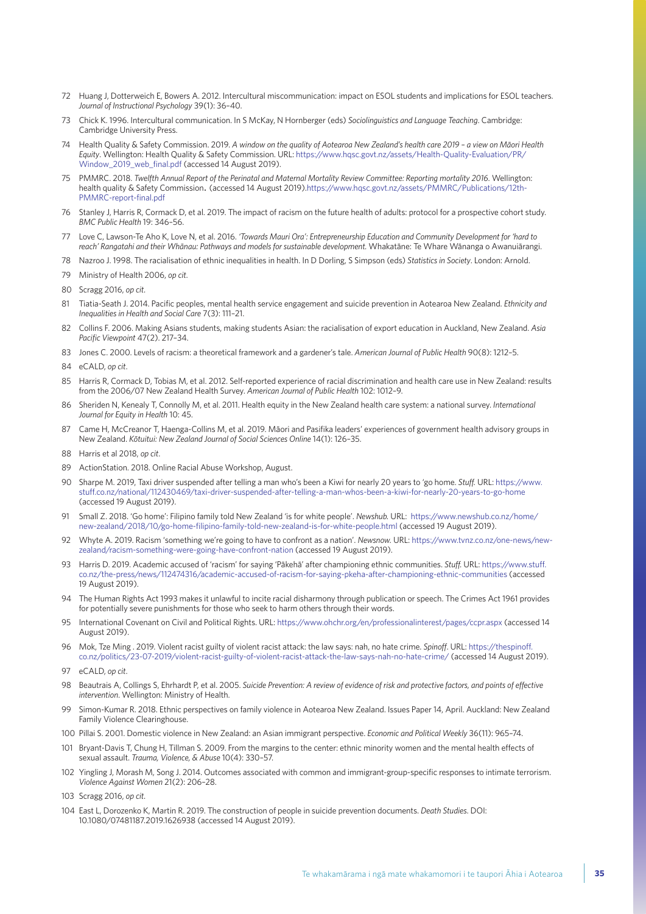72 Huang J, Dotterweich E, Bowers A. 2012. Intercultural miscommunication: impact on ESOL students and implications for ESOL teachers. *Journal of Instructional Psychology* 39(1): 36–40.

73 Chick K. 1996. Intercultural communication. In S McKay, N Hornberger (eds) *Sociolinguistics and Language Teaching*. Cambridge: Cambridge University Press.

74 Health Quality & Safety Commission. 2019. *A window on the quality of Aotearoa New Zealand's health care 2019 – a view on Māori Health Equity*. Wellington: Health Quality & Safety Commission. URL: https://www.hqsc.govt.nz/assets/Health-Quality-Evaluation/PR/Window_2019_web_final.pdf (accessed 14 August 2019).

75 PMMRC. 2018. *Twelfth Annual Report of the Perinatal and Maternal Mortality Review Committee: Reporting mortality 2016*. Wellington: health quality & Safety Commission**.** (accessed 14 August 2019).https://www.hqsc.govt.nz/assets/PMMRC/Publications/12th-PMMRC-report-final.pdf

76 Stanley J, Harris R, Cormack D, et al. 2019. The impact of racism on the future health of adults: protocol for a prospective cohort study. *BMC Public Health* 19: 346–56.

77 Love C, Lawson-Te Aho K, Love N, et al. 2016. *'Towards Mauri Ora': Entrepreneurship Education and Community Development for 'hard to reach' Rangatahi and their Whānau: Pathways and models for sustainable development*. Whakatāne: Te Whare Wānanga o Awanuiārangi.

78 Nazroo J. 1998. The racialisation of ethnic inequalities in health. In D Dorling, S Simpson (eds) *Statistics in Society*. London: Arnold.

79 Ministry of Health 2006, *op cit*.

80 Scragg 2016, *op cit*.

81 Tiatia-Seath J. 2014. Pacific peoples, mental health service engagement and suicide prevention in Aotearoa New Zealand. *Ethnicity and Inequalities in Health and Social Care* 7(3): 111–21.

82 Collins F. 2006. Making Asians students, making students Asian: the racialisation of export education in Auckland, New Zealand. *Asia Pacific Viewpoint* 47(2). 217–34.

83 Jones C. 2000. Levels of racism: a theoretical framework and a gardener's tale. *American Journal of Public Health* 90(8): 1212–5.

84 eCALD, *op cit*.

85 Harris R, Cormack D, Tobias M, et al. 2012. Self-reported experience of racial discrimination and health care use in New Zealand: results from the 2006/07 New Zealand Health Survey. *American Journal of Public Health* 102: 1012–9.

86 Sheriden N, Kenealy T, Connolly M, et al. 2011. Health equity in the New Zealand health care system: a national survey. *International Journal for Equity in Health* 10: 45.

87 Came H, McCreanor T, Haenga-Collins M, et al. 2019. Māori and Pasifika leaders' experiences of government health advisory groups in New Zealand. *Kōtuitui: New Zealand Journal of Social Sciences Online* 14(1): 126–35.

88 Harris et al 2018, *op cit*.

89 ActionStation. 2018. Online Racial Abuse Workshop, August.

90 Sharpe M. 2019, Taxi driver suspended after telling a man who's been a Kiwi for nearly 20 years to 'go home. *Stuff.* URL: https://www.stuff.co.nz/national/112430469/taxi-driver-suspended-after-telling-a-man-whos-been-a-kiwi-for-nearly-20-years-to-go-home (accessed 19 August 2019).

91 Small Z. 2018. 'Go home': Filipino family told New Zealand 'is for white people'. *Newshub.* URL: https://www.newshub.co.nz/home/new-zealand/2018/10/go-home-filipino-family-told-new-zealand-is-for-white-people.html (accessed 19 August 2019).

92 Whyte A. 2019. Racism 'something we're going to have to confront as a nation'. *Newsnow.* URL: https://www.tvnz.co.nz/one-news/new-zealand/racism-something-were-going-have-confront-nation (accessed 19 August 2019).

93 Harris D. 2019. Academic accused of 'racism' for saying 'Pākehā' after championing ethnic communities. *Stuff.* URL: https://www.stuff.co.nz/the-press/news/112474316/academic-accused-of-racism-for-saying-pkeha-after-championing-ethnic-communities (accessed 19 August 2019).

94 The Human Rights Act 1993 makes it unlawful to incite racial disharmony through publication or speech. The Crimes Act 1961 provides for potentially severe punishments for those who seek to harm others through their words.

95 International Covenant on Civil and Political Rights. URL: https://www.ohchr.org/en/professionalinterest/pages/ccpr.aspx (accessed 14 August 2019).

96 Mok, Tze Ming . 2019. Violent racist guilty of violent racist attack: the law says: nah, no hate crime. *Spinoff*. URL: https://thespinoff.co.nz/politics/23-07-2019/violent-racist-guilty-of-violent-racist-attack-the-law-says-nah-no-hate-crime/ (accessed 14 August 2019).

97 eCALD, *op cit*.

98 Beautrais A, Collings S, Ehrhardt P, et al. 2005. *Suicide Prevention: A review of evidence of risk and protective factors, and points of effective intervention*. Wellington: Ministry of Health.

99 Simon-Kumar R. 2018. Ethnic perspectives on family violence in Aotearoa New Zealand. Issues Paper 14, April. Auckland: New Zealand Family Violence Clearinghouse.

100 Pillai S. 2001. Domestic violence in New Zealand: an Asian immigrant perspective. *Economic and Political Weekly* 36(11): 965–74.

101 Bryant-Davis T, Chung H, Tillman S. 2009. From the margins to the center: ethnic minority women and the mental health effects of sexual assault. *Trauma, Violence, & Abuse* 10(4): 330–57.

102 Yingling J, Morash M, Song J. 2014. Outcomes associated with common and immigrant-group-specific responses to intimate terrorism. *Violence Against Women* 21(2): 206–28.

103 Scragg 2016, *op cit*.

104 East L, Dorozenko K, Martin R. 2019. The construction of people in suicide prevention documents. *Death Studies*. DOI: 10.1080/07481187.2019.1626938 (accessed 14 August 2019).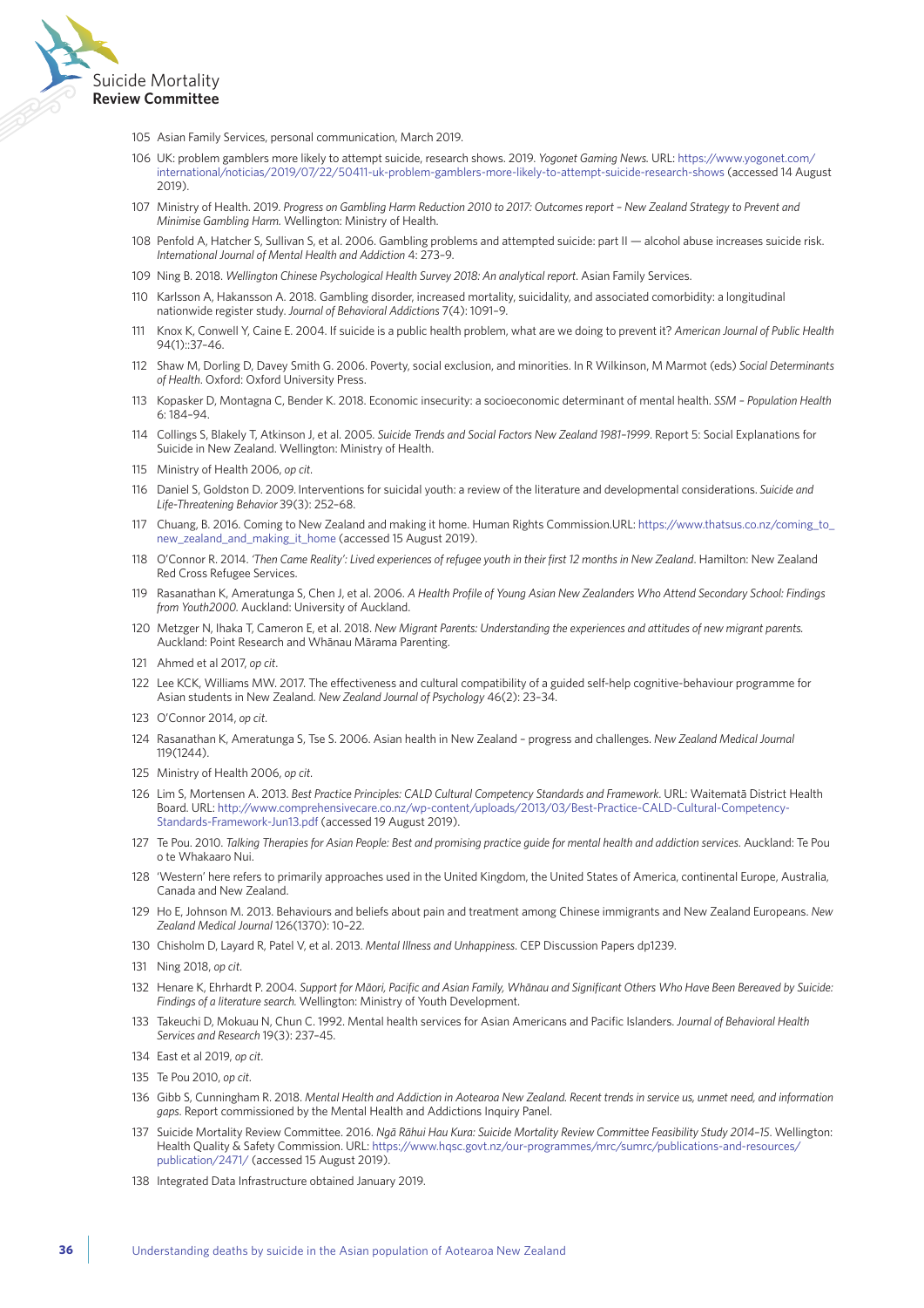105 Asian Family Services, personal communication, March 2019.

106 UK: problem gamblers more likely to attempt suicide, research shows. 2019. *Yogonet Gaming News*. URL: https://www.yogonet.com/international/noticias/2019/07/22/50411-uk-problem-gamblers-more-likely-to-attempt-suicide-research-shows (accessed 14 August 2019).

107 Ministry of Health. 2019. *Progress on Gambling Harm Reduction 2010 to 2017: Outcomes report – New Zealand Strategy to Prevent and Minimise Gambling Harm*. Wellington: Ministry of Health.

108 Penfold A, Hatcher S, Sullivan S, et al. 2006. Gambling problems and attempted suicide: part II — alcohol abuse increases suicide risk. *International Journal of Mental Health and Addiction* 4: 273–9.

109 Ning B. 2018. *Wellington Chinese Psychological Health Survey 2018: An analytical report*. Asian Family Services.

110 Karlsson A, Hakansson A. 2018. Gambling disorder, increased mortality, suicidality, and associated comorbidity: a longitudinal nationwide register study. *Journal of Behavioral Addictions* 7(4): 1091–9.

111 Knox K, Conwell Y, Caine E. 2004. If suicide is a public health problem, what are we doing to prevent it? *American Journal of Public Health* 94(1)::37–46.

112 Shaw M, Dorling D, Davey Smith G. 2006. Poverty, social exclusion, and minorities. In R Wilkinson, M Marmot (eds) *Social Determinants of Health*. Oxford: Oxford University Press.

113 Kopasker D, Montagna C, Bender K. 2018. Economic insecurity: a socioeconomic determinant of mental health. *SSM – Population Health* 6: 184–94.

114 Collings S, Blakely T, Atkinson J, et al. 2005. *Suicide Trends and Social Factors New Zealand 1981–1999*. Report 5: Social Explanations for Suicide in New Zealand. Wellington: Ministry of Health.

115 Ministry of Health 2006, *op cit*.

116 Daniel S, Goldston D. 2009. Interventions for suicidal youth: a review of the literature and developmental considerations. *Suicide and Life-Threatening Behavior* 39(3): 252–68.

117 Chuang, B. 2016. Coming to New Zealand and making it home. Human Rights Commission.URL: https://www.thatsus.co.nz/coming_to_new_zealand_and_making_it_home (accessed 15 August 2019).

118 O'Connor R. 2014. *'Then Came Reality': Lived experiences of refugee youth in their first 12 months in New Zealand*. Hamilton: New Zealand Red Cross Refugee Services.

119 Rasanathan K, Ameratunga S, Chen J, et al. 2006. *A Health Profile of Young Asian New Zealanders Who Attend Secondary School: Findings from Youth2000*. Auckland: University of Auckland.

120 Metzger N, Ihaka T, Cameron E, et al. 2018. *New Migrant Parents: Understanding the experiences and attitudes of new migrant parents*. Auckland: Point Research and Whānau Mārama Parenting.

121 Ahmed et al 2017, *op cit*.

122 Lee KCK, Williams MW. 2017. The effectiveness and cultural compatibility of a guided self-help cognitive-behaviour programme for Asian students in New Zealand. *New Zealand Journal of Psychology* 46(2): 23–34.

123 O'Connor 2014, *op cit*.

124 Rasanathan K, Ameratunga S, Tse S. 2006. Asian health in New Zealand – progress and challenges. *New Zealand Medical Journal* 119(1244).

125 Ministry of Health 2006, *op cit*.

126 Lim S, Mortensen A. 2013. *Best Practice Principles: CALD Cultural Competency Standards and Framework*. URL: Waitematā District Health Board. URL: http://www.comprehensivecare.co.nz/wp-content/uploads/2013/03/Best-Practice-CALD-Cultural-Competency-Standards-Framework-Jun13.pdf (accessed 19 August 2019).

127 Te Pou. 2010. *Talking Therapies for Asian People: Best and promising practice guide for mental health and addiction services*. Auckland: Te Pou o te Whakaaro Nui.

128 'Western' here refers to primarily approaches used in the United Kingdom, the United States of America, continental Europe, Australia, Canada and New Zealand.

129 Ho E, Johnson M. 2013. Behaviours and beliefs about pain and treatment among Chinese immigrants and New Zealand Europeans. *New Zealand Medical Journal* 126(1370): 10–22.

130 Chisholm D, Layard R, Patel V, et al. 2013. *Mental Illness and Unhappiness*. CEP Discussion Papers dp1239.

131 Ning 2018, *op cit*.

132 Henare K, Ehrhardt P. 2004. *Support for Māori, Pacific and Asian Family, Whānau and Significant Others Who Have Been Bereaved by Suicide: Findings of a literature search*. Wellington: Ministry of Youth Development.

133 Takeuchi D, Mokuau N, Chun C. 1992. Mental health services for Asian Americans and Pacific Islanders. *Journal of Behavioral Health Services and Research* 19(3): 237–45.

134 East et al 2019, *op cit*.

135 Te Pou 2010, *op cit*.

136 Gibb S, Cunningham R. 2018. *Mental Health and Addiction in Aotearoa New Zealand. Recent trends in service us, unmet need, and information gaps*. Report commissioned by the Mental Health and Addictions Inquiry Panel.

137 Suicide Mortality Review Committee. 2016. *Ngā Rāhui Hau Kura: Suicide Mortality Review Committee Feasibility Study 2014–15*. Wellington: Health Quality & Safety Commission. URL: https://www.hqsc.govt.nz/our-programmes/mrc/sumrc/publications-and-resources/publication/2471/ (accessed 15 August 2019).

138 Integrated Data Infrastructure obtained January 2019.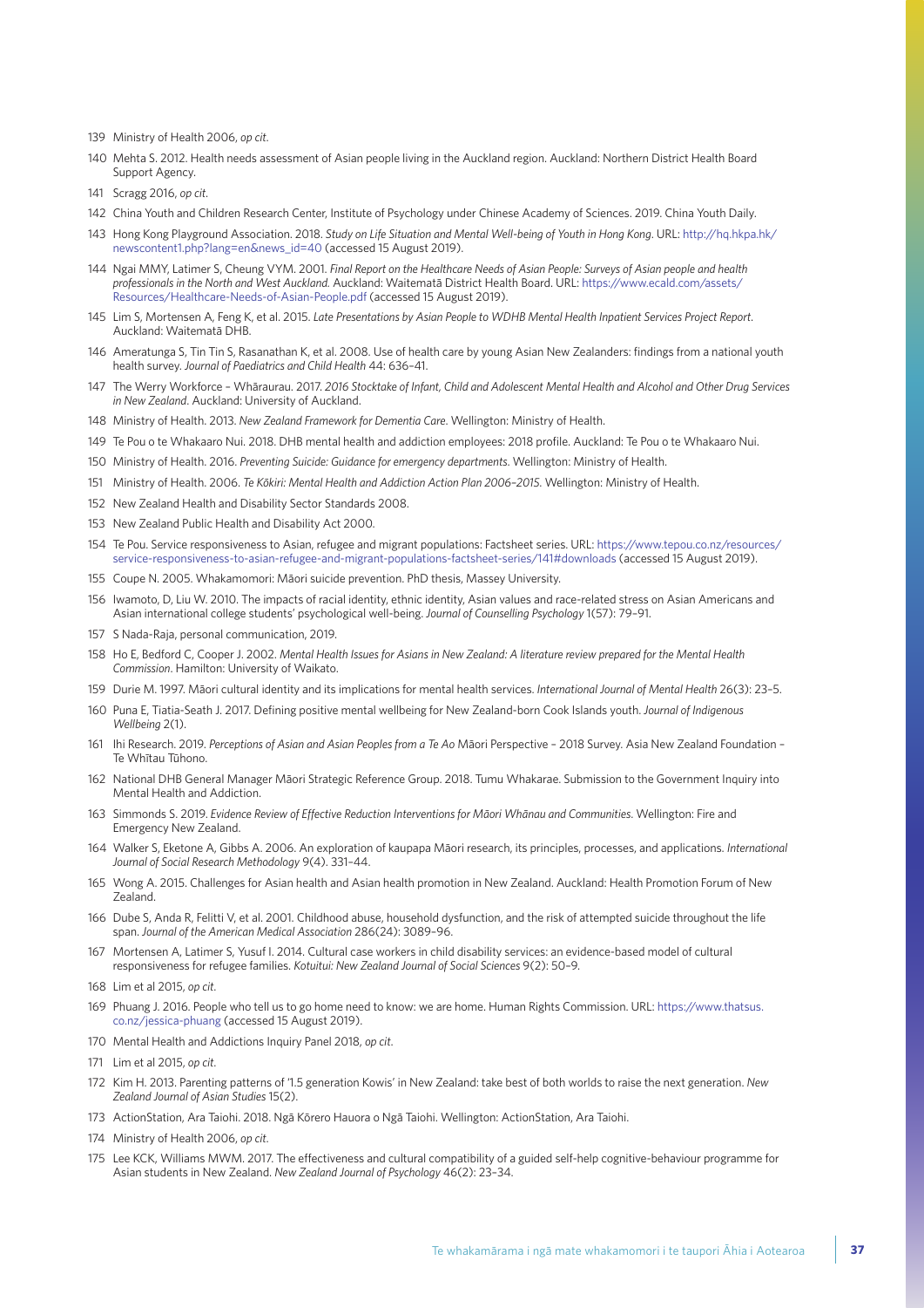139 Ministry of Health 2006, *op cit*.

140 Mehta S. 2012. Health needs assessment of Asian people living in the Auckland region. Auckland: Northern District Health Board Support Agency.

141 Scragg 2016, *op cit*.

142 China Youth and Children Research Center, Institute of Psychology under Chinese Academy of Sciences. 2019. China Youth Daily.

143 Hong Kong Playground Association. 2018. *Study on Life Situation and Mental Well-being of Youth in Hong Kong*. URL: http://hq.hkpa.hk/newscontent1.php?lang=en&news_id=40 (accessed 15 August 2019).

144 Ngai MMY, Latimer S, Cheung VYM. 2001. *Final Report on the Healthcare Needs of Asian People: Surveys of Asian people and health professionals in the North and West Auckland.* Auckland: Waitematā District Health Board. URL: https://www.ecald.com/assets/Resources/Healthcare-Needs-of-Asian-People.pdf (accessed 15 August 2019).

145 Lim S, Mortensen A, Feng K, et al. 2015. *Late Presentations by Asian People to WDHB Mental Health Inpatient Services Project Report*. Auckland: Waitematā DHB.

146 Ameratunga S, Tin Tin S, Rasanathan K, et al. 2008. Use of health care by young Asian New Zealanders: findings from a national youth health survey. *Journal of Paediatrics and Child Health* 44: 636–41.

147 The Werry Workforce – Whāraurau. 2017. *2016 Stocktake of Infant, Child and Adolescent Mental Health and Alcohol and Other Drug Services in New Zealand*. Auckland: University of Auckland.

148 Ministry of Health. 2013. *New Zealand Framework for Dementia Care*. Wellington: Ministry of Health.

149 Te Pou o te Whakaaro Nui. 2018. DHB mental health and addiction employees: 2018 profile. Auckland: Te Pou o te Whakaaro Nui.

150 Ministry of Health. 2016. *Preventing Suicide: Guidance for emergency departments*. Wellington: Ministry of Health.

151 Ministry of Health. 2006. *Te Kōkiri: Mental Health and Addiction Action Plan 2006–2015*. Wellington: Ministry of Health.

152 New Zealand Health and Disability Sector Standards 2008.

153 New Zealand Public Health and Disability Act 2000.

154 Te Pou. Service responsiveness to Asian, refugee and migrant populations: Factsheet series. URL: https://www.tepou.co.nz/resources/service-responsiveness-to-asian-refugee-and-migrant-populations-factsheet-series/141#downloads (accessed 15 August 2019).

155 Coupe N. 2005. Whakamomori: Māori suicide prevention. PhD thesis, Massey University.

156 Iwamoto, D, Liu W. 2010. The impacts of racial identity, ethnic identity, Asian values and race-related stress on Asian Americans and Asian international college students' psychological well-being. *Journal of Counselling Psychology* 1(57): 79–91.

157 S Nada-Raja, personal communication, 2019.

158 Ho E, Bedford C, Cooper J. 2002. *Mental Health Issues for Asians in New Zealand: A literature review prepared for the Mental Health Commission*. Hamilton: University of Waikato.

159 Durie M. 1997. Māori cultural identity and its implications for mental health services. *International Journal of Mental Health* 26(3): 23–5.

160 Puna E, Tiatia-Seath J. 2017. Defining positive mental wellbeing for New Zealand-born Cook Islands youth. *Journal of Indigenous Wellbeing* 2(1).

161 Ihi Research. 2019. *Perceptions of Asian and Asian Peoples from a Te Ao* Māori Perspective – 2018 Survey. Asia New Zealand Foundation – Te Whītau Tūhono.

162 National DHB General Manager Māori Strategic Reference Group. 2018. Tumu Whakarae. Submission to the Government Inquiry into Mental Health and Addiction.

163 Simmonds S. 2019. *Evidence Review of Effective Reduction Interventions for Māori Whānau and Communities*. Wellington: Fire and Emergency New Zealand.

164 Walker S, Eketone A, Gibbs A. 2006. An exploration of kaupapa Māori research, its principles, processes, and applications. *International Journal of Social Research Methodology* 9(4). 331–44.

165 Wong A. 2015. Challenges for Asian health and Asian health promotion in New Zealand. Auckland: Health Promotion Forum of New Zealand.

166 Dube S, Anda R, Felitti V, et al. 2001. Childhood abuse, household dysfunction, and the risk of attempted suicide throughout the life span. *Journal of the American Medical Association* 286(24): 3089–96.

167 Mortensen A, Latimer S, Yusuf I. 2014. Cultural case workers in child disability services: an evidence-based model of cultural responsiveness for refugee families. *Kotuitui: New Zealand Journal of Social Sciences* 9(2): 50–9.

168 Lim et al 2015, *op cit*.

169 Phuang J. 2016. People who tell us to go home need to know: we are home. Human Rights Commission. URL: https://www.thatsus.co.nz/jessica-phuang (accessed 15 August 2019).

170 Mental Health and Addictions Inquiry Panel 2018, *op cit*.

171 Lim et al 2015, *op cit*.

172 Kim H. 2013. Parenting patterns of '1.5 generation Kowis' in New Zealand: take best of both worlds to raise the next generation. *New Zealand Journal of Asian Studies* 15(2).

173 ActionStation, Ara Taiohi. 2018. Ngā Kōrero Hauora o Ngā Taiohi. Wellington: ActionStation, Ara Taiohi.

174 Ministry of Health 2006, *op cit*.

175 Lee KCK, Williams MWM. 2017. The effectiveness and cultural compatibility of a guided self-help cognitive-behaviour programme for Asian students in New Zealand. *New Zealand Journal of Psychology* 46(2): 23–34.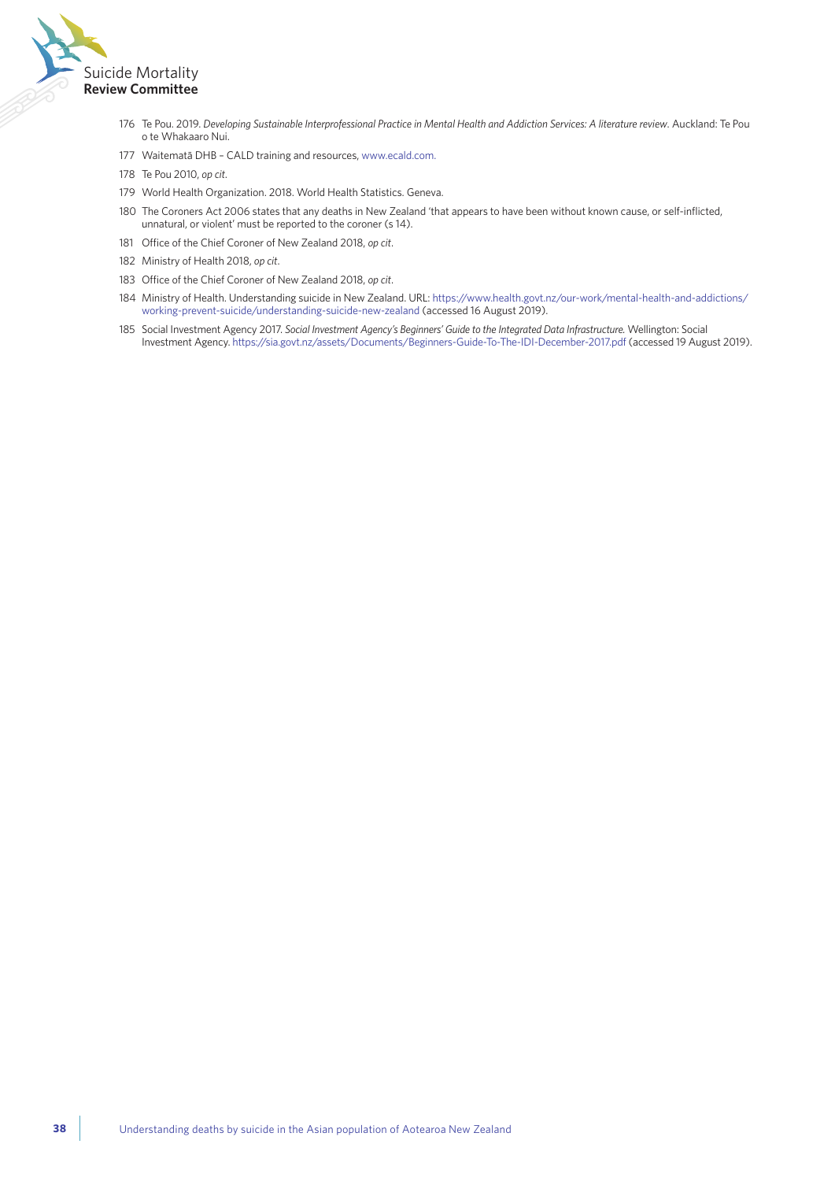176 Te Pou. 2019. *Developing Sustainable Interprofessional Practice in Mental Health and Addiction Services: A literature review*. Auckland: Te Pou o te Whakaaro Nui.

177 Waitematā DHB – CALD training and resources, www.ecald.com.

178 Te Pou 2010, *op cit*.

179 World Health Organization. 2018. World Health Statistics. Geneva.

180 The Coroners Act 2006 states that any deaths in New Zealand 'that appears to have been without known cause, or self-inflicted, unnatural, or violent' must be reported to the coroner (s 14).

181 Office of the Chief Coroner of New Zealand 2018, *op cit*.

182 Ministry of Health 2018, *op cit*.

183 Office of the Chief Coroner of New Zealand 2018, *op cit*.

184 Ministry of Health. Understanding suicide in New Zealand. URL: https://www.health.govt.nz/our-work/mental-health-and-addictions/working-prevent-suicide/understanding-suicide-new-zealand (accessed 16 August 2019).

185 Social Investment Agency 2017. *Social Investment Agency's Beginners' Guide to the Integrated Data Infrastructure*. Wellington: Social Investment Agency. https://sia.govt.nz/assets/Documents/Beginners-Guide-To-The-IDI-December-2017.pdf (accessed 19 August 2019).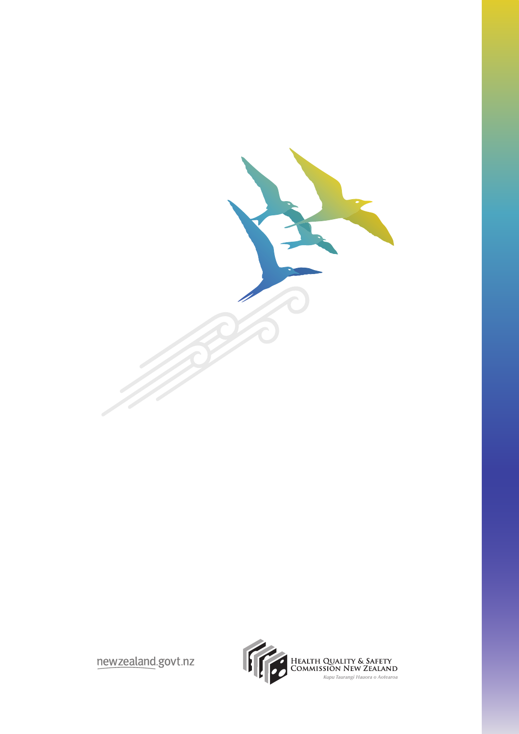newzealand.govt.nz

HEALTH QUALITY & SAFETY COMMISSION NEW ZEALAND

*Kupu Taurangi Hauora o Aotearoa*